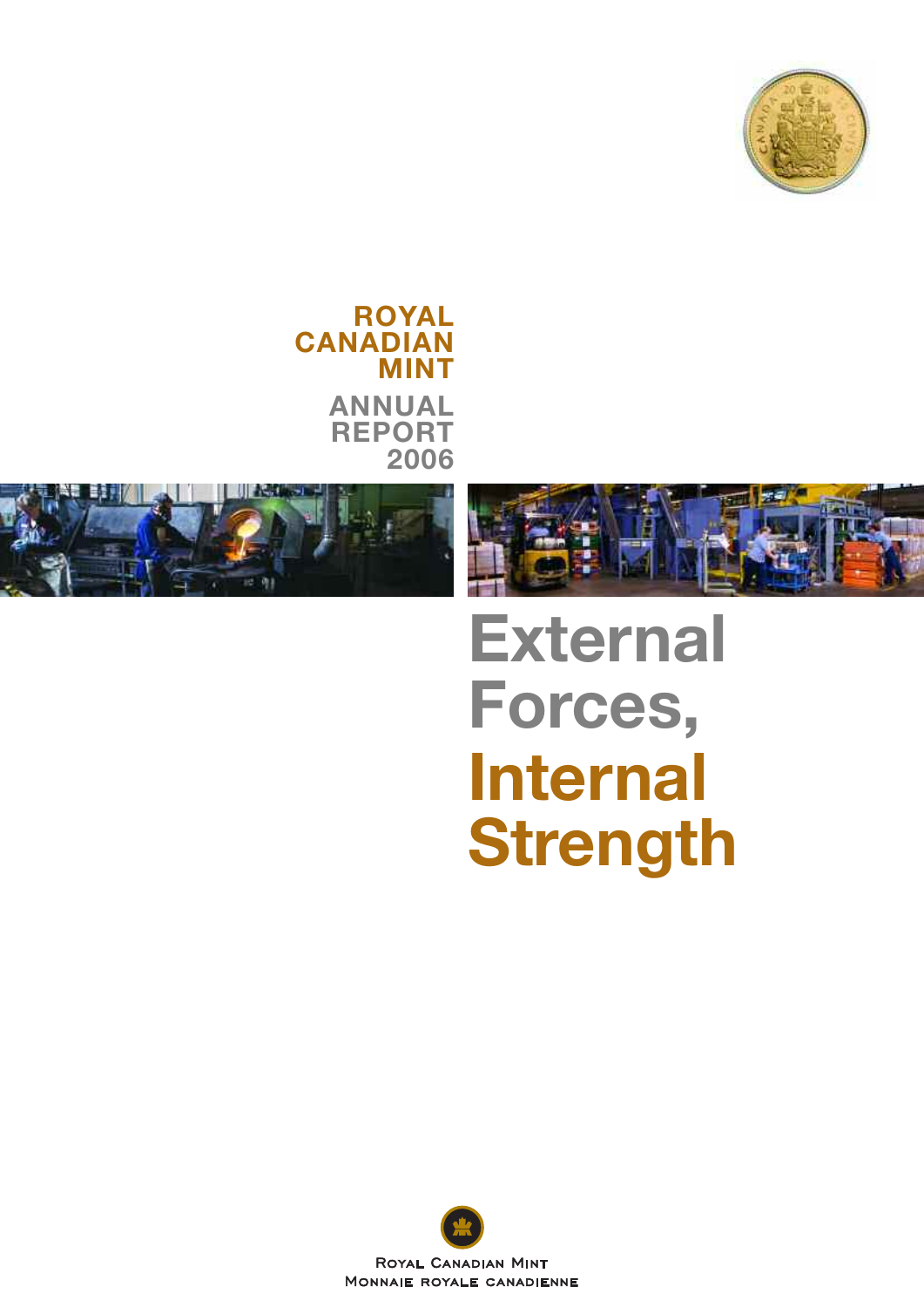# ROYAL CANADIAN MINT

## ANNUAL REPORT 2006

# External Forces, Internal Strength

Royal Canadian Mint
Monnaie royale canadienne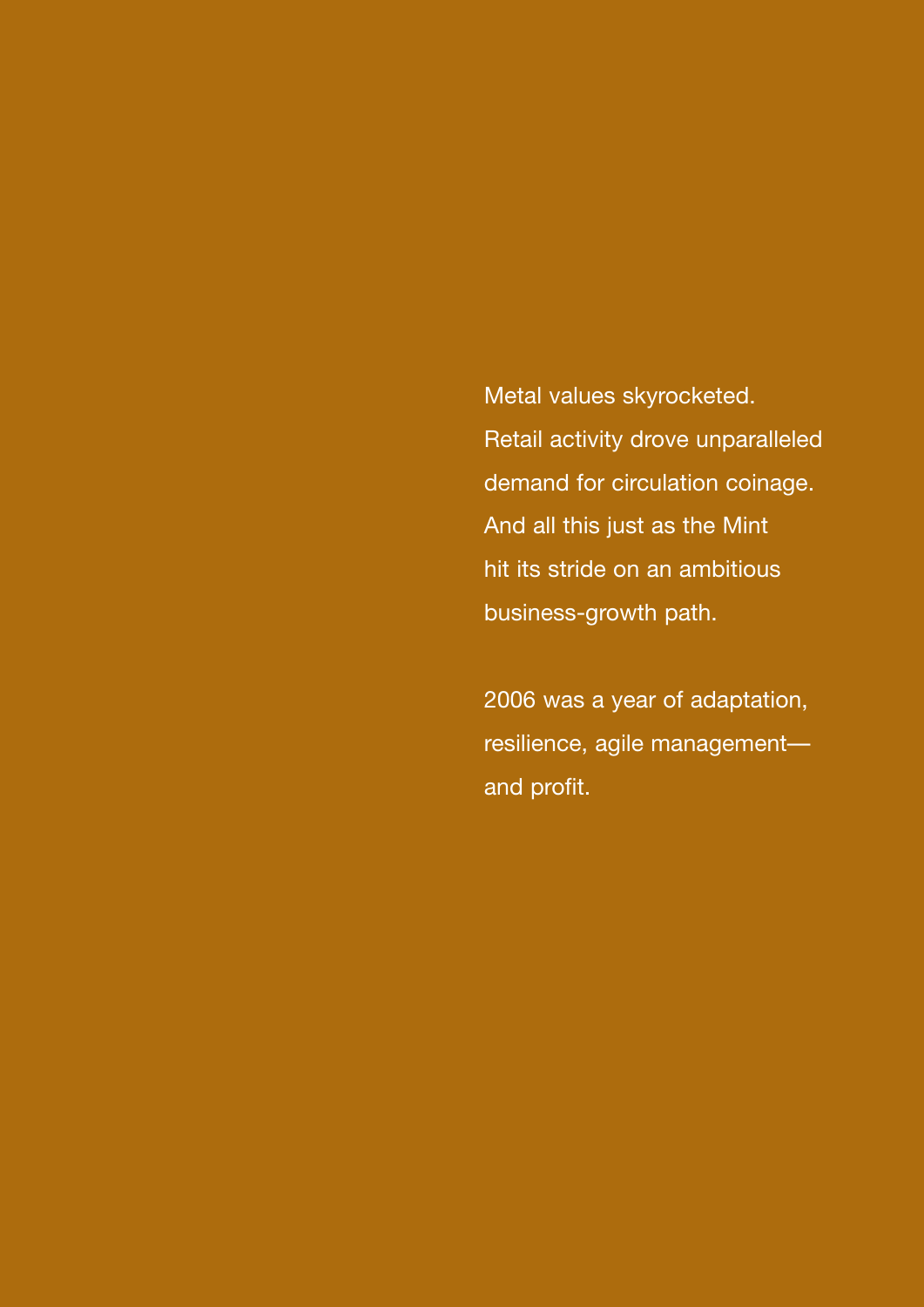Metal values skyrocketed. Retail activity drove unparalleled demand for circulation coinage. And all this just as the Mint hit its stride on an ambitious business-growth path.

2006 was a year of adaptation, resilience, agile management—and profit.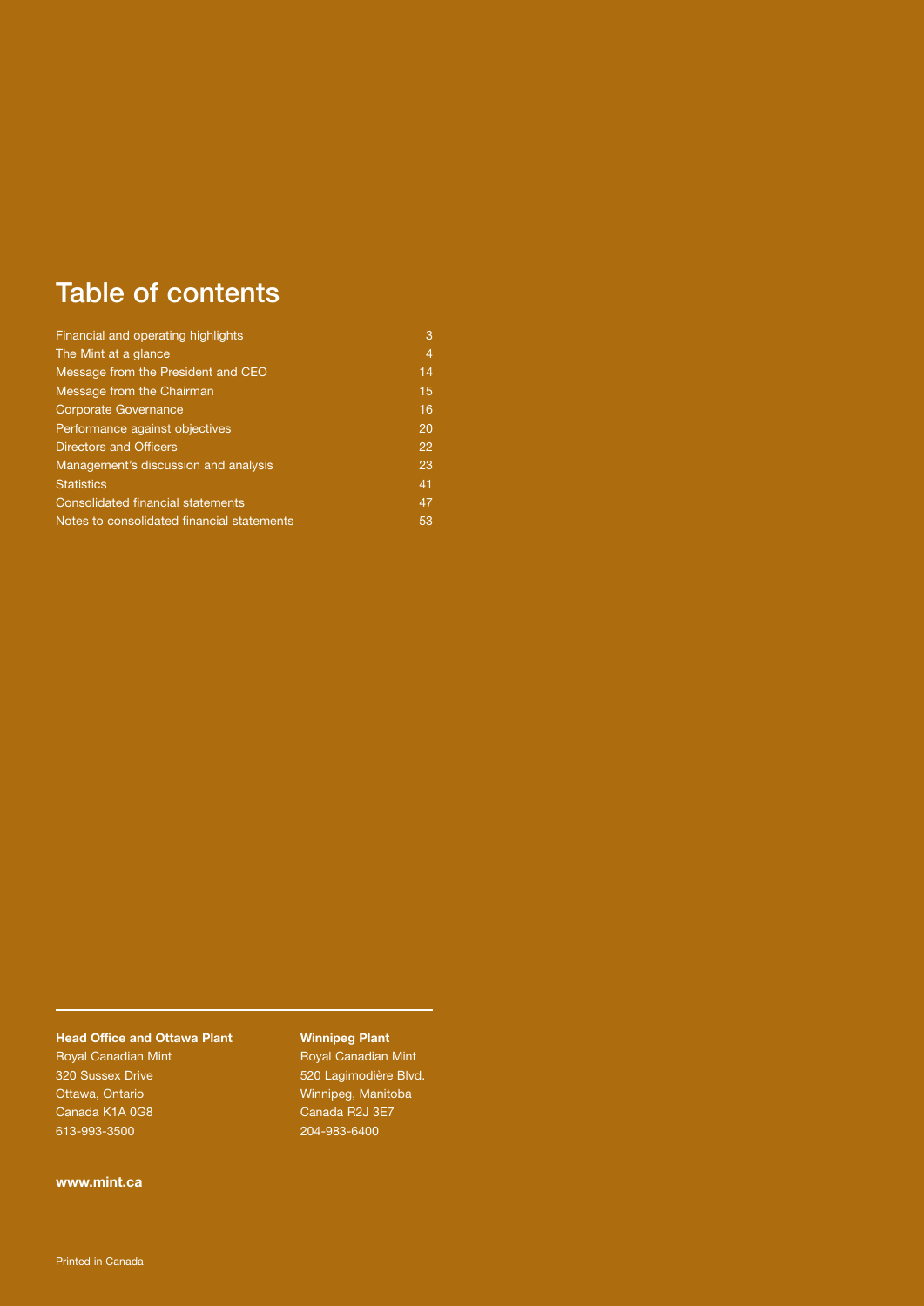# Table of contents

| | |
|---|---|
| Financial and operating highlights | 3 |
| The Mint at a glance | 4 |
| Message from the President and CEO | 14 |
| Message from the Chairman | 15 |
| Corporate Governance | 16 |
| Performance against objectives | 20 |
| Directors and Officers | 22 |
| Management's discussion and analysis | 23 |
| Statistics | 41 |
| Consolidated financial statements | 47 |
| Notes to consolidated financial statements | 53 |

**Head Office and Ottawa Plant**
Royal Canadian Mint
320 Sussex Drive
Ottawa, Ontario
Canada K1A 0G8
613-993-3500

**Winnipeg Plant**
Royal Canadian Mint
520 Lagimodière Blvd.
Winnipeg, Manitoba
Canada R2J 3E7
204-983-6400

**www.mint.ca**

Printed in Canada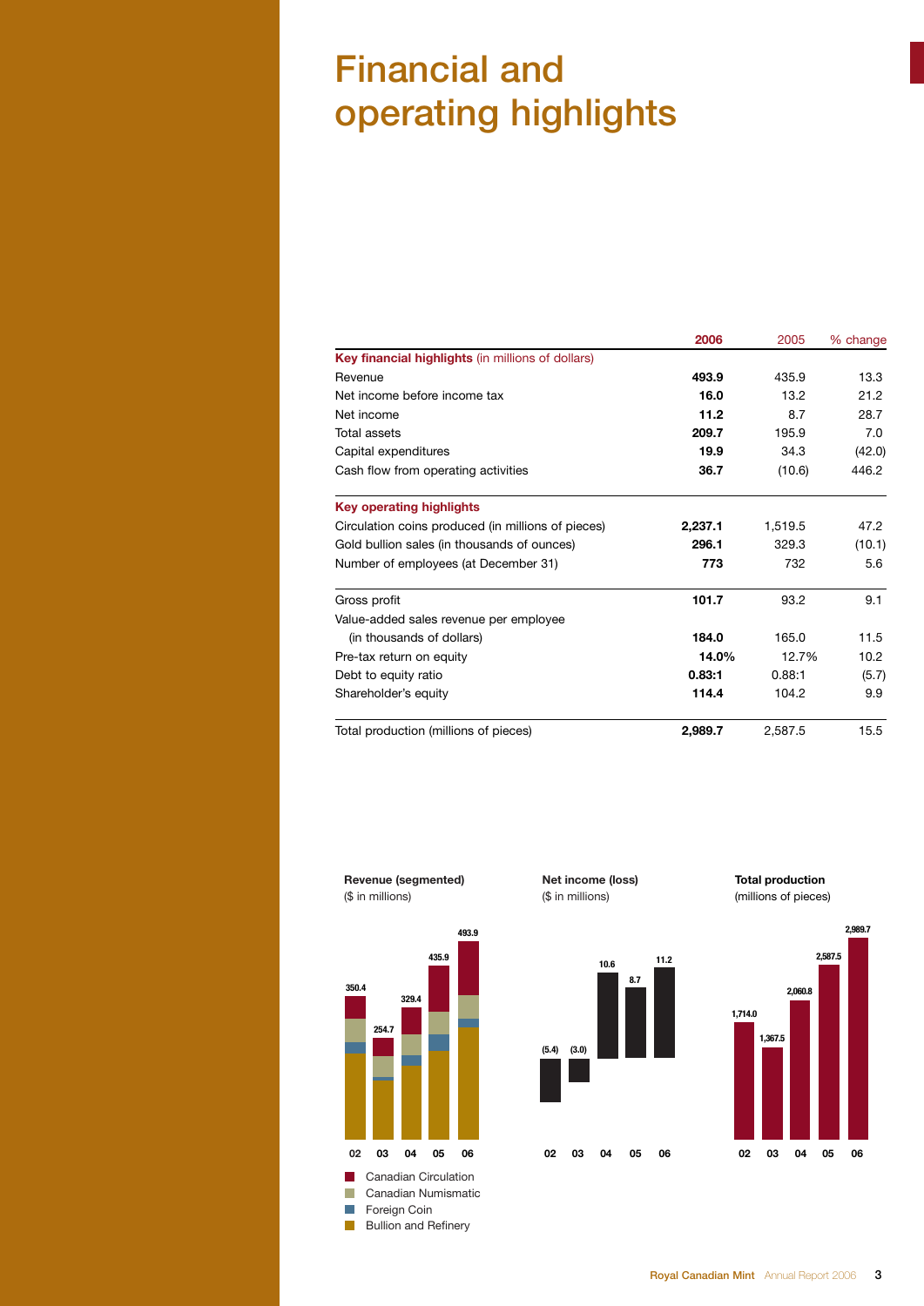# Financial and operating highlights

| | 2006 | 2005 | % change |
|---|---|---|---|
| **Key financial highlights** (in millions of dollars) | | | |
| Revenue | **493.9** | 435.9 | 13.3 |
| Net income before income tax | **16.0** | 13.2 | 21.2 |
| Net income | **11.2** | 8.7 | 28.7 |
| Total assets | **209.7** | 195.9 | 7.0 |
| Capital expenditures | **19.9** | 34.3 | (42.0) |
| Cash flow from operating activities | **36.7** | (10.6) | 446.2 |
| **Key operating highlights** | | | |
| Circulation coins produced (in millions of pieces) | **2,237.1** | 1,519.5 | 47.2 |
| Gold bullion sales (in thousands of ounces) | **296.1** | 329.3 | (10.1) |
| Number of employees (at December 31) | **773** | 732 | 5.6 |
| Gross profit | **101.7** | 93.2 | 9.1 |
| Value-added sales revenue per employee (in thousands of dollars) | **184.0** | 165.0 | 11.5 |
| Pre-tax return on equity | **14.0%** | 12.7% | 10.2 |
| Debt to equity ratio | **0.83:1** | 0.88:1 | (5.7) |
| Shareholder's equity | **114.4** | 104.2 | 9.9 |
| Total production (millions of pieces) | **2,989.7** | 2,587.5 | 15.5 |

**Revenue (segmented)**
($ in millions)

| 02 | 03 | 04 | 05 | 06 |
|---|---|---|---|---|
| 350.4 | 254.7 | 329.4 | 435.9 | 493.9 |

Canadian Circulation
Canadian Numismatic
Foreign Coin
Bullion and Refinery

**Net income (loss)**
($ in millions)

| 02 | 03 | 04 | 05 | 06 |
|---|---|---|---|---|
| (5.4) | (3.0) | 10.6 | 8.7 | 11.2 |

**Total production**
(millions of pieces)

| 02 | 03 | 04 | 05 | 06 |
|---|---|---|---|---|
| 1,714.0 | 1,367.5 | 2,060.8 | 2,587.5 | 2,989.7 |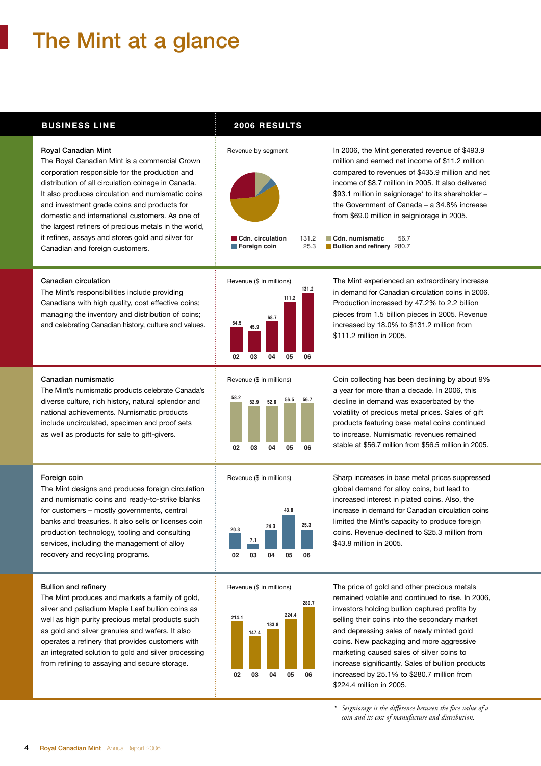# The Mint at a glance

| BUSINESS LINE | 2006 RESULTS | |
|---|---|---|
| **Royal Canadian Mint**<br>The Royal Canadian Mint is a commercial Crown corporation responsible for the production and distribution of all circulation coinage in Canada. It also produces circulation and numismatic coins and investment grade coins and products for domestic and international customers. As one of the largest refiners of precious metals in the world, it refines, assays and stores gold and silver for Canadian and foreign customers. | Revenue by segment<br>Cdn. circulation 131.2<br>Foreign coin 25.3<br>Cdn. numismatic 56.7<br>Bullion and refinery 280.7 | In 2006, the Mint generated revenue of $493.9 million and earned net income of $11.2 million compared to revenues of $435.9 million and net income of $8.7 million in 2005. It also delivered $93.1 million in seigniorage* to its shareholder – the Government of Canada – a 34.8% increase from $69.0 million in seigniorage in 2005. |
| **Canadian circulation**<br>The Mint's responsibilities include providing Canadians with high quality, cost effective coins; managing the inventory and distribution of coins; and celebrating Canadian history, culture and values. | Revenue ($ in millions)<br>02: 54.5<br>03: 45.9<br>04: 68.7<br>05: 111.2<br>06: 131.2 | The Mint experienced an extraordinary increase in demand for Canadian circulation coins in 2006. Production increased by 47.2% to 2.2 billion pieces from 1.5 billion pieces in 2005. Revenue increased by 18.0% to $131.2 million from $111.2 million in 2005. |
| **Canadian numismatic**<br>The Mint's numismatic products celebrate Canada's diverse culture, rich history, natural splendor and national achievements. Numismatic products include uncirculated, specimen and proof sets as well as products for sale to gift-givers. | Revenue ($ in millions)<br>02: 58.2<br>03: 52.9<br>04: 52.6<br>05: 56.5<br>06: 56.7 | Coin collecting has been declining by about 9% a year for more than a decade. In 2006, this decline in demand was exacerbated by the volatility of precious metal prices. Sales of gift products featuring base metal coins continued to increase. Numismatic revenues remained stable at $56.7 million from $56.5 million in 2005. |
| **Foreign coin**<br>The Mint designs and produces foreign circulation and numismatic coins and ready-to-strike blanks for customers – mostly governments, central banks and treasuries. It also sells or licenses coin production technology, tooling and consulting services, including the management of alloy recovery and recycling programs. | Revenue ($ in millions)<br>02: 20.3<br>03: 7.1<br>04: 24.3<br>05: 43.8<br>06: 25.3 | Sharp increases in base metal prices suppressed global demand for alloy coins, but lead to increased interest in plated coins. Also, the increase in demand for Canadian circulation coins limited the Mint's capacity to produce foreign coins. Revenue declined to $25.3 million from $43.8 million in 2005. |
| **Bullion and refinery**<br>The Mint produces and markets a family of gold, silver and palladium Maple Leaf bullion coins as well as high purity precious metal products such as gold and silver granules and wafers. It also operates a refinery that provides customers with an integrated solution to gold and silver processing from refining to assaying and secure storage. | Revenue ($ in millions)<br>02: 214.1<br>03: 147.4<br>04: 183.8<br>05: 224.4<br>06: 280.7 | The price of gold and other precious metals remained volatile and continued to rise. In 2006, investors holding bullion captured profits by selling their coins into the secondary market and depressing sales of newly minted gold coins. New packaging and more aggressive marketing caused sales of silver coins to increase significantly. Sales of bullion products increased by 25.1% to $280.7 million from $224.4 million in 2005. |

\* *Seigniorage is the difference between the face value of a coin and its cost of manufacture and distribution.*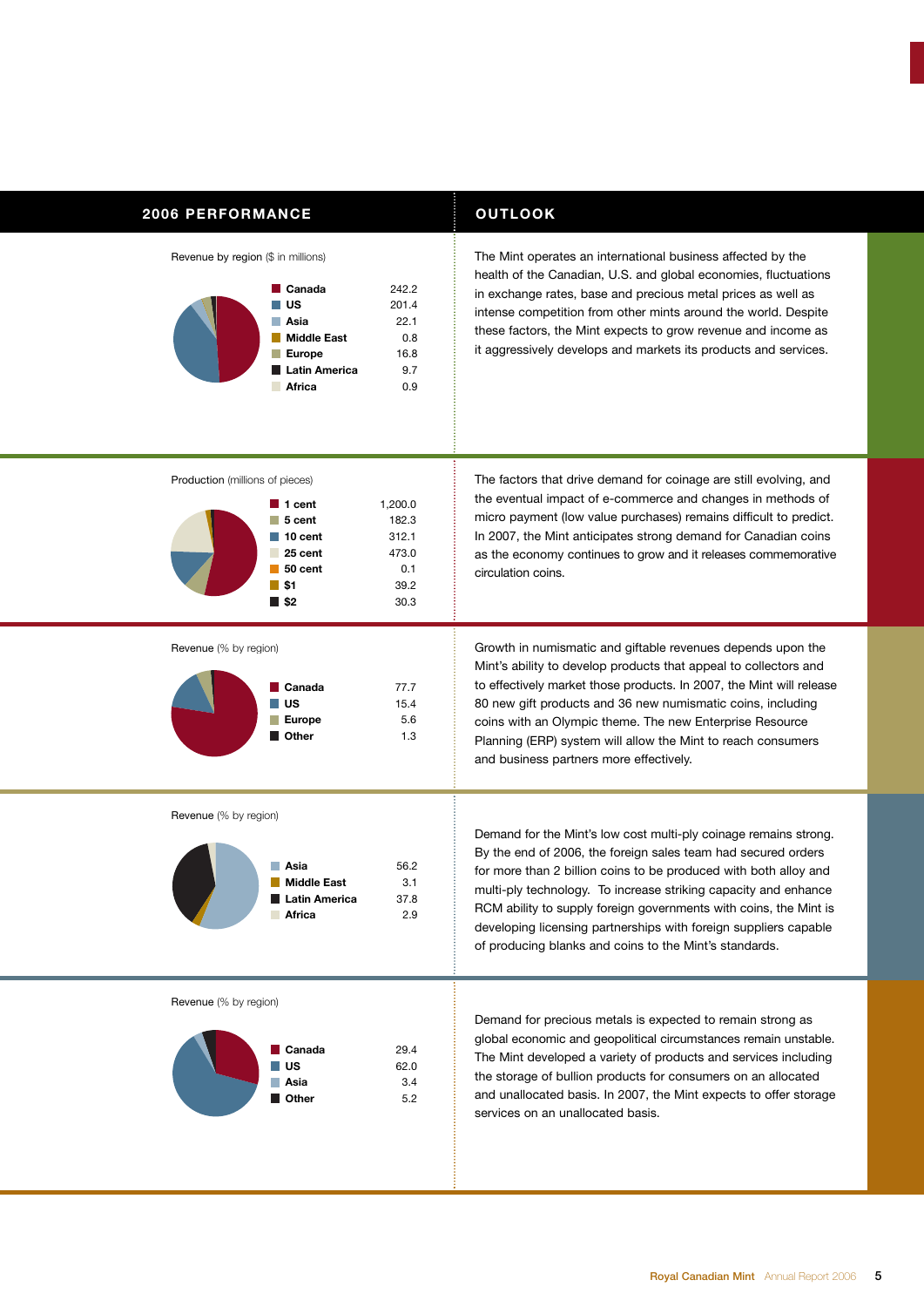## 2006 PERFORMANCE

Revenue by region ($ in millions)

| Region | |
|---|---|
| Canada | 242.2 |
| US | 201.4 |
| Asia | 22.1 |
| Middle East | 0.8 |
| Europe | 16.8 |
| Latin America | 9.7 |
| Africa | 0.9 |

Production (millions of pieces)

| Denomination | |
|---|---|
| 1 cent | 1,200.0 |
| 5 cent | 182.3 |
| 10 cent | 312.1 |
| 25 cent | 473.0 |
| 50 cent | 0.1 |
| $1 | 39.2 |
| $2 | 30.3 |

Revenue (% by region)

| Region | |
|---|---|
| Canada | 77.7 |
| US | 15.4 |
| Europe | 5.6 |
| Other | 1.3 |

Revenue (% by region)

| Region | |
|---|---|
| Asia | 56.2 |
| Middle East | 3.1 |
| Latin America | 37.8 |
| Africa | 2.9 |

Revenue (% by region)

| Region | |
|---|---|
| Canada | 29.4 |
| US | 62.0 |
| Asia | 3.4 |
| Other | 5.2 |

## OUTLOOK

The Mint operates an international business affected by the health of the Canadian, U.S. and global economies, fluctuations in exchange rates, base and precious metal prices as well as intense competition from other mints around the world. Despite these factors, the Mint expects to grow revenue and income as it aggressively develops and markets its products and services.

The factors that drive demand for coinage are still evolving, and the eventual impact of e-commerce and changes in methods of micro payment (low value purchases) remains difficult to predict. In 2007, the Mint anticipates strong demand for Canadian coins as the economy continues to grow and it releases commemorative circulation coins.

Growth in numismatic and giftable revenues depends upon the Mint's ability to develop products that appeal to collectors and to effectively market those products. In 2007, the Mint will release 80 new gift products and 36 new numismatic coins, including coins with an Olympic theme. The new Enterprise Resource Planning (ERP) system will allow the Mint to reach consumers and business partners more effectively.

Demand for the Mint's low cost multi-ply coinage remains strong. By the end of 2006, the foreign sales team had secured orders for more than 2 billion coins to be produced with both alloy and multi-ply technology. To increase striking capacity and enhance RCM ability to supply foreign governments with coins, the Mint is developing licensing partnerships with foreign suppliers capable of producing blanks and coins to the Mint's standards.

Demand for precious metals is expected to remain strong as global economic and geopolitical circumstances remain unstable. The Mint developed a variety of products and services including the storage of bullion products for consumers on an allocated and unallocated basis. In 2007, the Mint expects to offer storage services on an unallocated basis.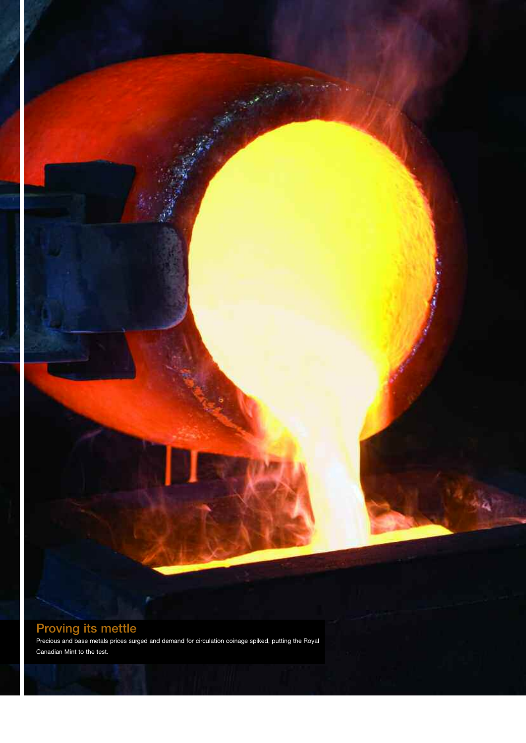## Proving its mettle

Precious and base metals prices surged and demand for circulation coinage spiked, putting the Royal Canadian Mint to the test.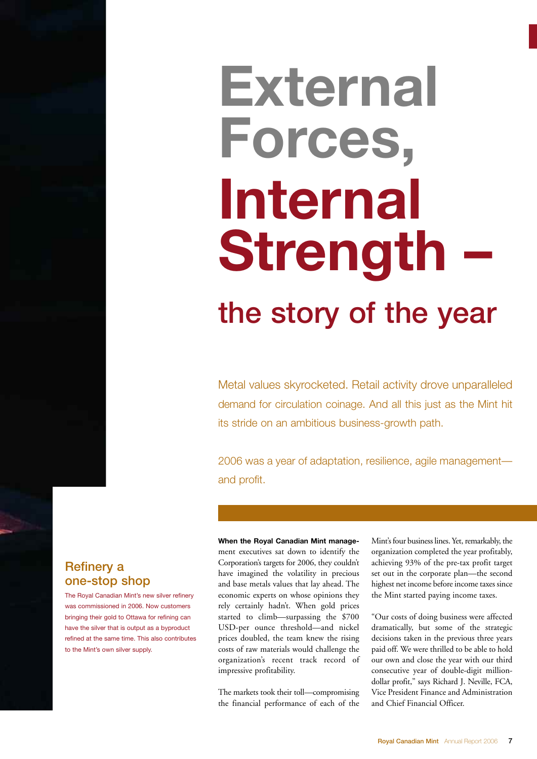# External Forces, Internal Strength –

## the story of the year

Metal values skyrocketed. Retail activity drove unparalleled demand for circulation coinage. And all this just as the Mint hit its stride on an ambitious business-growth path.

2006 was a year of adaptation, resilience, agile management—and profit.

### Refinery a one-stop shop

The Royal Canadian Mint's new silver refinery was commissioned in 2006. Now customers bringing their gold to Ottawa for refining can have the silver that is output as a byproduct refined at the same time. This also contributes to the Mint's own silver supply.

**When the Royal Canadian Mint manage**ment executives sat down to identify the Corporation's targets for 2006, they couldn't have imagined the volatility in precious and base metals values that lay ahead. The economic experts on whose opinions they rely certainly hadn't. When gold prices started to climb—surpassing the $700 USD-per ounce threshold—and nickel prices doubled, the team knew the rising costs of raw materials would challenge the organization's recent track record of impressive profitability.

The markets took their toll—compromising the financial performance of each of the Mint's four business lines. Yet, remarkably, the organization completed the year profitably, achieving 93% of the pre-tax profit target set out in the corporate plan—the second highest net income before income taxes since the Mint started paying income taxes.

"Our costs of doing business were affected dramatically, but some of the strategic decisions taken in the previous three years paid off. We were thrilled to be able to hold our own and close the year with our third consecutive year of double-digit million-dollar profit," says Richard J. Neville, FCA, Vice President Finance and Administration and Chief Financial Officer.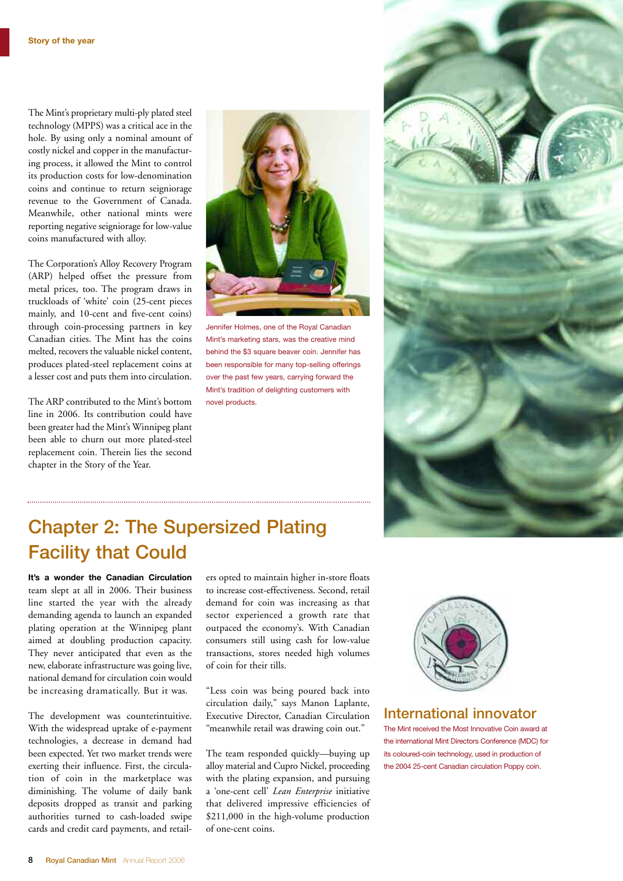The Mint's proprietary multi-ply plated steel technology (MPPS) was a critical ace in the hole. By using only a nominal amount of costly nickel and copper in the manufacturing process, it allowed the Mint to control its production costs for low-denomination coins and continue to return seigniorage revenue to the Government of Canada. Meanwhile, other national mints were reporting negative seigniorage for low-value coins manufactured with alloy.

The Corporation's Alloy Recovery Program (ARP) helped offset the pressure from metal prices, too. The program draws in truckloads of 'white' coin (25-cent pieces mainly, and 10-cent and five-cent coins) through coin-processing partners in key Canadian cities. The Mint has the coins melted, recovers the valuable nickel content, produces plated-steel replacement coins at a lesser cost and puts them into circulation.

The ARP contributed to the Mint's bottom line in 2006. Its contribution could have been greater had the Mint's Winnipeg plant been able to churn out more plated-steel replacement coin. Therein lies the second chapter in the Story of the Year.

Jennifer Holmes, one of the Royal Canadian Mint's marketing stars, was the creative mind behind the $3 square beaver coin. Jennifer has been responsible for many top-selling offerings over the past few years, carrying forward the Mint's tradition of delighting customers with novel products.

## Chapter 2: The Supersized Plating Facility that Could

**It's a wonder the Canadian Circulation** team slept at all in 2006. Their business line started the year with the already demanding agenda to launch an expanded plating operation at the Winnipeg plant aimed at doubling production capacity. They never anticipated that even as the new, elaborate infrastructure was going live, national demand for circulation coin would be increasing dramatically. But it was.

The development was counterintuitive. With the widespread uptake of e-payment technologies, a decrease in demand had been expected. Yet two market trends were exerting their influence. First, the circulation of coin in the marketplace was diminishing. The volume of daily bank deposits dropped as transit and parking authorities turned to cash-loaded swipe cards and credit card payments, and retailers opted to maintain higher in-store floats to increase cost-effectiveness. Second, retail demand for coin was increasing as that sector experienced a growth rate that outpaced the economy's. With Canadian consumers still using cash for low-value transactions, stores needed high volumes of coin for their tills.

"Less coin was being poured back into circulation daily," says Manon Laplante, Executive Director, Canadian Circulation "meanwhile retail was drawing coin out."

The team responded quickly—buying up alloy material and Cupro Nickel, proceeding with the plating expansion, and pursuing a 'one-cent cell' *Lean Enterprise* initiative that delivered impressive efficiencies of $211,000 in the high-volume production of one-cent coins.

### International innovator

The Mint received the Most Innovative Coin award at the international Mint Directors Conference (MDC) for its coloured-coin technology, used in production of the 2004 25-cent Canadian circulation Poppy coin.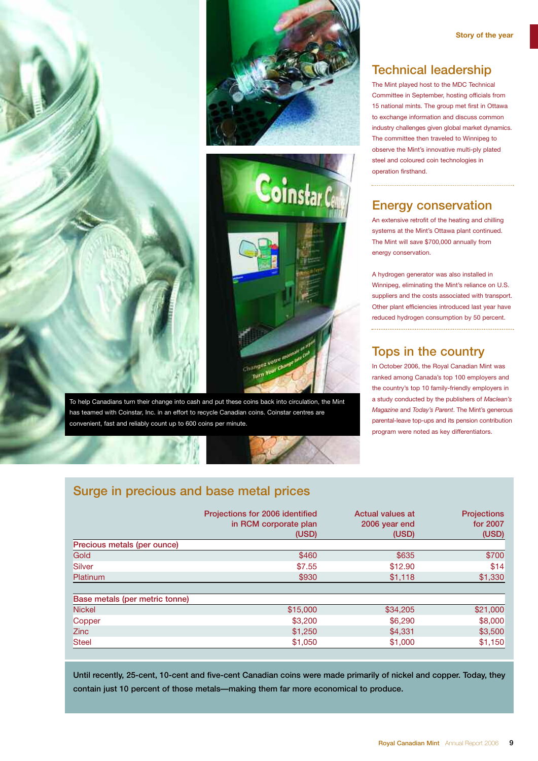Story of the year

## Technical leadership

The Mint played host to the MDC Technical Committee in September, hosting officials from 15 national mints. The group met first in Ottawa to exchange information and discuss common industry challenges given global market dynamics. The committee then traveled to Winnipeg to observe the Mint's innovative multi-ply plated steel and coloured coin technologies in operation firsthand.

## Energy conservation

An extensive retrofit of the heating and chilling systems at the Mint's Ottawa plant continued. The Mint will save $700,000 annually from energy conservation.

A hydrogen generator was also installed in Winnipeg, eliminating the Mint's reliance on U.S. suppliers and the costs associated with transport. Other plant efficiencies introduced last year have reduced hydrogen consumption by 50 percent.

## Tops in the country

In October 2006, the Royal Canadian Mint was ranked among Canada's top 100 employers and the country's top 10 family-friendly employers in a study conducted by the publishers of *Maclean's Magazine* and *Today's Parent*. The Mint's generous parental-leave top-ups and its pension contribution program were noted as key differentiators.

To help Canadians turn their change into cash and put these coins back into circulation, the Mint has teamed with Coinstar, Inc. in an effort to recycle Canadian coins. Coinstar centres are convenient, fast and reliably count up to 600 coins per minute.

## Surge in precious and base metal prices

| | Projections for 2006 identified in RCM corporate plan (USD) | Actual values at 2006 year end (USD) | Projections for 2007 (USD) |
|---|---|---|---|
| **Precious metals (per ounce)** | | | |
| Gold | $460 | $635 | $700 |
| Silver | $7.55 | $12.90 | $14 |
| Platinum | $930 | $1,118 | $1,330 |
| **Base metals (per metric tonne)** | | | |
| Nickel | $15,000 | $34,205 | $21,000 |
| Copper | $3,200 | $6,290 | $8,000 |
| Zinc | $1,250 | $4,331 | $3,500 |
| Steel | $1,050 | $1,000 | $1,150 |

**Until recently, 25-cent, 10-cent and five-cent Canadian coins were made primarily of nickel and copper. Today, they contain just 10 percent of those metals—making them far more economical to produce.**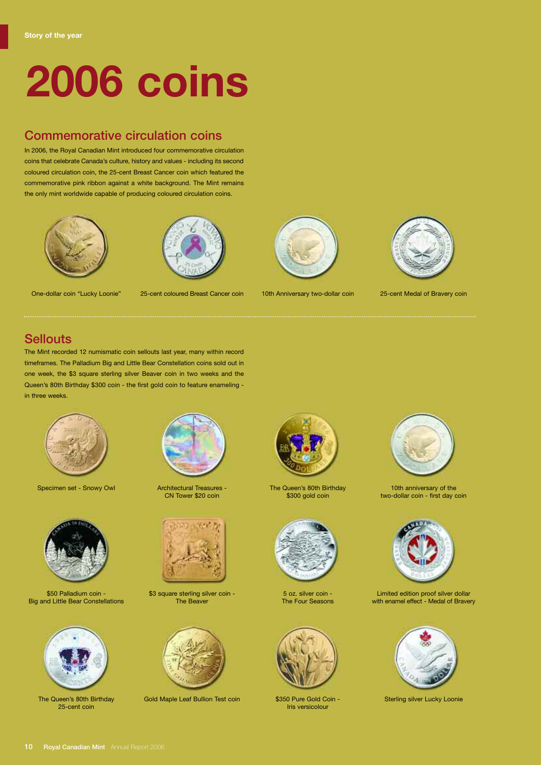Story of the year

# 2006 coins

## Commemorative circulation coins

In 2006, the Royal Canadian Mint introduced four commemorative circulation coins that celebrate Canada's culture, history and values - including its second coloured circulation coin, the 25-cent Breast Cancer coin which featured the commemorative pink ribbon against a white background. The Mint remains the only mint worldwide capable of producing coloured circulation coins.

One-dollar coin "Lucky Loonie"

25-cent coloured Breast Cancer coin

10th Anniversary two-dollar coin

25-cent Medal of Bravery coin

## Sellouts

The Mint recorded 12 numismatic coin sellouts last year, many within record timeframes. The Palladium Big and Little Bear Constellation coins sold out in one week, the $3 square sterling silver Beaver coin in two weeks and the Queen's 80th Birthday $300 coin - the first gold coin to feature enameling - in three weeks.

Specimen set - Snowy Owl

Architectural Treasures - CN Tower $20 coin

The Queen's 80th Birthday $300 gold coin

10th anniversary of the two-dollar coin - first day coin

$50 Palladium coin - Big and Little Bear Constellations

$3 square sterling silver coin - The Beaver

5 oz. silver coin - The Four Seasons

Limited edition proof silver dollar with enamel effect - Medal of Bravery

The Queen's 80th Birthday 25-cent coin

Gold Maple Leaf Bullion Test coin

$350 Pure Gold Coin - Iris versicolour

Sterling silver Lucky Loonie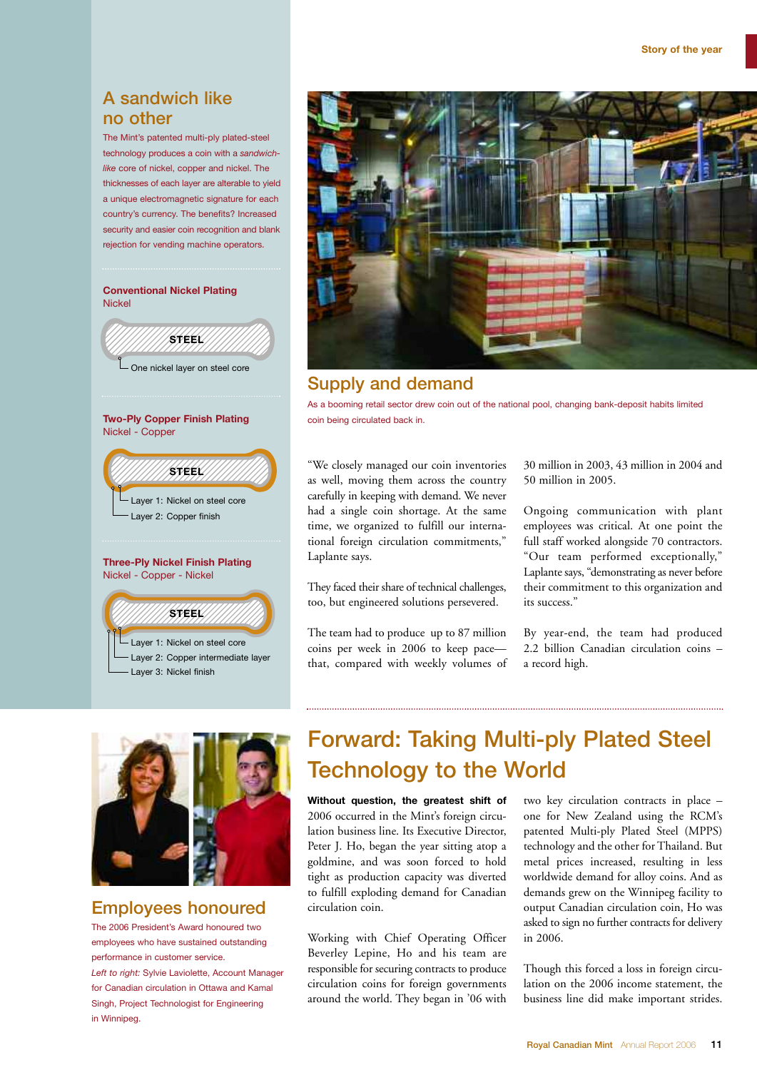## A sandwich like no other

The Mint's patented multi-ply plated-steel technology produces a coin with a *sandwich-like* core of nickel, copper and nickel. The thicknesses of each layer are alterable to yield a unique electromagnetic signature for each country's currency. The benefits? Increased security and easier coin recognition and blank rejection for vending machine operators.

**Conventional Nickel Plating**
Nickel

STEEL

One nickel layer on steel core

**Two-Ply Copper Finish Plating**
Nickel - Copper

STEEL

Layer 1: Nickel on steel core
Layer 2: Copper finish

**Three-Ply Nickel Finish Plating**
Nickel - Copper - Nickel

STEEL

Layer 1: Nickel on steel core
Layer 2: Copper intermediate layer
Layer 3: Nickel finish

## Supply and demand

As a booming retail sector drew coin out of the national pool, changing bank-deposit habits limited coin being circulated back in.

"We closely managed our coin inventories as well, moving them across the country carefully in keeping with demand. We never had a single coin shortage. At the same time, we organized to fulfill our international foreign circulation commitments," Laplante says.

They faced their share of technical challenges, too, but engineered solutions persevered.

The team had to produce up to 87 million coins per week in 2006 to keep pace—that, compared with weekly volumes of 30 million in 2003, 43 million in 2004 and 50 million in 2005.

Ongoing communication with plant employees was critical. At one point the full staff worked alongside 70 contractors. "Our team performed exceptionally," Laplante says, "demonstrating as never before their commitment to this organization and its success."

By year-end, the team had produced 2.2 billion Canadian circulation coins – a record high.

## Employees honoured

The 2006 President's Award honoured two employees who have sustained outstanding performance in customer service.

*Left to right:* Sylvie Laviolette, Account Manager for Canadian circulation in Ottawa and Kamal Singh, Project Technologist for Engineering in Winnipeg.

## Forward: Taking Multi-ply Plated Steel Technology to the World

**Without question, the greatest shift of** 2006 occurred in the Mint's foreign circulation business line. Its Executive Director, Peter J. Ho, began the year sitting atop a goldmine, and was soon forced to hold tight as production capacity was diverted to fulfill exploding demand for Canadian circulation coin.

Working with Chief Operating Officer Beverley Lepine, Ho and his team are responsible for securing contracts to produce circulation coins for foreign governments around the world. They began in '06 with two key circulation contracts in place – one for New Zealand using the RCM's patented Multi-ply Plated Steel (MPPS) technology and the other for Thailand. But metal prices increased, resulting in less worldwide demand for alloy coins. And as demands grew on the Winnipeg facility to output Canadian circulation coin, Ho was asked to sign no further contracts for delivery in 2006.

Though this forced a loss in foreign circulation on the 2006 income statement, the business line did make important strides.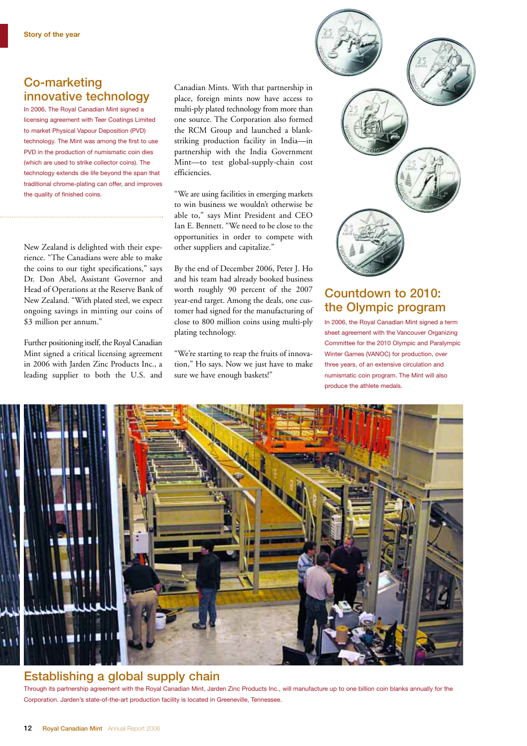## Co-marketing innovative technology

In 2006, The Royal Canadian Mint signed a licensing agreement with Teer Coatings Limited to market Physical Vapour Deposition (PVD) technology. The Mint was among the first to use PVD in the production of numismatic coin dies (which are used to strike collector coins). The technology extends die life beyond the span that traditional chrome-plating can offer, and improves the quality of finished coins.

New Zealand is delighted with their experience. "The Canadians were able to make the coins to our tight specifications," says Dr. Don Abel, Assistant Governor and Head of Operations at the Reserve Bank of New Zealand. "With plated steel, we expect ongoing savings in minting our coins of $3 million per annum."

Further positioning itself, the Royal Canadian Mint signed a critical licensing agreement in 2006 with Jarden Zinc Products Inc., a leading supplier to both the U.S. and Canadian Mints. With that partnership in place, foreign mints now have access to multi-ply plated technology from more than one source. The Corporation also formed the RCM Group and launched a blank-striking production facility in India—in partnership with the India Government Mint—to test global-supply-chain cost efficiencies.

"We are using facilities in emerging markets to win business we wouldn't otherwise be able to," says Mint President and CEO Ian E. Bennett. "We need to be close to the opportunities in order to compete with other suppliers and capitalize."

By the end of December 2006, Peter J. Ho and his team had already booked business worth roughly 90 percent of the 2007 year-end target. Among the deals, one customer had signed for the manufacturing of close to 800 million coins using multi-ply plating technology.

"We're starting to reap the fruits of innovation," Ho says. Now we just have to make sure we have enough baskets!"

## Countdown to 2010: the Olympic program

In 2006, the Royal Canadian Mint signed a term sheet agreement with the Vancouver Organizing Committee for the 2010 Olympic and Paralympic Winter Games (VANOC) for production, over three years, of an extensive circulation and numismatic coin program. The Mint will also produce the athlete medals.

## Establishing a global supply chain

Through its partnership agreement with the Royal Canadian Mint, Jarden Zinc Products Inc., will manufacture up to one billion coin blanks annually for the Corporation. Jarden's state-of-the-art production facility is located in Greeneville, Tennessee.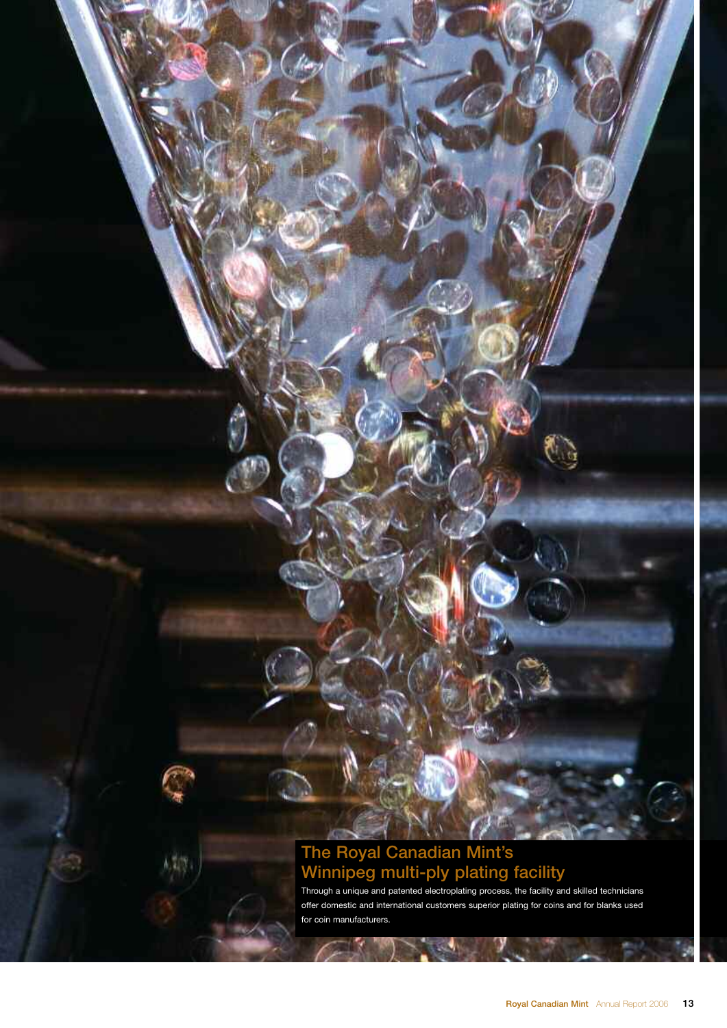## The Royal Canadian Mint's Winnipeg multi-ply plating facility

Through a unique and patented electroplating process, the facility and skilled technicians offer domestic and international customers superior plating for coins and for blanks used for coin manufacturers.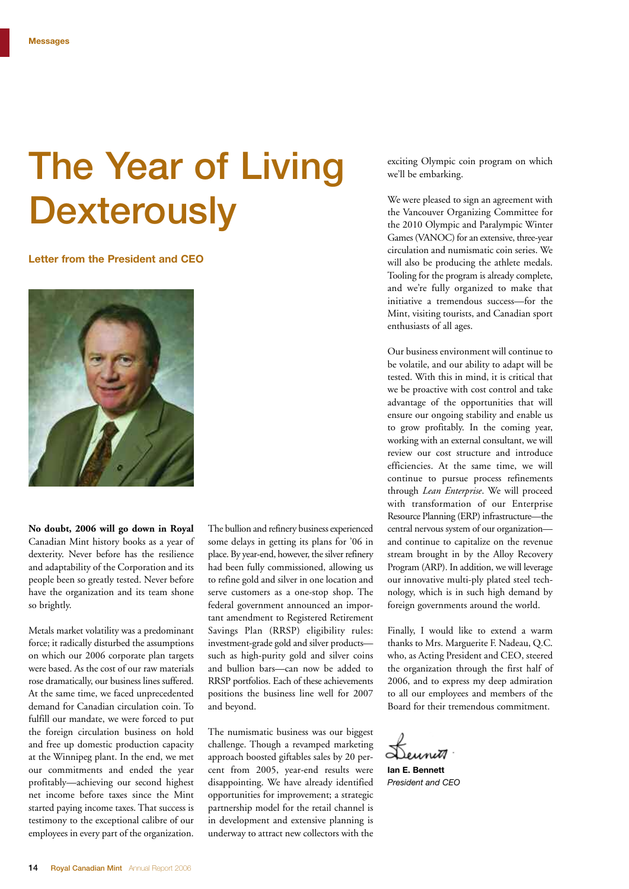# The Year of Living Dexterously

### Letter from the President and CEO

**No doubt, 2006 will go down in Royal** Canadian Mint history books as a year of dexterity. Never before has the resilience and adaptability of the Corporation and its people been so greatly tested. Never before have the organization and its team shone so brightly.

Metals market volatility was a predominant force; it radically disturbed the assumptions on which our 2006 corporate plan targets were based. As the cost of our raw materials rose dramatically, our business lines suffered. At the same time, we faced unprecedented demand for Canadian circulation coin. To fulfill our mandate, we were forced to put the foreign circulation business on hold and free up domestic production capacity at the Winnipeg plant. In the end, we met our commitments and ended the year profitably—achieving our second highest net income before taxes since the Mint started paying income taxes. That success is testimony to the exceptional calibre of our employees in every part of the organization.

The bullion and refinery business experienced some delays in getting its plans for '06 in place. By year-end, however, the silver refinery had been fully commissioned, allowing us to refine gold and silver in one location and serve customers as a one-stop shop. The federal government announced an important amendment to Registered Retirement Savings Plan (RRSP) eligibility rules: investment-grade gold and silver products—such as high-purity gold and silver coins and bullion bars—can now be added to RRSP portfolios. Each of these achievements positions the business line well for 2007 and beyond.

The numismatic business was our biggest challenge. Though a revamped marketing approach boosted giftables sales by 20 percent from 2005, year-end results were disappointing. We have already identified opportunities for improvement; a strategic partnership model for the retail channel is in development and extensive planning is underway to attract new collectors with the exciting Olympic coin program on which we'll be embarking.

We were pleased to sign an agreement with the Vancouver Organizing Committee for the 2010 Olympic and Paralympic Winter Games (VANOC) for an extensive, three-year circulation and numismatic coin series. We will also be producing the athlete medals. Tooling for the program is already complete, and we're fully organized to make that initiative a tremendous success—for the Mint, visiting tourists, and Canadian sport enthusiasts of all ages.

Our business environment will continue to be volatile, and our ability to adapt will be tested. With this in mind, it is critical that we be proactive with cost control and take advantage of the opportunities that will ensure our ongoing stability and enable us to grow profitably. In the coming year, working with an external consultant, we will review our cost structure and introduce efficiencies. At the same time, we will continue to pursue process refinements through *Lean Enterprise*. We will proceed with transformation of our Enterprise Resource Planning (ERP) infrastructure—the central nervous system of our organization—and continue to capitalize on the revenue stream brought in by the Alloy Recovery Program (ARP). In addition, we will leverage our innovative multi-ply plated steel technology, which is in such high demand by foreign governments around the world.

Finally, I would like to extend a warm thanks to Mrs. Marguerite F. Nadeau, Q.C. who, as Acting President and CEO, steered the organization through the first half of 2006, and to express my deep admiration to all our employees and members of the Board for their tremendous commitment.

**Ian E. Bennett**
*President and CEO*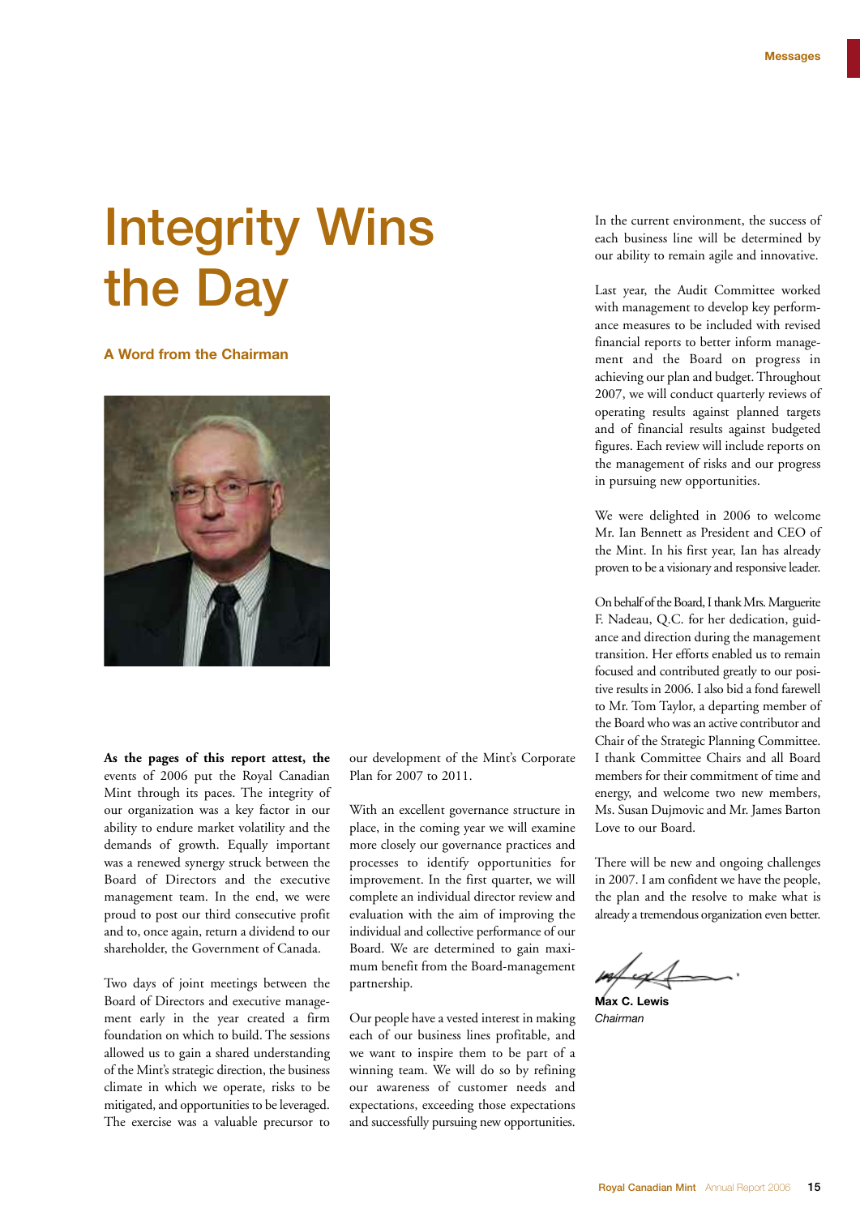# Integrity Wins the Day

### A Word from the Chairman

**As the pages of this report attest, the** events of 2006 put the Royal Canadian Mint through its paces. The integrity of our organization was a key factor in our ability to endure market volatility and the demands of growth. Equally important was a renewed synergy struck between the Board of Directors and the executive management team. In the end, we were proud to post our third consecutive profit and to, once again, return a dividend to our shareholder, the Government of Canada.

Two days of joint meetings between the Board of Directors and executive management early in the year created a firm foundation on which to build. The sessions allowed us to gain a shared understanding of the Mint's strategic direction, the business climate in which we operate, risks to be mitigated, and opportunities to be leveraged. The exercise was a valuable precursor to our development of the Mint's Corporate Plan for 2007 to 2011.

With an excellent governance structure in place, in the coming year we will examine more closely our governance practices and processes to identify opportunities for improvement. In the first quarter, we will complete an individual director review and evaluation with the aim of improving the individual and collective performance of our Board. We are determined to gain maximum benefit from the Board-management partnership.

Our people have a vested interest in making each of our business lines profitable, and we want to inspire them to be part of a winning team. We will do so by refining our awareness of customer needs and expectations, exceeding those expectations and successfully pursuing new opportunities.

In the current environment, the success of each business line will be determined by our ability to remain agile and innovative.

Last year, the Audit Committee worked with management to develop key performance measures to be included with revised financial reports to better inform management and the Board on progress in achieving our plan and budget. Throughout 2007, we will conduct quarterly reviews of operating results against planned targets and of financial results against budgeted figures. Each review will include reports on the management of risks and our progress in pursuing new opportunities.

We were delighted in 2006 to welcome Mr. Ian Bennett as President and CEO of the Mint. In his first year, Ian has already proven to be a visionary and responsive leader.

On behalf of the Board, I thank Mrs. Marguerite F. Nadeau, Q.C. for her dedication, guidance and direction during the management transition. Her efforts enabled us to remain focused and contributed greatly to our positive results in 2006. I also bid a fond farewell to Mr. Tom Taylor, a departing member of the Board who was an active contributor and Chair of the Strategic Planning Committee. I thank Committee Chairs and all Board members for their commitment of time and energy, and welcome two new members, Ms. Susan Dujmovic and Mr. James Barton Love to our Board.

There will be new and ongoing challenges in 2007. I am confident we have the people, the plan and the resolve to make what is already a tremendous organization even better.

**Max C. Lewis**
*Chairman*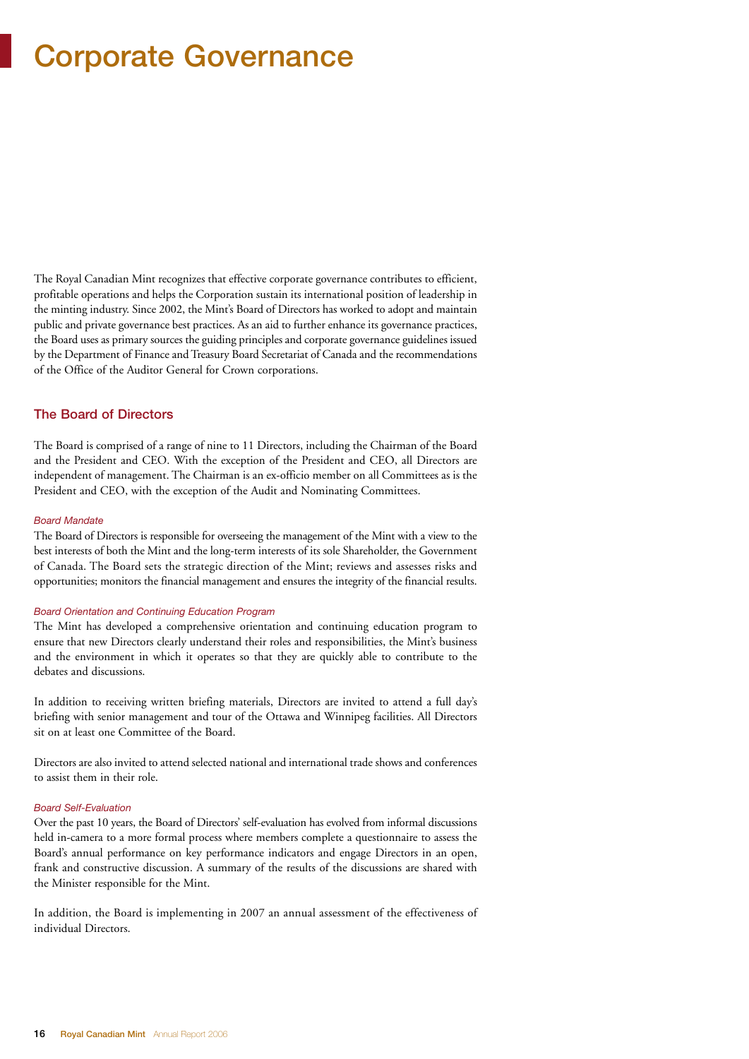# Corporate Governance

The Royal Canadian Mint recognizes that effective corporate governance contributes to efficient, profitable operations and helps the Corporation sustain its international position of leadership in the minting industry. Since 2002, the Mint's Board of Directors has worked to adopt and maintain public and private governance best practices. As an aid to further enhance its governance practices, the Board uses as primary sources the guiding principles and corporate governance guidelines issued by the Department of Finance and Treasury Board Secretariat of Canada and the recommendations of the Office of the Auditor General for Crown corporations.

## The Board of Directors

The Board is comprised of a range of nine to 11 Directors, including the Chairman of the Board and the President and CEO. With the exception of the President and CEO, all Directors are independent of management. The Chairman is an ex-officio member on all Committees as is the President and CEO, with the exception of the Audit and Nominating Committees.

### *Board Mandate*

The Board of Directors is responsible for overseeing the management of the Mint with a view to the best interests of both the Mint and the long-term interests of its sole Shareholder, the Government of Canada. The Board sets the strategic direction of the Mint; reviews and assesses risks and opportunities; monitors the financial management and ensures the integrity of the financial results.

### *Board Orientation and Continuing Education Program*

The Mint has developed a comprehensive orientation and continuing education program to ensure that new Directors clearly understand their roles and responsibilities, the Mint's business and the environment in which it operates so that they are quickly able to contribute to the debates and discussions.

In addition to receiving written briefing materials, Directors are invited to attend a full day's briefing with senior management and tour of the Ottawa and Winnipeg facilities. All Directors sit on at least one Committee of the Board.

Directors are also invited to attend selected national and international trade shows and conferences to assist them in their role.

### *Board Self-Evaluation*

Over the past 10 years, the Board of Directors' self-evaluation has evolved from informal discussions held in-camera to a more formal process where members complete a questionnaire to assess the Board's annual performance on key performance indicators and engage Directors in an open, frank and constructive discussion. A summary of the results of the discussions are shared with the Minister responsible for the Mint.

In addition, the Board is implementing in 2007 an annual assessment of the effectiveness of individual Directors.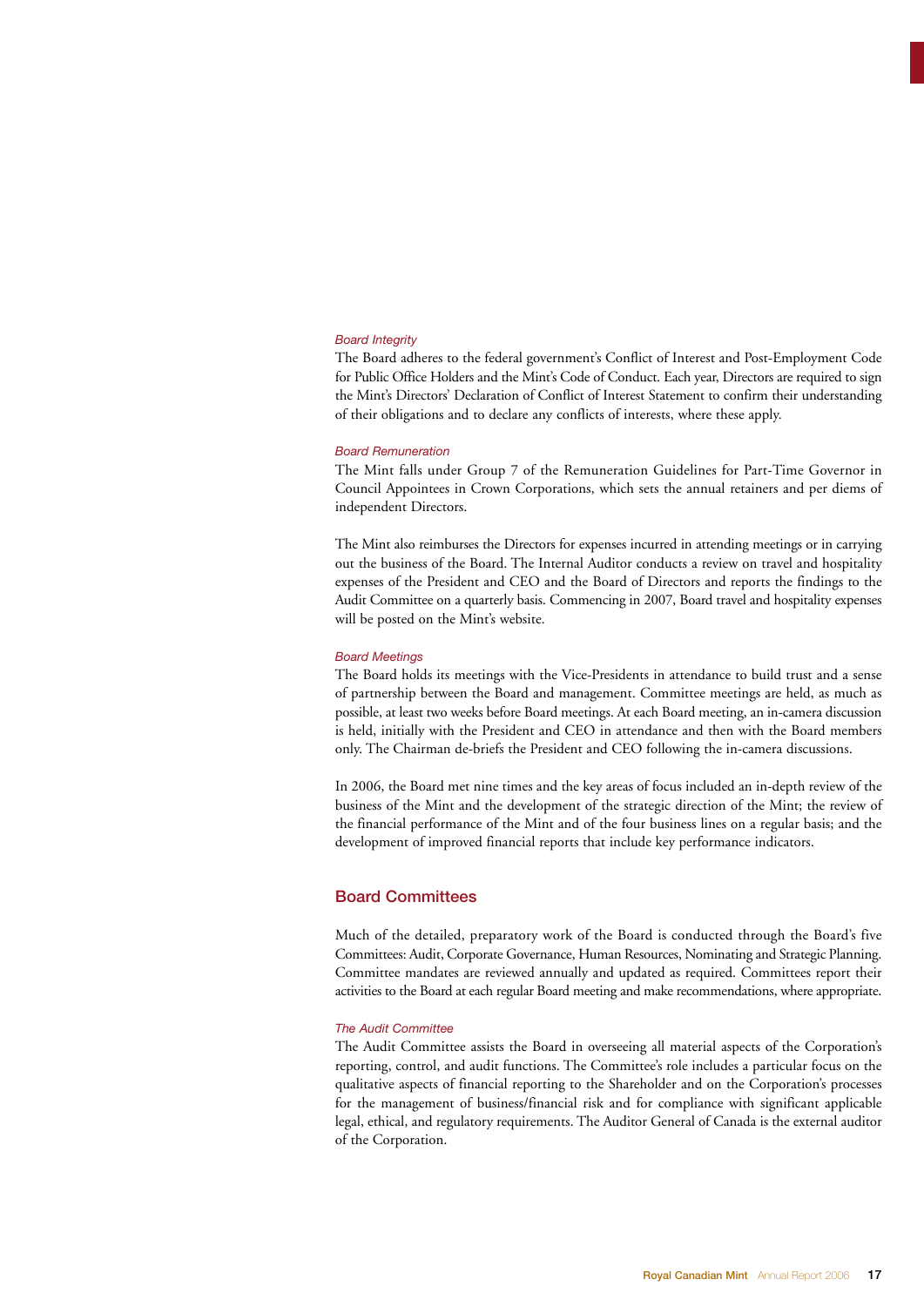*Board Integrity*

The Board adheres to the federal government's Conflict of Interest and Post-Employment Code for Public Office Holders and the Mint's Code of Conduct. Each year, Directors are required to sign the Mint's Directors' Declaration of Conflict of Interest Statement to confirm their understanding of their obligations and to declare any conflicts of interests, where these apply.

*Board Remuneration*

The Mint falls under Group 7 of the Remuneration Guidelines for Part-Time Governor in Council Appointees in Crown Corporations, which sets the annual retainers and per diems of independent Directors.

The Mint also reimburses the Directors for expenses incurred in attending meetings or in carrying out the business of the Board. The Internal Auditor conducts a review on travel and hospitality expenses of the President and CEO and the Board of Directors and reports the findings to the Audit Committee on a quarterly basis. Commencing in 2007, Board travel and hospitality expenses will be posted on the Mint's website.

*Board Meetings*

The Board holds its meetings with the Vice-Presidents in attendance to build trust and a sense of partnership between the Board and management. Committee meetings are held, as much as possible, at least two weeks before Board meetings. At each Board meeting, an in-camera discussion is held, initially with the President and CEO in attendance and then with the Board members only. The Chairman de-briefs the President and CEO following the in-camera discussions.

In 2006, the Board met nine times and the key areas of focus included an in-depth review of the business of the Mint and the development of the strategic direction of the Mint; the review of the financial performance of the Mint and of the four business lines on a regular basis; and the development of improved financial reports that include key performance indicators.

## Board Committees

Much of the detailed, preparatory work of the Board is conducted through the Board's five Committees: Audit, Corporate Governance, Human Resources, Nominating and Strategic Planning. Committee mandates are reviewed annually and updated as required. Committees report their activities to the Board at each regular Board meeting and make recommendations, where appropriate.

*The Audit Committee*

The Audit Committee assists the Board in overseeing all material aspects of the Corporation's reporting, control, and audit functions. The Committee's role includes a particular focus on the qualitative aspects of financial reporting to the Shareholder and on the Corporation's processes for the management of business/financial risk and for compliance with significant applicable legal, ethical, and regulatory requirements. The Auditor General of Canada is the external auditor of the Corporation.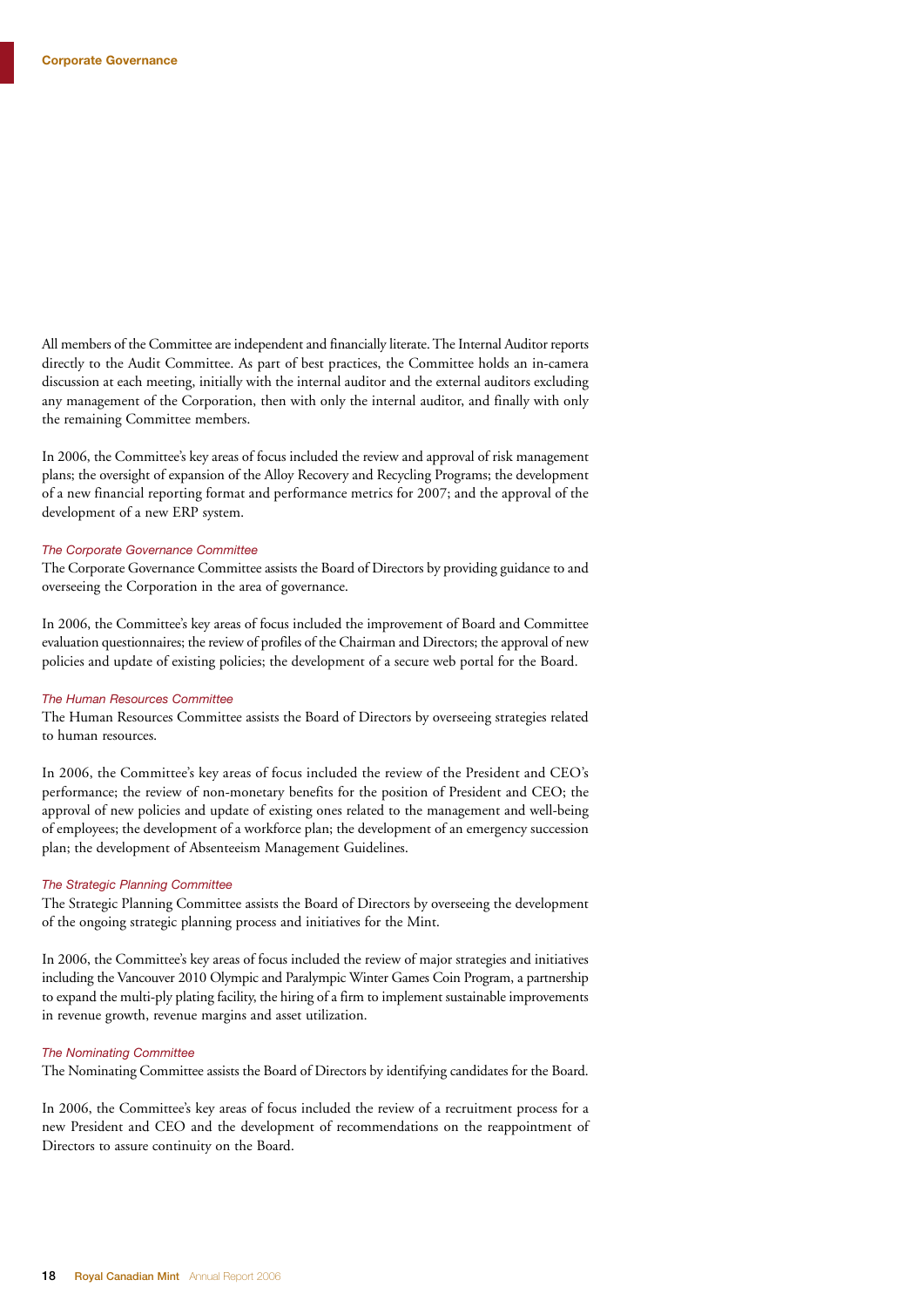All members of the Committee are independent and financially literate. The Internal Auditor reports directly to the Audit Committee. As part of best practices, the Committee holds an in-camera discussion at each meeting, initially with the internal auditor and the external auditors excluding any management of the Corporation, then with only the internal auditor, and finally with only the remaining Committee members.

In 2006, the Committee's key areas of focus included the review and approval of risk management plans; the oversight of expansion of the Alloy Recovery and Recycling Programs; the development of a new financial reporting format and performance metrics for 2007; and the approval of the development of a new ERP system.

*The Corporate Governance Committee*

The Corporate Governance Committee assists the Board of Directors by providing guidance to and overseeing the Corporation in the area of governance.

In 2006, the Committee's key areas of focus included the improvement of Board and Committee evaluation questionnaires; the review of profiles of the Chairman and Directors; the approval of new policies and update of existing policies; the development of a secure web portal for the Board.

*The Human Resources Committee*

The Human Resources Committee assists the Board of Directors by overseeing strategies related to human resources.

In 2006, the Committee's key areas of focus included the review of the President and CEO's performance; the review of non-monetary benefits for the position of President and CEO; the approval of new policies and update of existing ones related to the management and well-being of employees; the development of a workforce plan; the development of an emergency succession plan; the development of Absenteeism Management Guidelines.

*The Strategic Planning Committee*

The Strategic Planning Committee assists the Board of Directors by overseeing the development of the ongoing strategic planning process and initiatives for the Mint.

In 2006, the Committee's key areas of focus included the review of major strategies and initiatives including the Vancouver 2010 Olympic and Paralympic Winter Games Coin Program, a partnership to expand the multi-ply plating facility, the hiring of a firm to implement sustainable improvements in revenue growth, revenue margins and asset utilization.

*The Nominating Committee*

The Nominating Committee assists the Board of Directors by identifying candidates for the Board.

In 2006, the Committee's key areas of focus included the review of a recruitment process for a new President and CEO and the development of recommendations on the reappointment of Directors to assure continuity on the Board.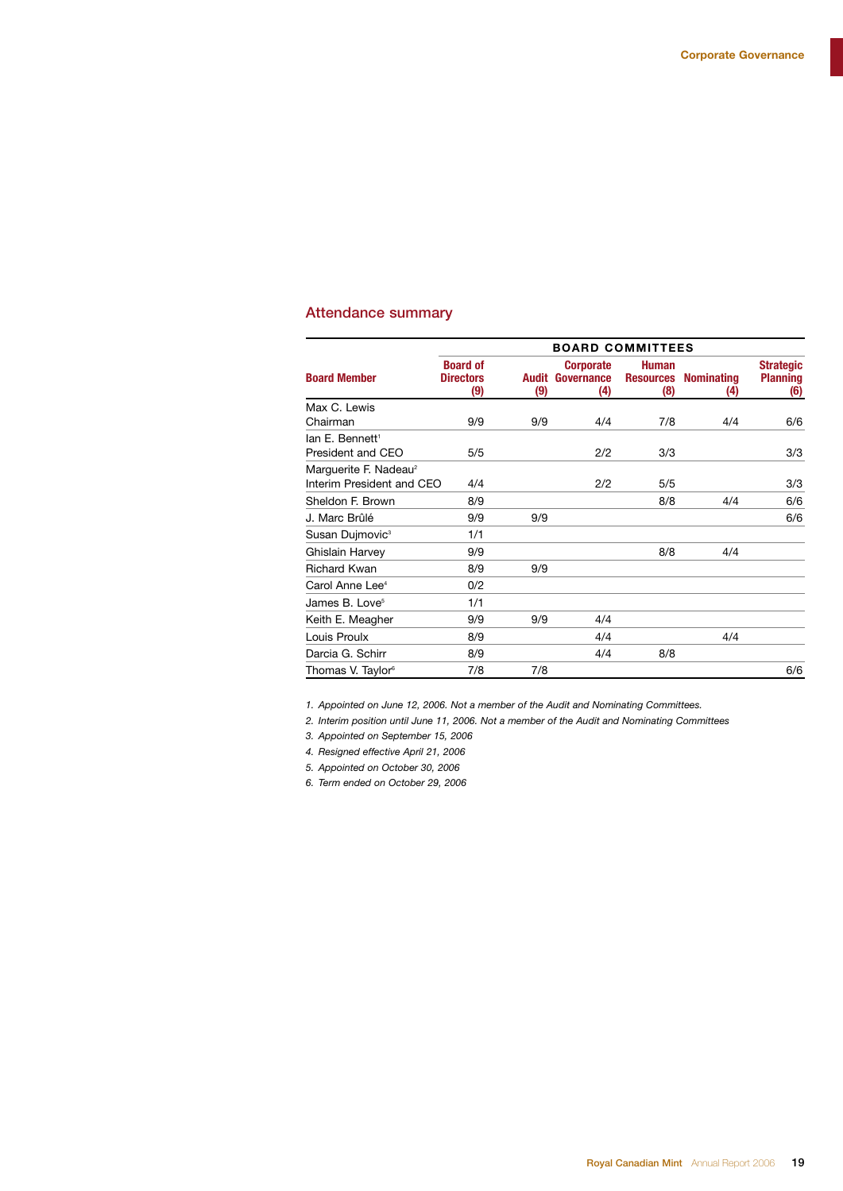## Attendance summary

| Board Member | Board of Directors (9) | BOARD COMMITTEES Audit (9) | Corporate Governance (4) | Human Resources (8) | Nominating (4) | Strategic Planning (6) |
|---|---|---|---|---|---|---|
| Max C. Lewis Chairman | 9/9 | 9/9 | 4/4 | 7/8 | 4/4 | 6/6 |
| Ian E. Bennett[1] President and CEO | 5/5 | | 2/2 | 3/3 | | 3/3 |
| Marguerite F. Nadeau[2] Interim President and CEO | 4/4 | | 2/2 | 5/5 | | 3/3 |
| Sheldon F. Brown | 8/9 | | | 8/8 | 4/4 | 6/6 |
| J. Marc Brûlé | 9/9 | 9/9 | | | | 6/6 |
| Susan Dujmovic[3] | 1/1 | | | | | |
| Ghislain Harvey | 9/9 | | | 8/8 | 4/4 | |
| Richard Kwan | 8/9 | 9/9 | | | | |
| Carol Anne Lee[4] | 0/2 | | | | | |
| James B. Love[5] | 1/1 | | | | | |
| Keith E. Meagher | 9/9 | 9/9 | 4/4 | | | |
| Louis Proulx | 8/9 | | 4/4 | | 4/4 | |
| Darcia G. Schirr | 8/9 | | 4/4 | 8/8 | | |
| Thomas V. Taylor[6] | 7/8 | 7/8 | | | | 6/6 |

1. *Appointed on June 12, 2006. Not a member of the Audit and Nominating Committees.*
2. *Interim position until June 11, 2006. Not a member of the Audit and Nominating Committees*
3. *Appointed on September 15, 2006*
4. *Resigned effective April 21, 2006*
5. *Appointed on October 30, 2006*
6. *Term ended on October 29, 2006*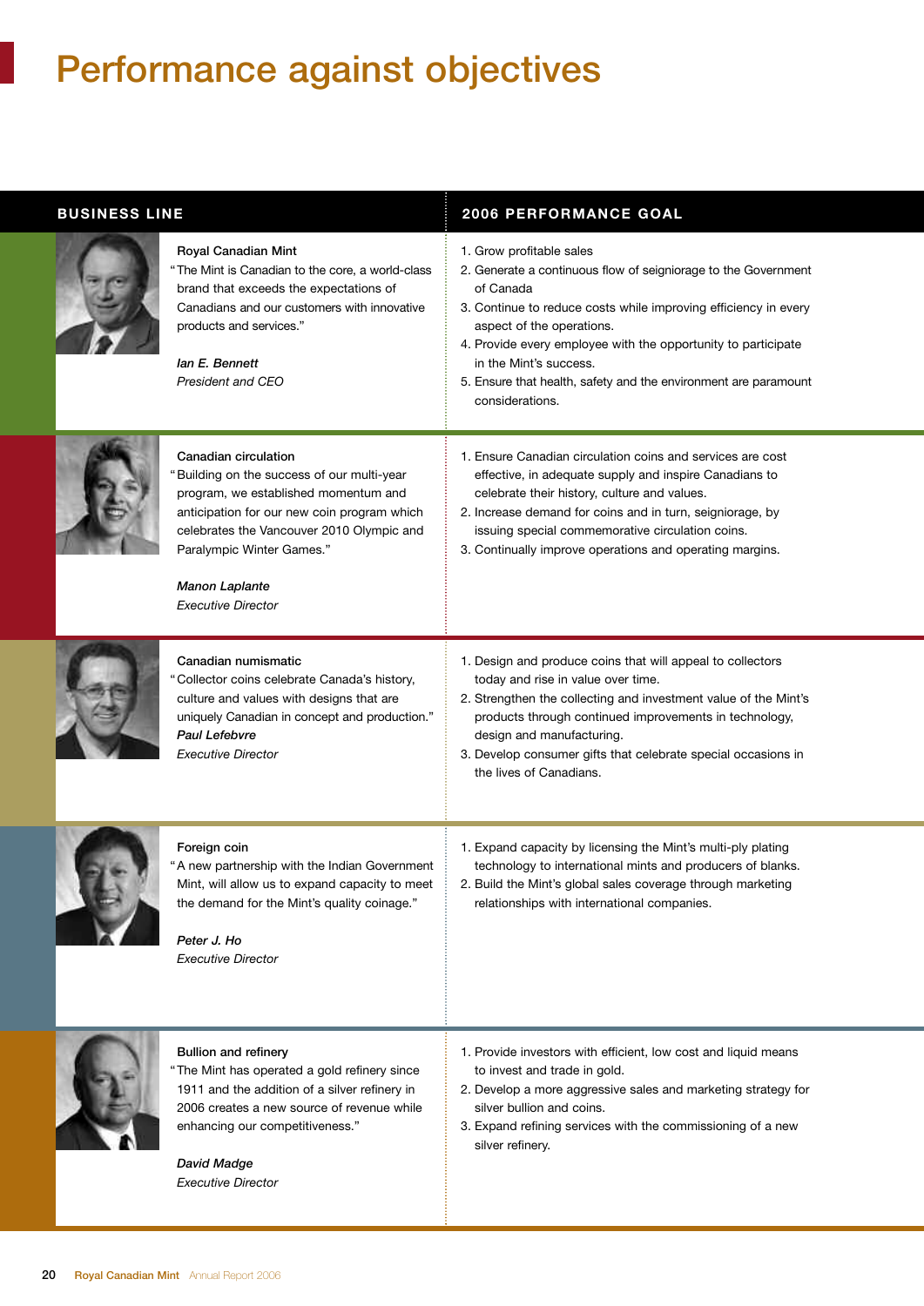# Performance against objectives

| BUSINESS LINE | 2006 PERFORMANCE GOAL |
|---|---|
| **Royal Canadian Mint**<br>"The Mint is Canadian to the core, a world-class brand that exceeds the expectations of Canadians and our customers with innovative products and services."<br>***Ian E. Bennett***<br>*President and CEO* | 1. Grow profitable sales<br>2. Generate a continuous flow of seigniorage to the Government of Canada<br>3. Continue to reduce costs while improving efficiency in every aspect of the operations.<br>4. Provide every employee with the opportunity to participate in the Mint's success.<br>5. Ensure that health, safety and the environment are paramount considerations. |
| **Canadian circulation**<br>"Building on the success of our multi-year program, we established momentum and anticipation for our new coin program which celebrates the Vancouver 2010 Olympic and Paralympic Winter Games."<br>***Manon Laplante***<br>*Executive Director* | 1. Ensure Canadian circulation coins and services are cost effective, in adequate supply and inspire Canadians to celebrate their history, culture and values.<br>2. Increase demand for coins and in turn, seigniorage, by issuing special commemorative circulation coins.<br>3. Continually improve operations and operating margins. |
| **Canadian numismatic**<br>"Collector coins celebrate Canada's history, culture and values with designs that are uniquely Canadian in concept and production."<br>***Paul Lefebvre***<br>*Executive Director* | 1. Design and produce coins that will appeal to collectors today and rise in value over time.<br>2. Strengthen the collecting and investment value of the Mint's products through continued improvements in technology, design and manufacturing.<br>3. Develop consumer gifts that celebrate special occasions in the lives of Canadians. |
| **Foreign coin**<br>"A new partnership with the Indian Government Mint, will allow us to expand capacity to meet the demand for the Mint's quality coinage."<br>***Peter J. Ho***<br>*Executive Director* | 1. Expand capacity by licensing the Mint's multi-ply plating technology to international mints and producers of blanks.<br>2. Build the Mint's global sales coverage through marketing relationships with international companies. |
| **Bullion and refinery**<br>"The Mint has operated a gold refinery since 1911 and the addition of a silver refinery in 2006 creates a new source of revenue while enhancing our competitiveness."<br>***David Madge***<br>*Executive Director* | 1. Provide investors with efficient, low cost and liquid means to invest and trade in gold.<br>2. Develop a more aggressive sales and marketing strategy for silver bullion and coins.<br>3. Expand refining services with the commissioning of a new silver refinery. |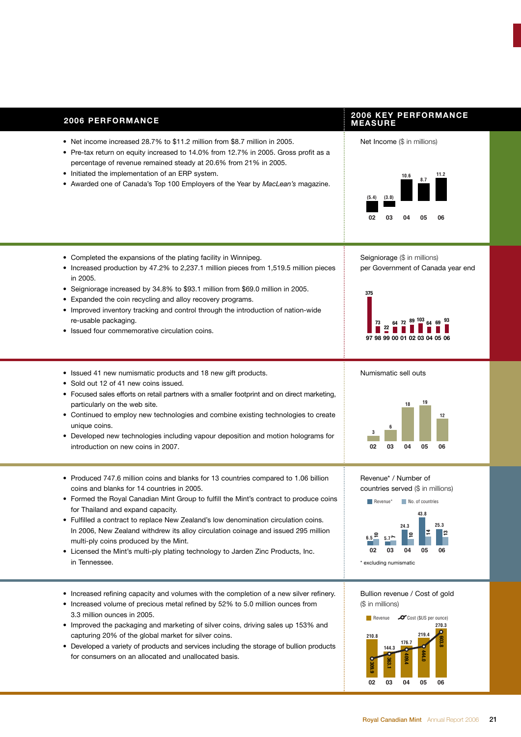## 2006 PERFORMANCE

- Net income increased 28.7% to $11.2 million from $8.7 million in 2005.
- Pre-tax return on equity increased to 14.0% from 12.7% in 2005. Gross profit as a percentage of revenue remained steady at 20.6% from 21% in 2005.
- Initiated the implementation of an ERP system.
- Awarded one of Canada's Top 100 Employers of the Year by *MacLean's* magazine.

## 2006 KEY PERFORMANCE MEASURE

Net Income ($ in millions)

| 02 | 03 | 04 | 05 | 06 |
|---|---|---|---|---|
| (5.4) | (3.0) | 10.6 | 8.7 | 11.2 |

- Completed the expansions of the plating facility in Winnipeg.
- Increased production by 47.2% to 2,237.1 million pieces from 1,519.5 million pieces in 2005.
- Seigniorage increased by 34.8% to $93.1 million from $69.0 million in 2005.
- Expanded the coin recycling and alloy recovery programs.
- Improved inventory tracking and control through the introduction of nation-wide re-usable packaging.
- Issued four commemorative circulation coins.

Seigniorage ($ in millions) per Government of Canada year end

| 97 | 98 | 99 | 00 | 01 | 02 | 03 | 04 | 05 | 06 |
|---|---|---|---|---|---|---|---|---|---|
| 375 | 73 | 22 | 64 | 72 | 89 | 103 | 64 | 69 | 93 |

- Issued 41 new numismatic products and 18 new gift products.
- Sold out 12 of 41 new coins issued.
- Focused sales efforts on retail partners with a smaller footprint and on direct marketing, particularly on the web site.
- Continued to employ new technologies and combine existing technologies to create unique coins.
- Developed new technologies including vapour deposition and motion holograms for introduction on new coins in 2007.

Numismatic sell outs

| 02 | 03 | 04 | 05 | 06 |
|---|---|---|---|---|
| 3 | 6 | 18 | 19 | 12 |

- Produced 747.6 million coins and blanks for 13 countries compared to 1.06 billion coins and blanks for 14 countries in 2005.
- Formed the Royal Canadian Mint Group to fulfill the Mint's contract to produce coins for Thailand and expand capacity.
- Fulfilled a contract to replace New Zealand's low denomination circulation coins. In 2006, New Zealand withdrew its alloy circulation coinage and issued 295 million multi-ply coins produced by the Mint.
- Licensed the Mint's multi-ply plating technology to Jarden Zinc Products, Inc. in Tennessee.

Revenue* / Number of countries served ($ in millions)

| | 02 | 03 | 04 | 05 | 06 |
|---|---|---|---|---|---|
| Revenue* | 6.5 | 5.7 | 24.3 | 43.8 | 25.3 |
| No. of countries | 10 | 7 | 10 | 14 | 13 |

\* excluding numismatic

- Increased refining capacity and volumes with the completion of a new silver refinery.
- Increased volume of precious metal refined by 52% to 5.0 million ounces from 3.3 million ounces in 2005.
- Improved the packaging and marketing of silver coins, driving sales up 153% and capturing 20% of the global market for silver coins.
- Developed a variety of products and services including the storage of bullion products for consumers on an allocated and unallocated basis.

Bullion revenue / Cost of gold ($ in millions)

| | 02 | 03 | 04 | 05 | 06 |
|---|---|---|---|---|---|
| Revenue | 210.8 | 144.3 | 176.7 | 219.4 | 270.3 |
| Cost ($US per ounce) | 309.9 | 363.1 | 409.4 | 444.0 | 603.8 |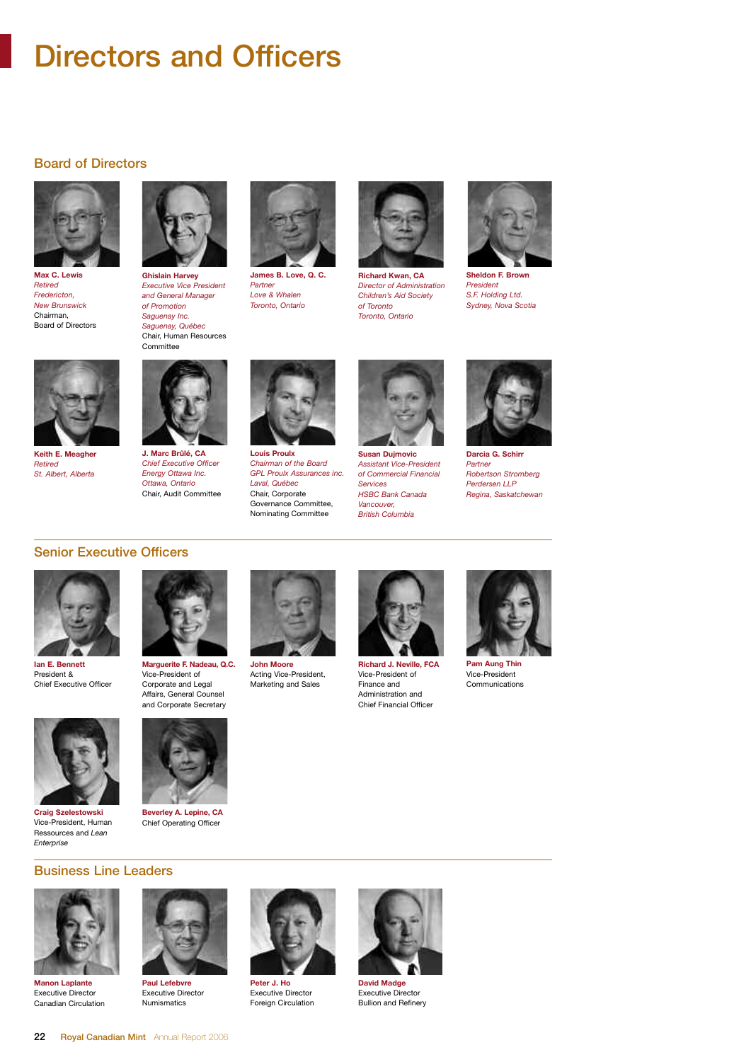# Directors and Officers

## Board of Directors

**Max C. Lewis**
*Retired*
*Fredericton, New Brunswick*
Chairman, Board of Directors

**Ghislain Harvey**
*Executive Vice President and General Manager of Promotion Saguenay Inc.*
*Saguenay, Québec*
Chair, Human Resources Committee

**James B. Love, Q. C.**
*Partner*
*Love & Whalen*
*Toronto, Ontario*

**Richard Kwan, CA**
*Director of Administration Children's Aid Society of Toronto*
*Toronto, Ontario*

**Sheldon F. Brown**
*President*
*S.F. Holding Ltd.*
*Sydney, Nova Scotia*

**Keith E. Meagher**
*Retired*
*St. Albert, Alberta*

**J. Marc Brûlé, CA**
*Chief Executive Officer*
*Energy Ottawa Inc.*
*Ottawa, Ontario*
Chair, Audit Committee

**Louis Proulx**
*Chairman of the Board*
*GPL Proulx Assurances inc.*
*Laval, Québec*
Chair, Corporate Governance Committee, Nominating Committee

**Susan Dujmovic**
*Assistant Vice-President of Commercial Financial Services*
*HSBC Bank Canada*
*Vancouver, British Columbia*

**Darcia G. Schirr**
*Partner*
*Robertson Stromberg Perdersen LLP*
*Regina, Saskatchewan*

## Senior Executive Officers

**Ian E. Bennett**
President & Chief Executive Officer

**Marguerite F. Nadeau, Q.C.**
Vice-President of Corporate and Legal Affairs, General Counsel and Corporate Secretary

**John Moore**
Acting Vice-President, Marketing and Sales

**Richard J. Neville, FCA**
Vice-President of Finance and Administration and Chief Financial Officer

**Pam Aung Thin**
Vice-President Communications

**Craig Szelestowski**
Vice-President, Human Ressources and *Lean Enterprise*

**Beverley A. Lepine, CA**
Chief Operating Officer

## Business Line Leaders

**Manon Laplante**
Executive Director Canadian Circulation

**Paul Lefebvre**
Executive Director Numismatics

**Peter J. Ho**
Executive Director Foreign Circulation

**David Madge**
Executive Director Bullion and Refinery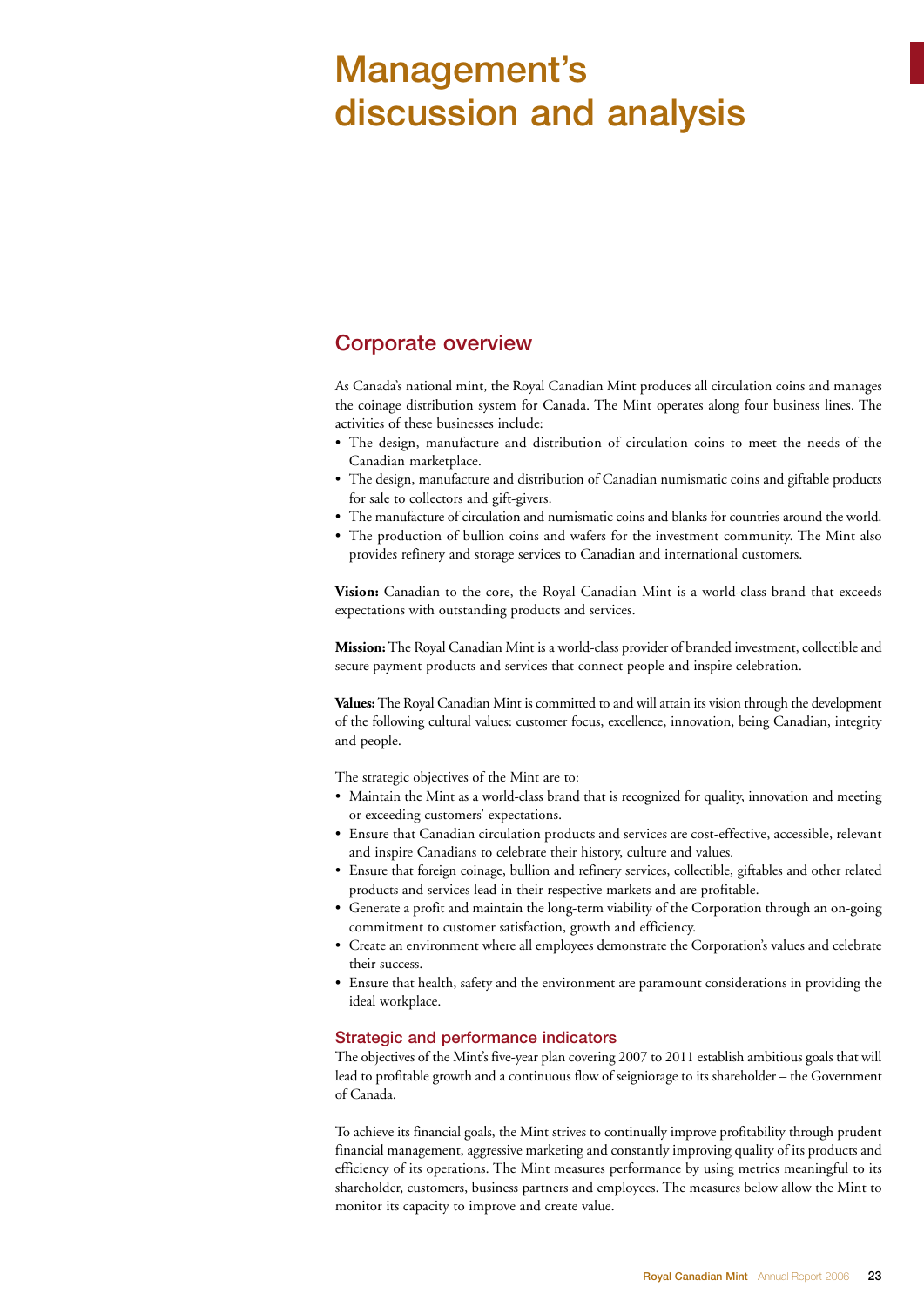# Management's discussion and analysis

## Corporate overview

As Canada's national mint, the Royal Canadian Mint produces all circulation coins and manages the coinage distribution system for Canada. The Mint operates along four business lines. The activities of these businesses include:

- The design, manufacture and distribution of circulation coins to meet the needs of the Canadian marketplace.
- The design, manufacture and distribution of Canadian numismatic coins and giftable products for sale to collectors and gift-givers.
- The manufacture of circulation and numismatic coins and blanks for countries around the world.
- The production of bullion coins and wafers for the investment community. The Mint also provides refinery and storage services to Canadian and international customers.

**Vision:** Canadian to the core, the Royal Canadian Mint is a world-class brand that exceeds expectations with outstanding products and services.

**Mission:** The Royal Canadian Mint is a world-class provider of branded investment, collectible and secure payment products and services that connect people and inspire celebration.

**Values:** The Royal Canadian Mint is committed to and will attain its vision through the development of the following cultural values: customer focus, excellence, innovation, being Canadian, integrity and people.

The strategic objectives of the Mint are to:

- Maintain the Mint as a world-class brand that is recognized for quality, innovation and meeting or exceeding customers' expectations.
- Ensure that Canadian circulation products and services are cost-effective, accessible, relevant and inspire Canadians to celebrate their history, culture and values.
- Ensure that foreign coinage, bullion and refinery services, collectible, giftables and other related products and services lead in their respective markets and are profitable.
- Generate a profit and maintain the long-term viability of the Corporation through an on-going commitment to customer satisfaction, growth and efficiency.
- Create an environment where all employees demonstrate the Corporation's values and celebrate their success.
- Ensure that health, safety and the environment are paramount considerations in providing the ideal workplace.

### Strategic and performance indicators

The objectives of the Mint's five-year plan covering 2007 to 2011 establish ambitious goals that will lead to profitable growth and a continuous flow of seigniorage to its shareholder – the Government of Canada.

To achieve its financial goals, the Mint strives to continually improve profitability through prudent financial management, aggressive marketing and constantly improving quality of its products and efficiency of its operations. The Mint measures performance by using metrics meaningful to its shareholder, customers, business partners and employees. The measures below allow the Mint to monitor its capacity to improve and create value.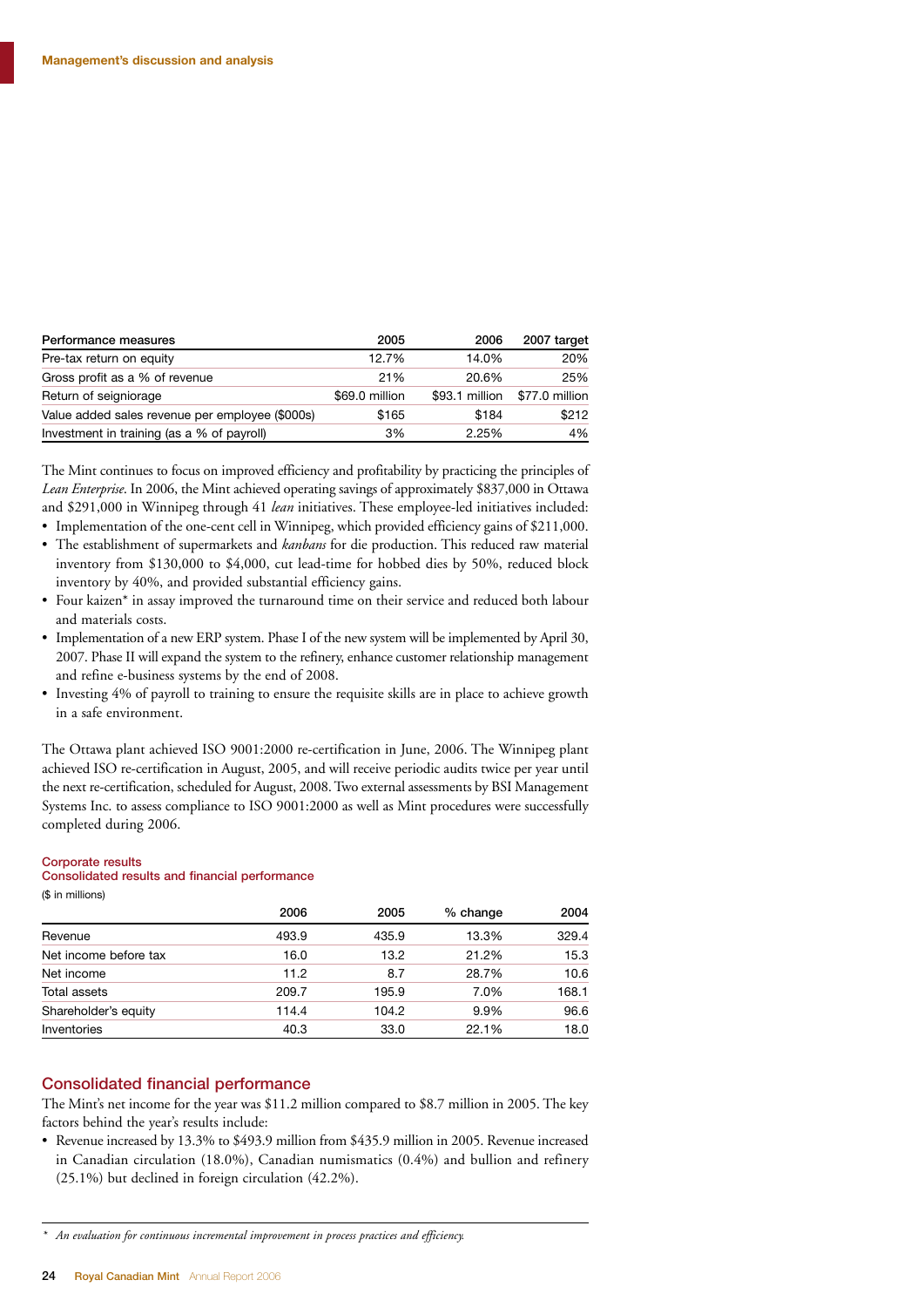## Management's discussion and analysis

| Performance measures | 2005 | 2006 | 2007 target |
|---|---|---|---|
| Pre-tax return on equity | 12.7% | 14.0% | 20% |
| Gross profit as a % of revenue | 21% | 20.6% | 25% |
| Return of seigniorage | $69.0 million | $93.1 million | $77.0 million |
| Value added sales revenue per employee ($000s) | $165 | $184 | $212 |
| Investment in training (as a % of payroll) | 3% | 2.25% | 4% |

The Mint continues to focus on improved efficiency and profitability by practicing the principles of *Lean Enterprise*. In 2006, the Mint achieved operating savings of approximately $837,000 in Ottawa and $291,000 in Winnipeg through 41 *lean* initiatives. These employee-led initiatives included:

- Implementation of the one-cent cell in Winnipeg, which provided efficiency gains of $211,000.
- The establishment of supermarkets and *kanbans* for die production. This reduced raw material inventory from $130,000 to $4,000, cut lead-time for hobbed dies by 50%, reduced block inventory by 40%, and provided substantial efficiency gains.
- Four kaizen* in assay improved the turnaround time on their service and reduced both labour and materials costs.
- Implementation of a new ERP system. Phase I of the new system will be implemented by April 30, 2007. Phase II will expand the system to the refinery, enhance customer relationship management and refine e-business systems by the end of 2008.
- Investing 4% of payroll to training to ensure the requisite skills are in place to achieve growth in a safe environment.

The Ottawa plant achieved ISO 9001:2000 re-certification in June, 2006. The Winnipeg plant achieved ISO re-certification in August, 2005, and will receive periodic audits twice per year until the next re-certification, scheduled for August, 2008. Two external assessments by BSI Management Systems Inc. to assess compliance to ISO 9001:2000 as well as Mint procedures were successfully completed during 2006.

### Corporate results
#### Consolidated results and financial performance

($ in millions)

| | 2006 | 2005 | % change | 2004 |
|---|---|---|---|---|
| Revenue | 493.9 | 435.9 | 13.3% | 329.4 |
| Net income before tax | 16.0 | 13.2 | 21.2% | 15.3 |
| Net income | 11.2 | 8.7 | 28.7% | 10.6 |
| Total assets | 209.7 | 195.9 | 7.0% | 168.1 |
| Shareholder's equity | 114.4 | 104.2 | 9.9% | 96.6 |
| Inventories | 40.3 | 33.0 | 22.1% | 18.0 |

## Consolidated financial performance

The Mint's net income for the year was $11.2 million compared to $8.7 million in 2005. The key factors behind the year's results include:

- Revenue increased by 13.3% to $493.9 million from $435.9 million in 2005. Revenue increased in Canadian circulation (18.0%), Canadian numismatics (0.4%) and bullion and refinery (25.1%) but declined in foreign circulation (42.2%).

---

\* *An evaluation for continuous incremental improvement in process practices and efficiency.*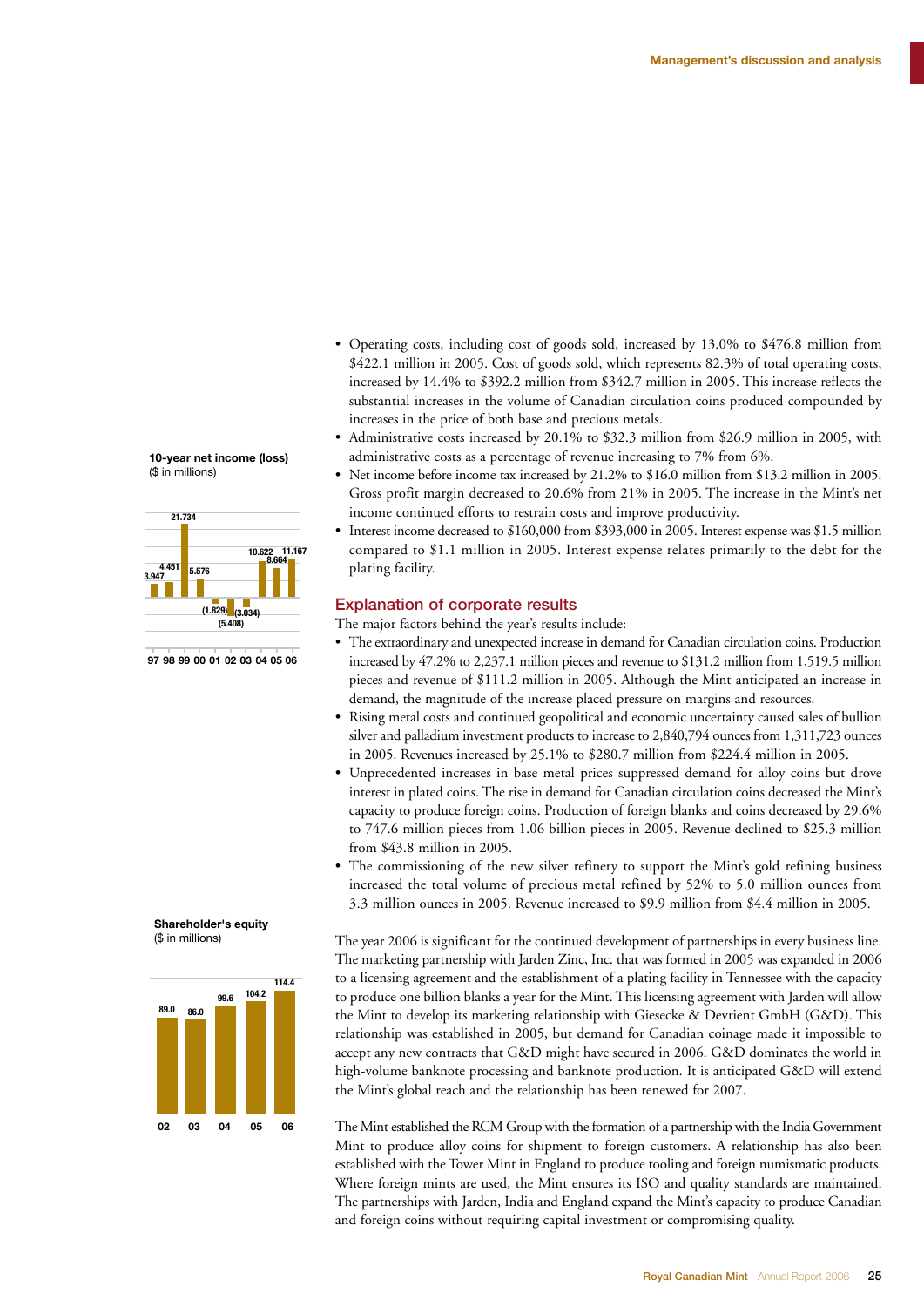**10-year net income (loss)**
($ in millions)

| 97 | 98 | 99 | 00 | 01 | 02 | 03 | 04 | 05 | 06 |
|---|---|---|---|---|---|---|---|---|---|
| 3.947 | 4.451 | 21.734 | 5.576 | (1.829) | (5.408) | (3.034) | 10.622 | 8.664 | 11.167 |

**Shareholder's equity**
($ in millions)

| 02 | 03 | 04 | 05 | 06 |
|---|---|---|---|---|
| 89.0 | 86.0 | 99.6 | 104.2 | 114.4 |

- Operating costs, including cost of goods sold, increased by 13.0% to $476.8 million from $422.1 million in 2005. Cost of goods sold, which represents 82.3% of total operating costs, increased by 14.4% to $392.2 million from $342.7 million in 2005. This increase reflects the substantial increases in the volume of Canadian circulation coins produced compounded by increases in the price of both base and precious metals.
- Administrative costs increased by 20.1% to $32.3 million from $26.9 million in 2005, with administrative costs as a percentage of revenue increasing to 7% from 6%.
- Net income before income tax increased by 21.2% to $16.0 million from $13.2 million in 2005. Gross profit margin decreased to 20.6% from 21% in 2005. The increase in the Mint's net income continued efforts to restrain costs and improve productivity.
- Interest income decreased to $160,000 from $393,000 in 2005. Interest expense was $1.5 million compared to $1.1 million in 2005. Interest expense relates primarily to the debt for the plating facility.

## Explanation of corporate results

The major factors behind the year's results include:

- The extraordinary and unexpected increase in demand for Canadian circulation coins. Production increased by 47.2% to 2,237.1 million pieces and revenue to $131.2 million from 1,519.5 million pieces and revenue of $111.2 million in 2005. Although the Mint anticipated an increase in demand, the magnitude of the increase placed pressure on margins and resources.
- Rising metal costs and continued geopolitical and economic uncertainty caused sales of bullion silver and palladium investment products to increase to 2,840,794 ounces from 1,311,723 ounces in 2005. Revenues increased by 25.1% to $280.7 million from $224.4 million in 2005.
- Unprecedented increases in base metal prices suppressed demand for alloy coins but drove interest in plated coins. The rise in demand for Canadian circulation coins decreased the Mint's capacity to produce foreign coins. Production of foreign blanks and coins decreased by 29.6% to 747.6 million pieces from 1.06 billion pieces in 2005. Revenue declined to $25.3 million from $43.8 million in 2005.
- The commissioning of the new silver refinery to support the Mint's gold refining business increased the total volume of precious metal refined by 52% to 5.0 million ounces from 3.3 million ounces in 2005. Revenue increased to $9.9 million from $4.4 million in 2005.

The year 2006 is significant for the continued development of partnerships in every business line. The marketing partnership with Jarden Zinc, Inc. that was formed in 2005 was expanded in 2006 to a licensing agreement and the establishment of a plating facility in Tennessee with the capacity to produce one billion blanks a year for the Mint. This licensing agreement with Jarden will allow the Mint to develop its marketing relationship with Giesecke & Devrient GmbH (G&D). This relationship was established in 2005, but demand for Canadian coinage made it impossible to accept any new contracts that G&D might have secured in 2006. G&D dominates the world in high-volume banknote processing and banknote production. It is anticipated G&D will extend the Mint's global reach and the relationship has been renewed for 2007.

The Mint established the RCM Group with the formation of a partnership with the India Government Mint to produce alloy coins for shipment to foreign customers. A relationship has also been established with the Tower Mint in England to produce tooling and foreign numismatic products. Where foreign mints are used, the Mint ensures its ISO and quality standards are maintained. The partnerships with Jarden, India and England expand the Mint's capacity to produce Canadian and foreign coins without requiring capital investment or compromising quality.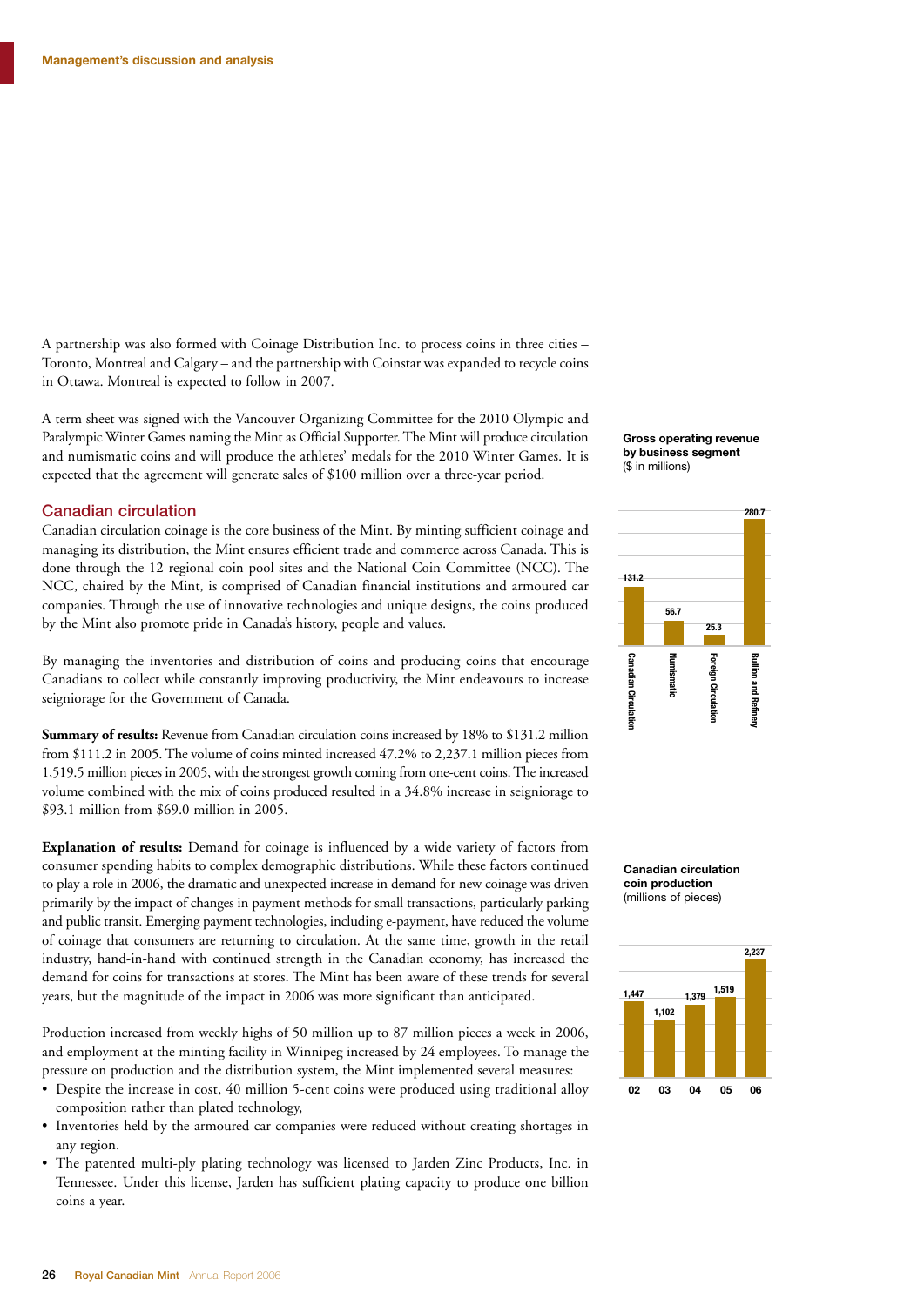A partnership was also formed with Coinage Distribution Inc. to process coins in three cities – Toronto, Montreal and Calgary – and the partnership with Coinstar was expanded to recycle coins in Ottawa. Montreal is expected to follow in 2007.

A term sheet was signed with the Vancouver Organizing Committee for the 2010 Olympic and Paralympic Winter Games naming the Mint as Official Supporter. The Mint will produce circulation and numismatic coins and will produce the athletes' medals for the 2010 Winter Games. It is expected that the agreement will generate sales of $100 million over a three-year period.

## Canadian circulation

Canadian circulation coinage is the core business of the Mint. By minting sufficient coinage and managing its distribution, the Mint ensures efficient trade and commerce across Canada. This is done through the 12 regional coin pool sites and the National Coin Committee (NCC). The NCC, chaired by the Mint, is comprised of Canadian financial institutions and armoured car companies. Through the use of innovative technologies and unique designs, the coins produced by the Mint also promote pride in Canada's history, people and values.

By managing the inventories and distribution of coins and producing coins that encourage Canadians to collect while constantly improving productivity, the Mint endeavours to increase seigniorage for the Government of Canada.

**Summary of results:** Revenue from Canadian circulation coins increased by 18% to $131.2 million from $111.2 in 2005. The volume of coins minted increased 47.2% to 2,237.1 million pieces from 1,519.5 million pieces in 2005, with the strongest growth coming from one-cent coins. The increased volume combined with the mix of coins produced resulted in a 34.8% increase in seigniorage to $93.1 million from $69.0 million in 2005.

**Explanation of results:** Demand for coinage is influenced by a wide variety of factors from consumer spending habits to complex demographic distributions. While these factors continued to play a role in 2006, the dramatic and unexpected increase in demand for new coinage was driven primarily by the impact of changes in payment methods for small transactions, particularly parking and public transit. Emerging payment technologies, including e-payment, have reduced the volume of coinage that consumers are returning to circulation. At the same time, growth in the retail industry, hand-in-hand with continued strength in the Canadian economy, has increased the demand for coins for transactions at stores. The Mint has been aware of these trends for several years, but the magnitude of the impact in 2006 was more significant than anticipated.

Production increased from weekly highs of 50 million up to 87 million pieces a week in 2006, and employment at the minting facility in Winnipeg increased by 24 employees. To manage the pressure on production and the distribution system, the Mint implemented several measures:

- Despite the increase in cost, 40 million 5-cent coins were produced using traditional alloy composition rather than plated technology,
- Inventories held by the armoured car companies were reduced without creating shortages in any region.
- The patented multi-ply plating technology was licensed to Jarden Zinc Products, Inc. in Tennessee. Under this license, Jarden has sufficient plating capacity to produce one billion coins a year.

**Gross operating revenue by business segment**
($ in millions)

| Segment | Revenue |
|---|---|
| Canadian Circulation | 131.2 |
| Numismatic | 56.7 |
| Foreign Circulation | 25.3 |
| Bullion and Refinery | 280.7 |

**Canadian circulation coin production**
(millions of pieces)

| Year | Pieces |
|---|---|
| 02 | 1,447 |
| 03 | 1,102 |
| 04 | 1,379 |
| 05 | 1,519 |
| 06 | 2,237 |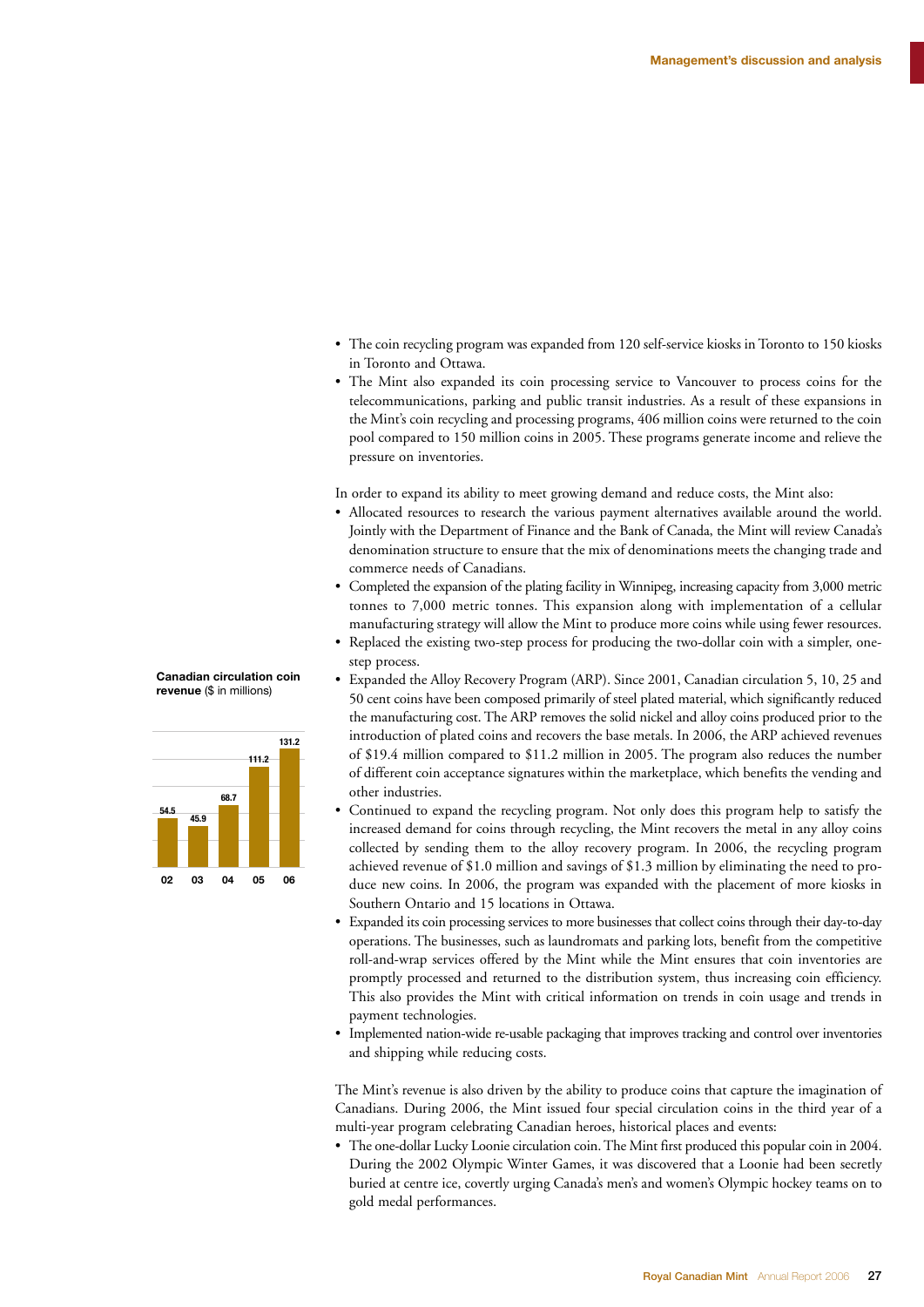- The coin recycling program was expanded from 120 self-service kiosks in Toronto to 150 kiosks in Toronto and Ottawa.
- The Mint also expanded its coin processing service to Vancouver to process coins for the telecommunications, parking and public transit industries. As a result of these expansions in the Mint's coin recycling and processing programs, 406 million coins were returned to the coin pool compared to 150 million coins in 2005. These programs generate income and relieve the pressure on inventories.

In order to expand its ability to meet growing demand and reduce costs, the Mint also:

- Allocated resources to research the various payment alternatives available around the world. Jointly with the Department of Finance and the Bank of Canada, the Mint will review Canada's denomination structure to ensure that the mix of denominations meets the changing trade and commerce needs of Canadians.
- Completed the expansion of the plating facility in Winnipeg, increasing capacity from 3,000 metric tonnes to 7,000 metric tonnes. This expansion along with implementation of a cellular manufacturing strategy will allow the Mint to produce more coins while using fewer resources.
- Replaced the existing two-step process for producing the two-dollar coin with a simpler, one-step process.
- Expanded the Alloy Recovery Program (ARP). Since 2001, Canadian circulation 5, 10, 25 and 50 cent coins have been composed primarily of steel plated material, which significantly reduced the manufacturing cost. The ARP removes the solid nickel and alloy coins produced prior to the introduction of plated coins and recovers the base metals. In 2006, the ARP achieved revenues of $19.4 million compared to $11.2 million in 2005. The program also reduces the number of different coin acceptance signatures within the marketplace, which benefits the vending and other industries.
- Continued to expand the recycling program. Not only does this program help to satisfy the increased demand for coins through recycling, the Mint recovers the metal in any alloy coins collected by sending them to the alloy recovery program. In 2006, the recycling program achieved revenue of $1.0 million and savings of $1.3 million by eliminating the need to produce new coins. In 2006, the program was expanded with the placement of more kiosks in Southern Ontario and 15 locations in Ottawa.
- Expanded its coin processing services to more businesses that collect coins through their day-to-day operations. The businesses, such as laundromats and parking lots, benefit from the competitive roll-and-wrap services offered by the Mint while the Mint ensures that coin inventories are promptly processed and returned to the distribution system, thus increasing coin efficiency. This also provides the Mint with critical information on trends in coin usage and trends in payment technologies.
- Implemented nation-wide re-usable packaging that improves tracking and control over inventories and shipping while reducing costs.

**Canadian circulation coin revenue** ($ in millions)

| Year | 02 | 03 | 04 | 05 | 06 |
|---|---|---|---|---|---|
| Revenue | 54.5 | 45.9 | 68.7 | 111.2 | 131.2 |

The Mint's revenue is also driven by the ability to produce coins that capture the imagination of Canadians. During 2006, the Mint issued four special circulation coins in the third year of a multi-year program celebrating Canadian heroes, historical places and events:

- The one-dollar Lucky Loonie circulation coin. The Mint first produced this popular coin in 2004. During the 2002 Olympic Winter Games, it was discovered that a Loonie had been secretly buried at centre ice, covertly urging Canada's men's and women's Olympic hockey teams on to gold medal performances.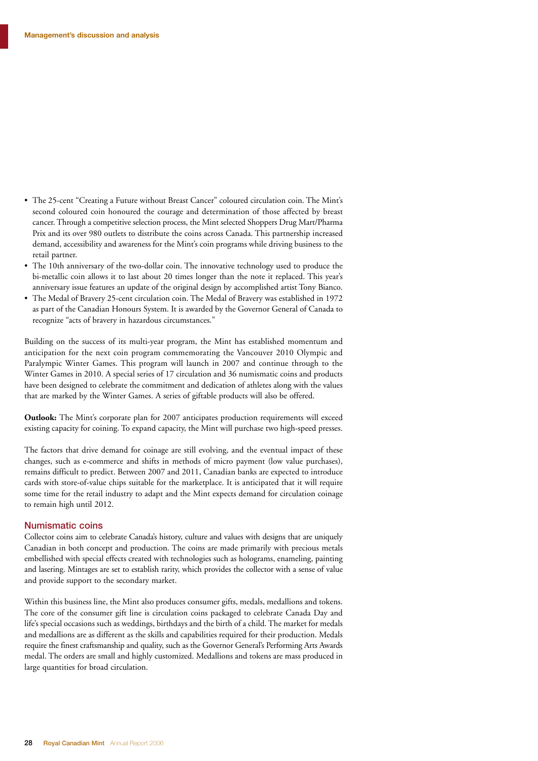- The 25-cent "Creating a Future without Breast Cancer" coloured circulation coin. The Mint's second coloured coin honoured the courage and determination of those affected by breast cancer. Through a competitive selection process, the Mint selected Shoppers Drug Mart/Pharma Prix and its over 980 outlets to distribute the coins across Canada. This partnership increased demand, accessibility and awareness for the Mint's coin programs while driving business to the retail partner.
- The 10th anniversary of the two-dollar coin. The innovative technology used to produce the bi-metallic coin allows it to last about 20 times longer than the note it replaced. This year's anniversary issue features an update of the original design by accomplished artist Tony Bianco.
- The Medal of Bravery 25-cent circulation coin. The Medal of Bravery was established in 1972 as part of the Canadian Honours System. It is awarded by the Governor General of Canada to recognize "acts of bravery in hazardous circumstances."

Building on the success of its multi-year program, the Mint has established momentum and anticipation for the next coin program commemorating the Vancouver 2010 Olympic and Paralympic Winter Games. This program will launch in 2007 and continue through to the Winter Games in 2010. A special series of 17 circulation and 36 numismatic coins and products have been designed to celebrate the commitment and dedication of athletes along with the values that are marked by the Winter Games. A series of giftable products will also be offered.

**Outlook:** The Mint's corporate plan for 2007 anticipates production requirements will exceed existing capacity for coining. To expand capacity, the Mint will purchase two high-speed presses.

The factors that drive demand for coinage are still evolving, and the eventual impact of these changes, such as e-commerce and shifts in methods of micro payment (low value purchases), remains difficult to predict. Between 2007 and 2011, Canadian banks are expected to introduce cards with store-of-value chips suitable for the marketplace. It is anticipated that it will require some time for the retail industry to adapt and the Mint expects demand for circulation coinage to remain high until 2012.

## Numismatic coins

Collector coins aim to celebrate Canada's history, culture and values with designs that are uniquely Canadian in both concept and production. The coins are made primarily with precious metals embellished with special effects created with technologies such as holograms, enameling, painting and lasering. Mintages are set to establish rarity, which provides the collector with a sense of value and provide support to the secondary market.

Within this business line, the Mint also produces consumer gifts, medals, medallions and tokens. The core of the consumer gift line is circulation coins packaged to celebrate Canada Day and life's special occasions such as weddings, birthdays and the birth of a child. The market for medals and medallions are as different as the skills and capabilities required for their production. Medals require the finest craftsmanship and quality, such as the Governor General's Performing Arts Awards medal. The orders are small and highly customized. Medallions and tokens are mass produced in large quantities for broad circulation.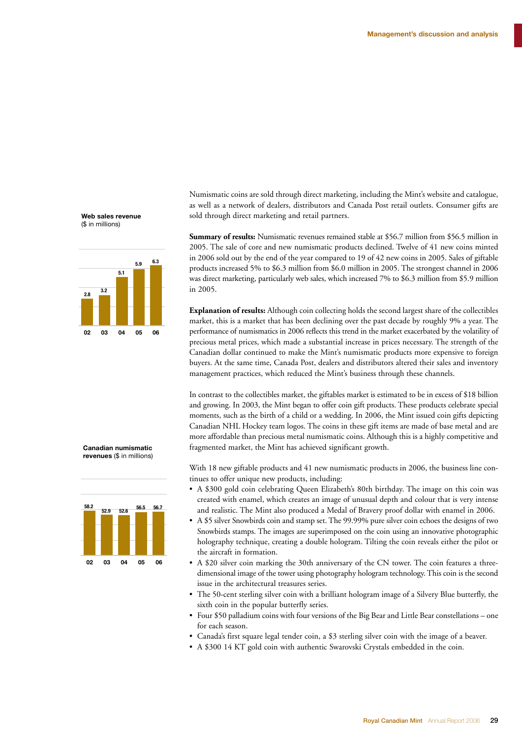**Web sales revenue** ($ in millions)

| 02 | 03 | 04 | 05 | 06 |
|---|---|---|---|---|
| 2.8 | 3.2 | 5.1 | 5.9 | 6.3 |

**Canadian numismatic revenues** ($ in millions)

| 02 | 03 | 04 | 05 | 06 |
|---|---|---|---|---|
| 58.2 | 52.9 | 52.6 | 56.5 | 56.7 |

Numismatic coins are sold through direct marketing, including the Mint's website and catalogue, as well as a network of dealers, distributors and Canada Post retail outlets. Consumer gifts are sold through direct marketing and retail partners.

**Summary of results:** Numismatic revenues remained stable at $56.7 million from $56.5 million in 2005. The sale of core and new numismatic products declined. Twelve of 41 new coins minted in 2006 sold out by the end of the year compared to 19 of 42 new coins in 2005. Sales of giftable products increased 5% to $6.3 million from $6.0 million in 2005. The strongest channel in 2006 was direct marketing, particularly web sales, which increased 7% to $6.3 million from $5.9 million in 2005.

**Explanation of results:** Although coin collecting holds the second largest share of the collectibles market, this is a market that has been declining over the past decade by roughly 9% a year. The performance of numismatics in 2006 reflects this trend in the market exacerbated by the volatility of precious metal prices, which made a substantial increase in prices necessary. The strength of the Canadian dollar continued to make the Mint's numismatic products more expensive to foreign buyers. At the same time, Canada Post, dealers and distributors altered their sales and inventory management practices, which reduced the Mint's business through these channels.

In contrast to the collectibles market, the giftables market is estimated to be in excess of $18 billion and growing. In 2003, the Mint began to offer coin gift products. These products celebrate special moments, such as the birth of a child or a wedding. In 2006, the Mint issued coin gifts depicting Canadian NHL Hockey team logos. The coins in these gift items are made of base metal and are more affordable than precious metal numismatic coins. Although this is a highly competitive and fragmented market, the Mint has achieved significant growth.

With 18 new giftable products and 41 new numismatic products in 2006, the business line continues to offer unique new products, including:

- A $300 gold coin celebrating Queen Elizabeth's 80th birthday. The image on this coin was created with enamel, which creates an image of unusual depth and colour that is very intense and realistic. The Mint also produced a Medal of Bravery proof dollar with enamel in 2006.
- A $5 silver Snowbirds coin and stamp set. The 99.99% pure silver coin echoes the designs of two Snowbirds stamps. The images are superimposed on the coin using an innovative photographic holography technique, creating a double hologram. Tilting the coin reveals either the pilot or the aircraft in formation.
- A $20 silver coin marking the 30th anniversary of the CN tower. The coin features a three-dimensional image of the tower using photography hologram technology. This coin is the second issue in the architectural treasures series.
- The 50-cent sterling silver coin with a brilliant hologram image of a Silvery Blue butterfly, the sixth coin in the popular butterfly series.
- Four $50 palladium coins with four versions of the Big Bear and Little Bear constellations – one for each season.
- Canada's first square legal tender coin, a $3 sterling silver coin with the image of a beaver.
- A $300 14 KT gold coin with authentic Swarovski Crystals embedded in the coin.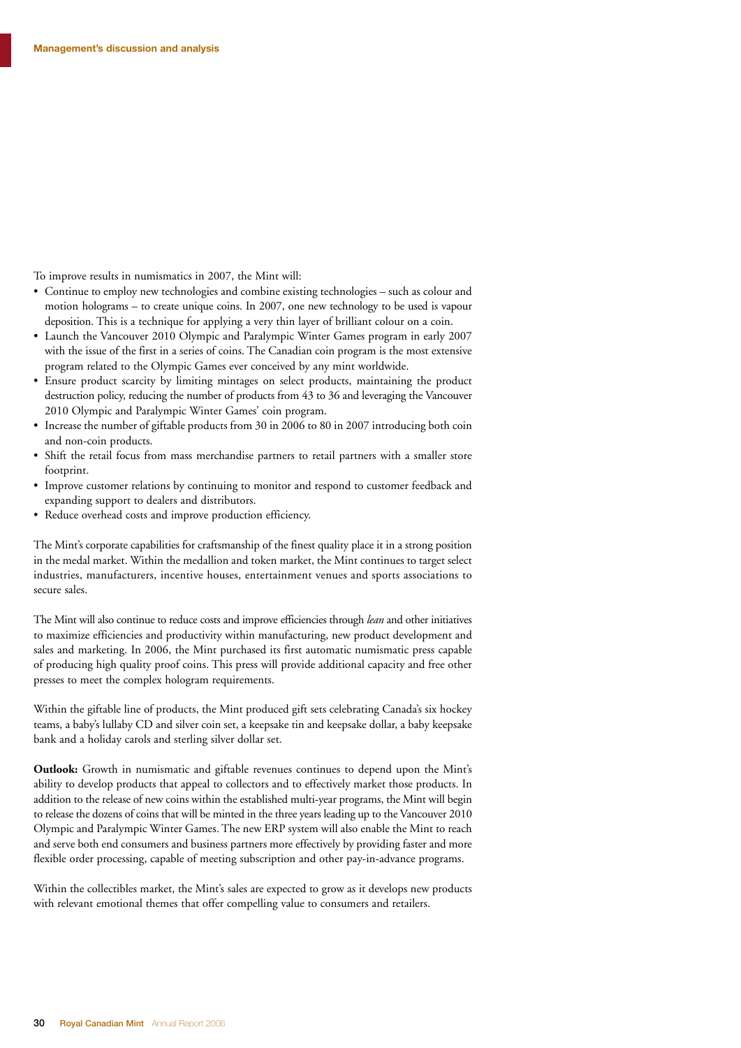To improve results in numismatics in 2007, the Mint will:

- Continue to employ new technologies and combine existing technologies – such as colour and motion holograms – to create unique coins. In 2007, one new technology to be used is vapour deposition. This is a technique for applying a very thin layer of brilliant colour on a coin.
- Launch the Vancouver 2010 Olympic and Paralympic Winter Games program in early 2007 with the issue of the first in a series of coins. The Canadian coin program is the most extensive program related to the Olympic Games ever conceived by any mint worldwide.
- Ensure product scarcity by limiting mintages on select products, maintaining the product destruction policy, reducing the number of products from 43 to 36 and leveraging the Vancouver 2010 Olympic and Paralympic Winter Games' coin program.
- Increase the number of giftable products from 30 in 2006 to 80 in 2007 introducing both coin and non-coin products.
- Shift the retail focus from mass merchandise partners to retail partners with a smaller store footprint.
- Improve customer relations by continuing to monitor and respond to customer feedback and expanding support to dealers and distributors.
- Reduce overhead costs and improve production efficiency.

The Mint's corporate capabilities for craftsmanship of the finest quality place it in a strong position in the medal market. Within the medallion and token market, the Mint continues to target select industries, manufacturers, incentive houses, entertainment venues and sports associations to secure sales.

The Mint will also continue to reduce costs and improve efficiencies through *lean* and other initiatives to maximize efficiencies and productivity within manufacturing, new product development and sales and marketing. In 2006, the Mint purchased its first automatic numismatic press capable of producing high quality proof coins. This press will provide additional capacity and free other presses to meet the complex hologram requirements.

Within the giftable line of products, the Mint produced gift sets celebrating Canada's six hockey teams, a baby's lullaby CD and silver coin set, a keepsake tin and keepsake dollar, a baby keepsake bank and a holiday carols and sterling silver dollar set.

**Outlook:** Growth in numismatic and giftable revenues continues to depend upon the Mint's ability to develop products that appeal to collectors and to effectively market those products. In addition to the release of new coins within the established multi-year programs, the Mint will begin to release the dozens of coins that will be minted in the three years leading up to the Vancouver 2010 Olympic and Paralympic Winter Games. The new ERP system will also enable the Mint to reach and serve both end consumers and business partners more effectively by providing faster and more flexible order processing, capable of meeting subscription and other pay-in-advance programs.

Within the collectibles market, the Mint's sales are expected to grow as it develops new products with relevant emotional themes that offer compelling value to consumers and retailers.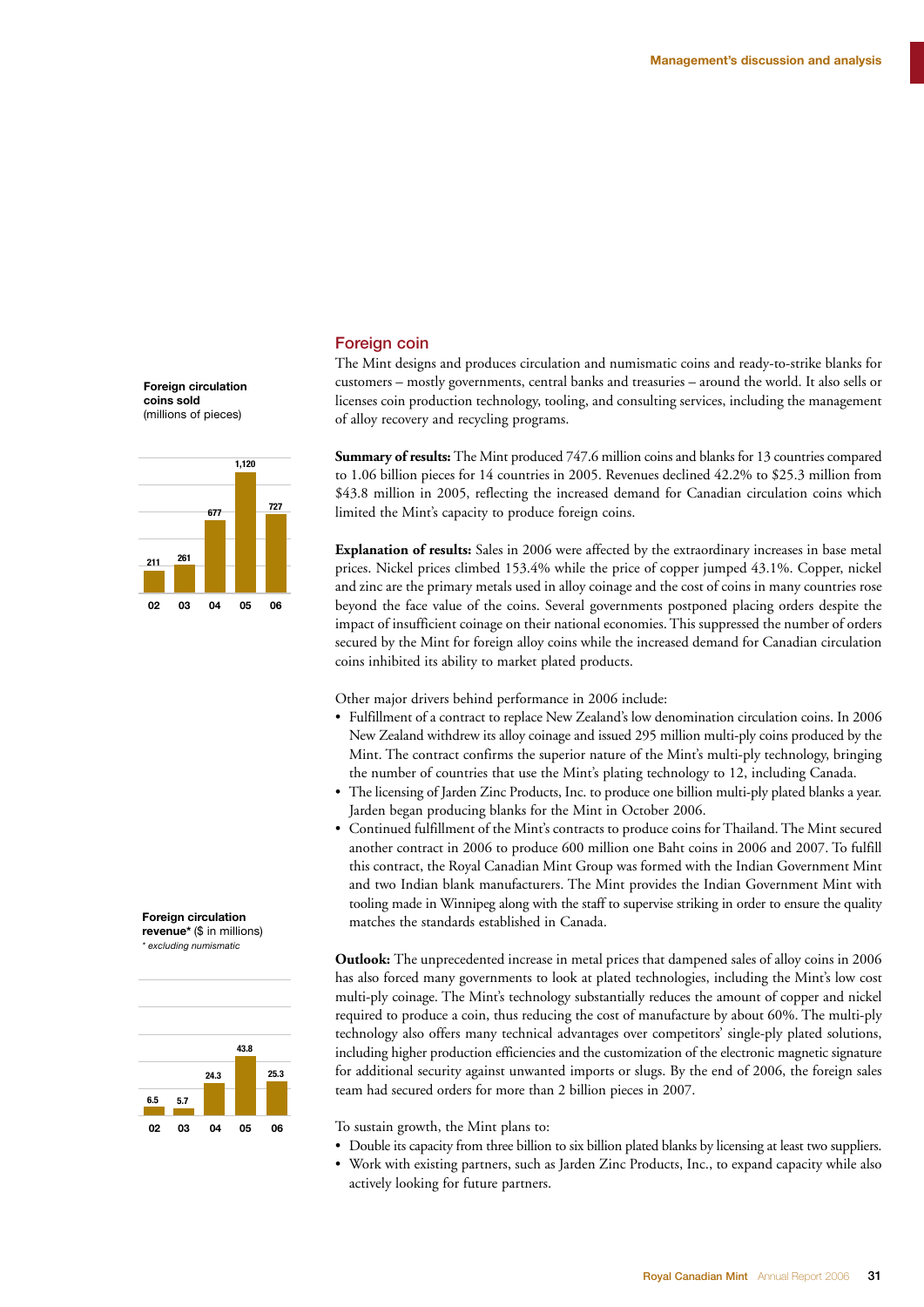## Foreign coin

The Mint designs and produces circulation and numismatic coins and ready-to-strike blanks for customers – mostly governments, central banks and treasuries – around the world. It also sells or licenses coin production technology, tooling, and consulting services, including the management of alloy recovery and recycling programs.

**Foreign circulation coins sold** (millions of pieces)

| 02 | 03 | 04 | 05 | 06 |
|---|---|---|---|---|
| 211 | 261 | 677 | 1,120 | 727 |

**Summary of results:** The Mint produced 747.6 million coins and blanks for 13 countries compared to 1.06 billion pieces for 14 countries in 2005. Revenues declined 42.2% to $25.3 million from $43.8 million in 2005, reflecting the increased demand for Canadian circulation coins which limited the Mint's capacity to produce foreign coins.

**Explanation of results:** Sales in 2006 were affected by the extraordinary increases in base metal prices. Nickel prices climbed 153.4% while the price of copper jumped 43.1%. Copper, nickel and zinc are the primary metals used in alloy coinage and the cost of coins in many countries rose beyond the face value of the coins. Several governments postponed placing orders despite the impact of insufficient coinage on their national economies. This suppressed the number of orders secured by the Mint for foreign alloy coins while the increased demand for Canadian circulation coins inhibited its ability to market plated products.

Other major drivers behind performance in 2006 include:

- Fulfillment of a contract to replace New Zealand's low denomination circulation coins. In 2006 New Zealand withdrew its alloy coinage and issued 295 million multi-ply coins produced by the Mint. The contract confirms the superior nature of the Mint's multi-ply technology, bringing the number of countries that use the Mint's plating technology to 12, including Canada.
- The licensing of Jarden Zinc Products, Inc. to produce one billion multi-ply plated blanks a year. Jarden began producing blanks for the Mint in October 2006.
- Continued fulfillment of the Mint's contracts to produce coins for Thailand. The Mint secured another contract in 2006 to produce 600 million one Baht coins in 2006 and 2007. To fulfill this contract, the Royal Canadian Mint Group was formed with the Indian Government Mint and two Indian blank manufacturers. The Mint provides the Indian Government Mint with tooling made in Winnipeg along with the staff to supervise striking in order to ensure the quality matches the standards established in Canada.

**Foreign circulation revenue*** ($ in millions)
*\* excluding numismatic*

| 02 | 03 | 04 | 05 | 06 |
|---|---|---|---|---|
| 6.5 | 5.7 | 24.3 | 43.8 | 25.3 |

**Outlook:** The unprecedented increase in metal prices that dampened sales of alloy coins in 2006 has also forced many governments to look at plated technologies, including the Mint's low cost multi-ply coinage. The Mint's technology substantially reduces the amount of copper and nickel required to produce a coin, thus reducing the cost of manufacture by about 60%. The multi-ply technology also offers many technical advantages over competitors' single-ply plated solutions, including higher production efficiencies and the customization of the electronic magnetic signature for additional security against unwanted imports or slugs. By the end of 2006, the foreign sales team had secured orders for more than 2 billion pieces in 2007.

To sustain growth, the Mint plans to:

- Double its capacity from three billion to six billion plated blanks by licensing at least two suppliers.
- Work with existing partners, such as Jarden Zinc Products, Inc., to expand capacity while also actively looking for future partners.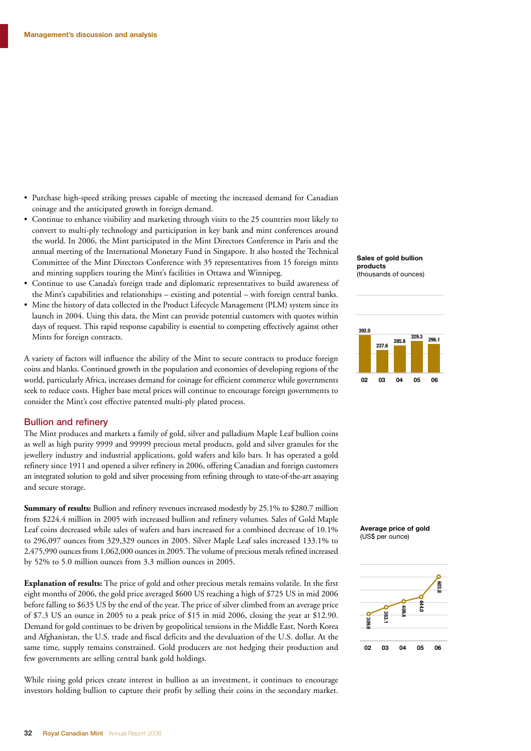- Purchase high-speed striking presses capable of meeting the increased demand for Canadian coinage and the anticipated growth in foreign demand.
- Continue to enhance visibility and marketing through visits to the 25 countries most likely to convert to multi-ply technology and participation in key bank and mint conferences around the world. In 2006, the Mint participated in the Mint Directors Conference in Paris and the annual meeting of the International Monetary Fund in Singapore. It also hosted the Technical Committee of the Mint Directors Conference with 35 representatives from 15 foreign mints and minting suppliers touring the Mint's facilities in Ottawa and Winnipeg.
- Continue to use Canada's foreign trade and diplomatic representatives to build awareness of the Mint's capabilities and relationships – existing and potential – with foreign central banks.
- Mine the history of data collected in the Product Lifecycle Management (PLM) system since its launch in 2004. Using this data, the Mint can provide potential customers with quotes within days of request. This rapid response capability is essential to competing effectively against other Mints for foreign contracts.

A variety of factors will influence the ability of the Mint to secure contracts to produce foreign coins and blanks. Continued growth in the population and economies of developing regions of the world, particularly Africa, increases demand for coinage for efficient commerce while governments seek to reduce costs. Higher base metal prices will continue to encourage foreign governments to consider the Mint's cost effective patented multi-ply plated process.

## Bullion and refinery

The Mint produces and markets a family of gold, silver and palladium Maple Leaf bullion coins as well as high purity 9999 and 99999 precious metal products, gold and silver granules for the jewellery industry and industrial applications, gold wafers and kilo bars. It has operated a gold refinery since 1911 and opened a silver refinery in 2006, offering Canadian and foreign customers an integrated solution to gold and silver processing from refining through to state-of-the-art assaying and secure storage.

**Summary of results:** Bullion and refinery revenues increased modestly by 25.1% to $280.7 million from $224.4 million in 2005 with increased bullion and refinery volumes. Sales of Gold Maple Leaf coins decreased while sales of wafers and bars increased for a combined decrease of 10.1% to 296,097 ounces from 329,329 ounces in 2005. Silver Maple Leaf sales increased 133.1% to 2,475,990 ounces from 1,062,000 ounces in 2005. The volume of precious metals refined increased by 52% to 5.0 million ounces from 3.3 million ounces in 2005.

**Explanation of results:** The price of gold and other precious metals remains volatile. In the first eight months of 2006, the gold price averaged $600 US reaching a high of $725 US in mid 2006 before falling to $635 US by the end of the year. The price of silver climbed from an average price of $7.3 US an ounce in 2005 to a peak price of $15 in mid 2006, closing the year at $12.90. Demand for gold continues to be driven by geopolitical tensions in the Middle East, North Korea and Afghanistan, the U.S. trade and fiscal deficits and the devaluation of the U.S. dollar. At the same time, supply remains constrained. Gold producers are not hedging their production and few governments are selling central bank gold holdings.

While rising gold prices create interest in bullion as an investment, it continues to encourage investors holding bullion to capture their profit by selling their coins in the secondary market.

**Sales of gold bullion products**
(thousands of ounces)

| Year | 02 | 03 | 04 | 05 | 06 |
|---|---|---|---|---|---|
| Ounces (thousands) | 392.0 | 237.6 | 285.8 | 329.3 | 296.1 |

**Average price of gold**
(US$ per ounce)

| Year | 02 | 03 | 04 | 05 | 06 |
|---|---|---|---|---|---|
| US$ per ounce | 309.9 | 363.1 | 409.4 | 444.0 | 603.8 |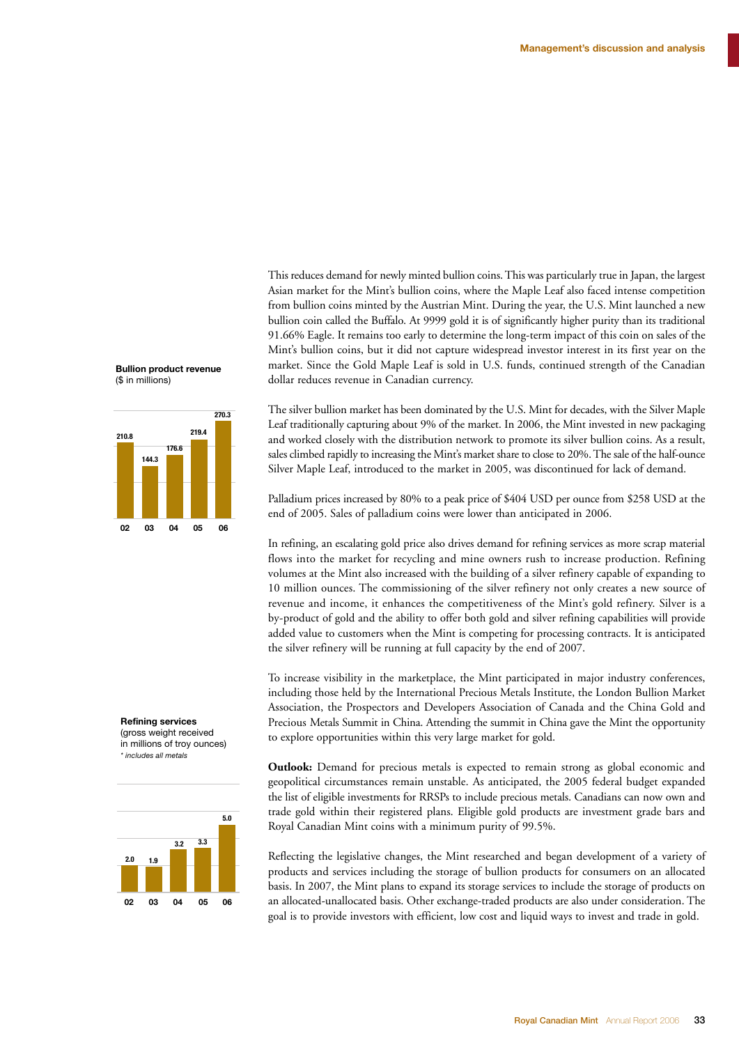This reduces demand for newly minted bullion coins. This was particularly true in Japan, the largest Asian market for the Mint's bullion coins, where the Maple Leaf also faced intense competition from bullion coins minted by the Austrian Mint. During the year, the U.S. Mint launched a new bullion coin called the Buffalo. At 9999 gold it is of significantly higher purity than its traditional 91.66% Eagle. It remains too early to determine the long-term impact of this coin on sales of the Mint's bullion coins, but it did not capture widespread investor interest in its first year on the market. Since the Gold Maple Leaf is sold in U.S. funds, continued strength of the Canadian dollar reduces revenue in Canadian currency.

**Bullion product revenue**
($ in millions)

| 02 | 03 | 04 | 05 | 06 |
|---|---|---|---|---|
| 210.8 | 144.3 | 176.6 | 219.4 | 270.3 |

The silver bullion market has been dominated by the U.S. Mint for decades, with the Silver Maple Leaf traditionally capturing about 9% of the market. In 2006, the Mint invested in new packaging and worked closely with the distribution network to promote its silver bullion coins. As a result, sales climbed rapidly to increasing the Mint's market share to close to 20%. The sale of the half-ounce Silver Maple Leaf, introduced to the market in 2005, was discontinued for lack of demand.

Palladium prices increased by 80% to a peak price of $404 USD per ounce from $258 USD at the end of 2005. Sales of palladium coins were lower than anticipated in 2006.

In refining, an escalating gold price also drives demand for refining services as more scrap material flows into the market for recycling and mine owners rush to increase production. Refining volumes at the Mint also increased with the building of a silver refinery capable of expanding to 10 million ounces. The commissioning of the silver refinery not only creates a new source of revenue and income, it enhances the competitiveness of the Mint's gold refinery. Silver is a by-product of gold and the ability to offer both gold and silver refining capabilities will provide added value to customers when the Mint is competing for processing contracts. It is anticipated the silver refinery will be running at full capacity by the end of 2007.

To increase visibility in the marketplace, the Mint participated in major industry conferences, including those held by the International Precious Metals Institute, the London Bullion Market Association, the Prospectors and Developers Association of Canada and the China Gold and Precious Metals Summit in China. Attending the summit in China gave the Mint the opportunity to explore opportunities within this very large market for gold.

**Refining services**
(gross weight received in millions of troy ounces)
*\* includes all metals*

| 02 | 03 | 04 | 05 | 06 |
|---|---|---|---|---|
| 2.0 | 1.9 | 3.2 | 3.3 | 5.0 |

**Outlook:** Demand for precious metals is expected to remain strong as global economic and geopolitical circumstances remain unstable. As anticipated, the 2005 federal budget expanded the list of eligible investments for RRSPs to include precious metals. Canadians can now own and trade gold within their registered plans. Eligible gold products are investment grade bars and Royal Canadian Mint coins with a minimum purity of 99.5%.

Reflecting the legislative changes, the Mint researched and began development of a variety of products and services including the storage of bullion products for consumers on an allocated basis. In 2007, the Mint plans to expand its storage services to include the storage of products on an allocated-unallocated basis. Other exchange-traded products are also under consideration. The goal is to provide investors with efficient, low cost and liquid ways to invest and trade in gold.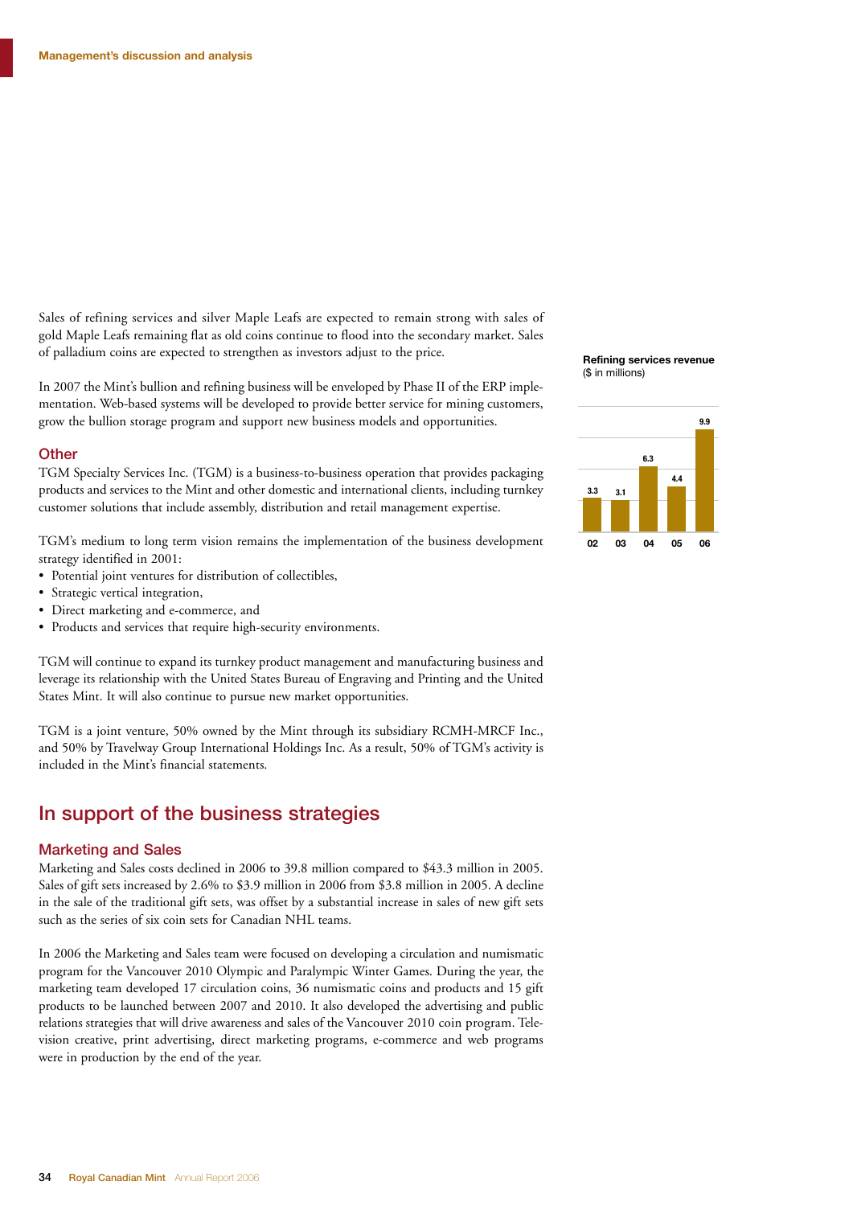Sales of refining services and silver Maple Leafs are expected to remain strong with sales of gold Maple Leafs remaining flat as old coins continue to flood into the secondary market. Sales of palladium coins are expected to strengthen as investors adjust to the price.

In 2007 the Mint's bullion and refining business will be enveloped by Phase II of the ERP implementation. Web-based systems will be developed to provide better service for mining customers, grow the bullion storage program and support new business models and opportunities.

**Refining services revenue**
($ in millions)

| 02 | 03 | 04 | 05 | 06 |
|---|---|---|---|---|
| 3.3 | 3.1 | 6.3 | 4.4 | 9.9 |

### Other

TGM Specialty Services Inc. (TGM) is a business-to-business operation that provides packaging products and services to the Mint and other domestic and international clients, including turnkey customer solutions that include assembly, distribution and retail management expertise.

TGM's medium to long term vision remains the implementation of the business development strategy identified in 2001:

- Potential joint ventures for distribution of collectibles,
- Strategic vertical integration,
- Direct marketing and e-commerce, and
- Products and services that require high-security environments.

TGM will continue to expand its turnkey product management and manufacturing business and leverage its relationship with the United States Bureau of Engraving and Printing and the United States Mint. It will also continue to pursue new market opportunities.

TGM is a joint venture, 50% owned by the Mint through its subsidiary RCMH-MRCF Inc., and 50% by Travelway Group International Holdings Inc. As a result, 50% of TGM's activity is included in the Mint's financial statements.

## In support of the business strategies

### Marketing and Sales

Marketing and Sales costs declined in 2006 to 39.8 million compared to $43.3 million in 2005. Sales of gift sets increased by 2.6% to $3.9 million in 2006 from $3.8 million in 2005. A decline in the sale of the traditional gift sets, was offset by a substantial increase in sales of new gift sets such as the series of six coin sets for Canadian NHL teams.

In 2006 the Marketing and Sales team were focused on developing a circulation and numismatic program for the Vancouver 2010 Olympic and Paralympic Winter Games. During the year, the marketing team developed 17 circulation coins, 36 numismatic coins and products and 15 gift products to be launched between 2007 and 2010. It also developed the advertising and public relations strategies that will drive awareness and sales of the Vancouver 2010 coin program. Television creative, print advertising, direct marketing programs, e-commerce and web programs were in production by the end of the year.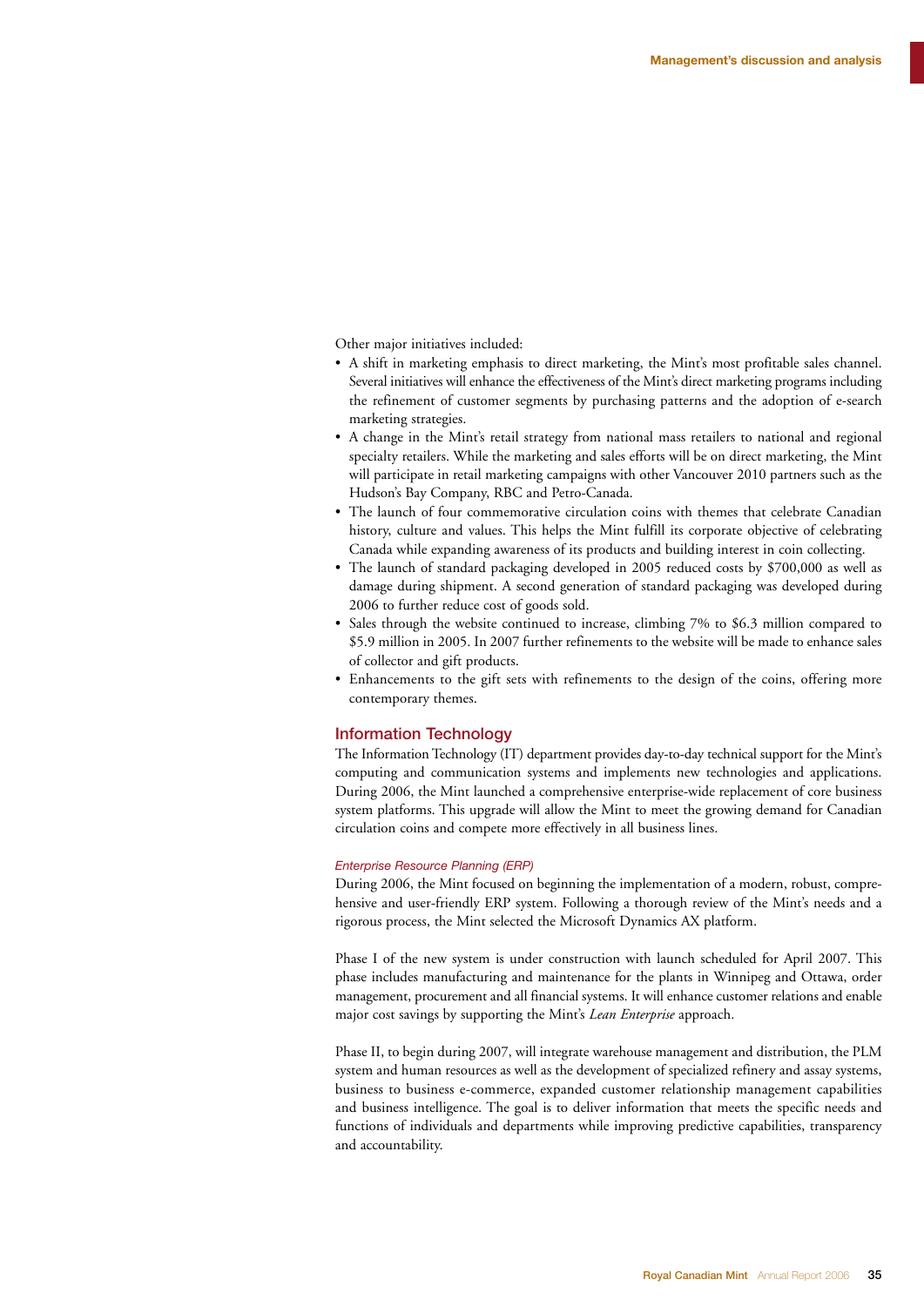Other major initiatives included:

- A shift in marketing emphasis to direct marketing, the Mint's most profitable sales channel. Several initiatives will enhance the effectiveness of the Mint's direct marketing programs including the refinement of customer segments by purchasing patterns and the adoption of e-search marketing strategies.
- A change in the Mint's retail strategy from national mass retailers to national and regional specialty retailers. While the marketing and sales efforts will be on direct marketing, the Mint will participate in retail marketing campaigns with other Vancouver 2010 partners such as the Hudson's Bay Company, RBC and Petro-Canada.
- The launch of four commemorative circulation coins with themes that celebrate Canadian history, culture and values. This helps the Mint fulfill its corporate objective of celebrating Canada while expanding awareness of its products and building interest in coin collecting.
- The launch of standard packaging developed in 2005 reduced costs by $700,000 as well as damage during shipment. A second generation of standard packaging was developed during 2006 to further reduce cost of goods sold.
- Sales through the website continued to increase, climbing 7% to $6.3 million compared to $5.9 million in 2005. In 2007 further refinements to the website will be made to enhance sales of collector and gift products.
- Enhancements to the gift sets with refinements to the design of the coins, offering more contemporary themes.

## Information Technology

The Information Technology (IT) department provides day-to-day technical support for the Mint's computing and communication systems and implements new technologies and applications. During 2006, the Mint launched a comprehensive enterprise-wide replacement of core business system platforms. This upgrade will allow the Mint to meet the growing demand for Canadian circulation coins and compete more effectively in all business lines.

### *Enterprise Resource Planning (ERP)*

During 2006, the Mint focused on beginning the implementation of a modern, robust, comprehensive and user-friendly ERP system. Following a thorough review of the Mint's needs and a rigorous process, the Mint selected the Microsoft Dynamics AX platform.

Phase I of the new system is under construction with launch scheduled for April 2007. This phase includes manufacturing and maintenance for the plants in Winnipeg and Ottawa, order management, procurement and all financial systems. It will enhance customer relations and enable major cost savings by supporting the Mint's *Lean Enterprise* approach.

Phase II, to begin during 2007, will integrate warehouse management and distribution, the PLM system and human resources as well as the development of specialized refinery and assay systems, business to business e-commerce, expanded customer relationship management capabilities and business intelligence. The goal is to deliver information that meets the specific needs and functions of individuals and departments while improving predictive capabilities, transparency and accountability.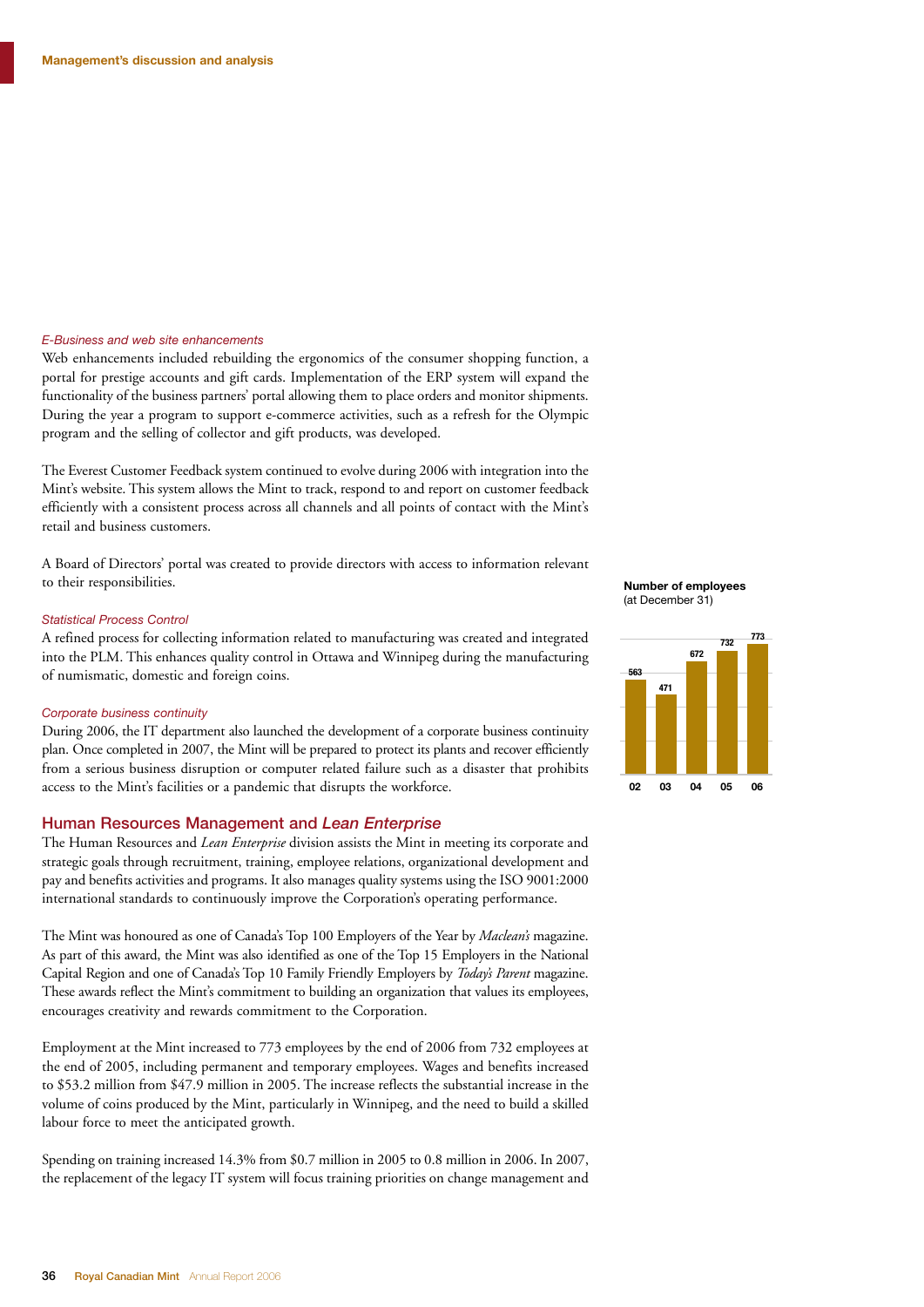*E-Business and web site enhancements*

Web enhancements included rebuilding the ergonomics of the consumer shopping function, a portal for prestige accounts and gift cards. Implementation of the ERP system will expand the functionality of the business partners' portal allowing them to place orders and monitor shipments. During the year a program to support e-commerce activities, such as a refresh for the Olympic program and the selling of collector and gift products, was developed.

The Everest Customer Feedback system continued to evolve during 2006 with integration into the Mint's website. This system allows the Mint to track, respond to and report on customer feedback efficiently with a consistent process across all channels and all points of contact with the Mint's retail and business customers.

A Board of Directors' portal was created to provide directors with access to information relevant to their responsibilities.

*Statistical Process Control*

A refined process for collecting information related to manufacturing was created and integrated into the PLM. This enhances quality control in Ottawa and Winnipeg during the manufacturing of numismatic, domestic and foreign coins.

*Corporate business continuity*

During 2006, the IT department also launched the development of a corporate business continuity plan. Once completed in 2007, the Mint will be prepared to protect its plants and recover efficiently from a serious business disruption or computer related failure such as a disaster that prohibits access to the Mint's facilities or a pandemic that disrupts the workforce.

## Human Resources Management and *Lean Enterprise*

The Human Resources and *Lean Enterprise* division assists the Mint in meeting its corporate and strategic goals through recruitment, training, employee relations, organizational development and pay and benefits activities and programs. It also manages quality systems using the ISO 9001:2000 international standards to continuously improve the Corporation's operating performance.

The Mint was honoured as one of Canada's Top 100 Employers of the Year by *Maclean's* magazine. As part of this award, the Mint was also identified as one of the Top 15 Employers in the National Capital Region and one of Canada's Top 10 Family Friendly Employers by *Today's Parent* magazine. These awards reflect the Mint's commitment to building an organization that values its employees, encourages creativity and rewards commitment to the Corporation.

Employment at the Mint increased to 773 employees by the end of 2006 from 732 employees at the end of 2005, including permanent and temporary employees. Wages and benefits increased to $53.2 million from $47.9 million in 2005. The increase reflects the substantial increase in the volume of coins produced by the Mint, particularly in Winnipeg, and the need to build a skilled labour force to meet the anticipated growth.

Spending on training increased 14.3% from $0.7 million in 2005 to 0.8 million in 2006. In 2007, the replacement of the legacy IT system will focus training priorities on change management and

**Number of employees**
(at December 31)

| 02 | 03 | 04 | 05 | 06 |
|---|---|---|---|---|
| 563 | 471 | 672 | 732 | 773 |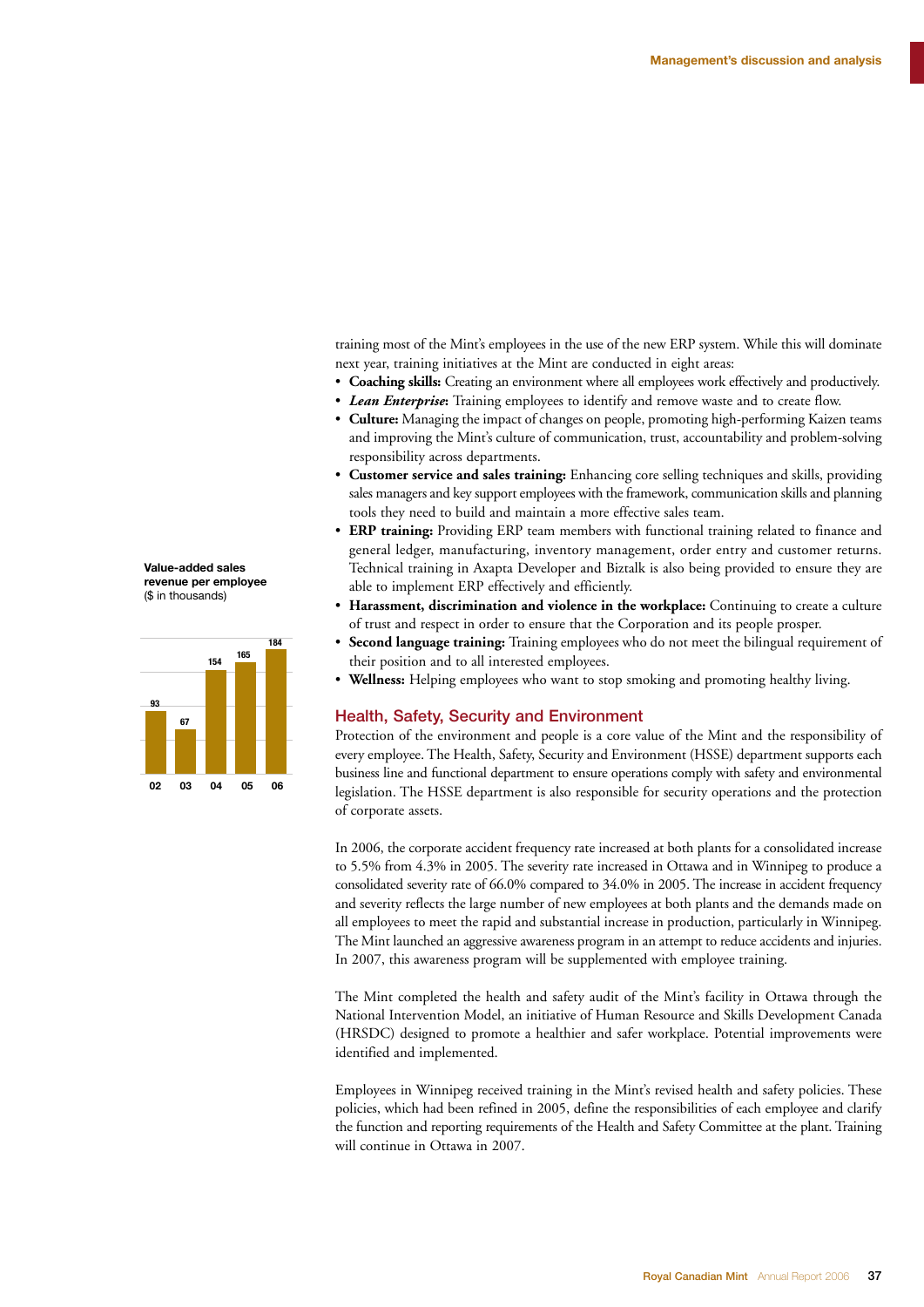training most of the Mint's employees in the use of the new ERP system. While this will dominate next year, training initiatives at the Mint are conducted in eight areas:

- **Coaching skills:** Creating an environment where all employees work effectively and productively.
- ***Lean Enterprise*:** Training employees to identify and remove waste and to create flow.
- **Culture:** Managing the impact of changes on people, promoting high-performing Kaizen teams and improving the Mint's culture of communication, trust, accountability and problem-solving responsibility across departments.
- **Customer service and sales training:** Enhancing core selling techniques and skills, providing sales managers and key support employees with the framework, communication skills and planning tools they need to build and maintain a more effective sales team.
- **ERP training:** Providing ERP team members with functional training related to finance and general ledger, manufacturing, inventory management, order entry and customer returns. Technical training in Axapta Developer and Biztalk is also being provided to ensure they are able to implement ERP effectively and efficiently.
- **Harassment, discrimination and violence in the workplace:** Continuing to create a culture of trust and respect in order to ensure that the Corporation and its people prosper.
- **Second language training:** Training employees who do not meet the bilingual requirement of their position and to all interested employees.
- **Wellness:** Helping employees who want to stop smoking and promoting healthy living.

**Value-added sales revenue per employee**
($ in thousands)

| Year | 02 | 03 | 04 | 05 | 06 |
|---|---|---|---|---|---|
| Value | 93 | 67 | 154 | 165 | 184 |

## Health, Safety, Security and Environment

Protection of the environment and people is a core value of the Mint and the responsibility of every employee. The Health, Safety, Security and Environment (HSSE) department supports each business line and functional department to ensure operations comply with safety and environmental legislation. The HSSE department is also responsible for security operations and the protection of corporate assets.

In 2006, the corporate accident frequency rate increased at both plants for a consolidated increase to 5.5% from 4.3% in 2005. The severity rate increased in Ottawa and in Winnipeg to produce a consolidated severity rate of 66.0% compared to 34.0% in 2005. The increase in accident frequency and severity reflects the large number of new employees at both plants and the demands made on all employees to meet the rapid and substantial increase in production, particularly in Winnipeg. The Mint launched an aggressive awareness program in an attempt to reduce accidents and injuries. In 2007, this awareness program will be supplemented with employee training.

The Mint completed the health and safety audit of the Mint's facility in Ottawa through the National Intervention Model, an initiative of Human Resource and Skills Development Canada (HRSDC) designed to promote a healthier and safer workplace. Potential improvements were identified and implemented.

Employees in Winnipeg received training in the Mint's revised health and safety policies. These policies, which had been refined in 2005, define the responsibilities of each employee and clarify the function and reporting requirements of the Health and Safety Committee at the plant. Training will continue in Ottawa in 2007.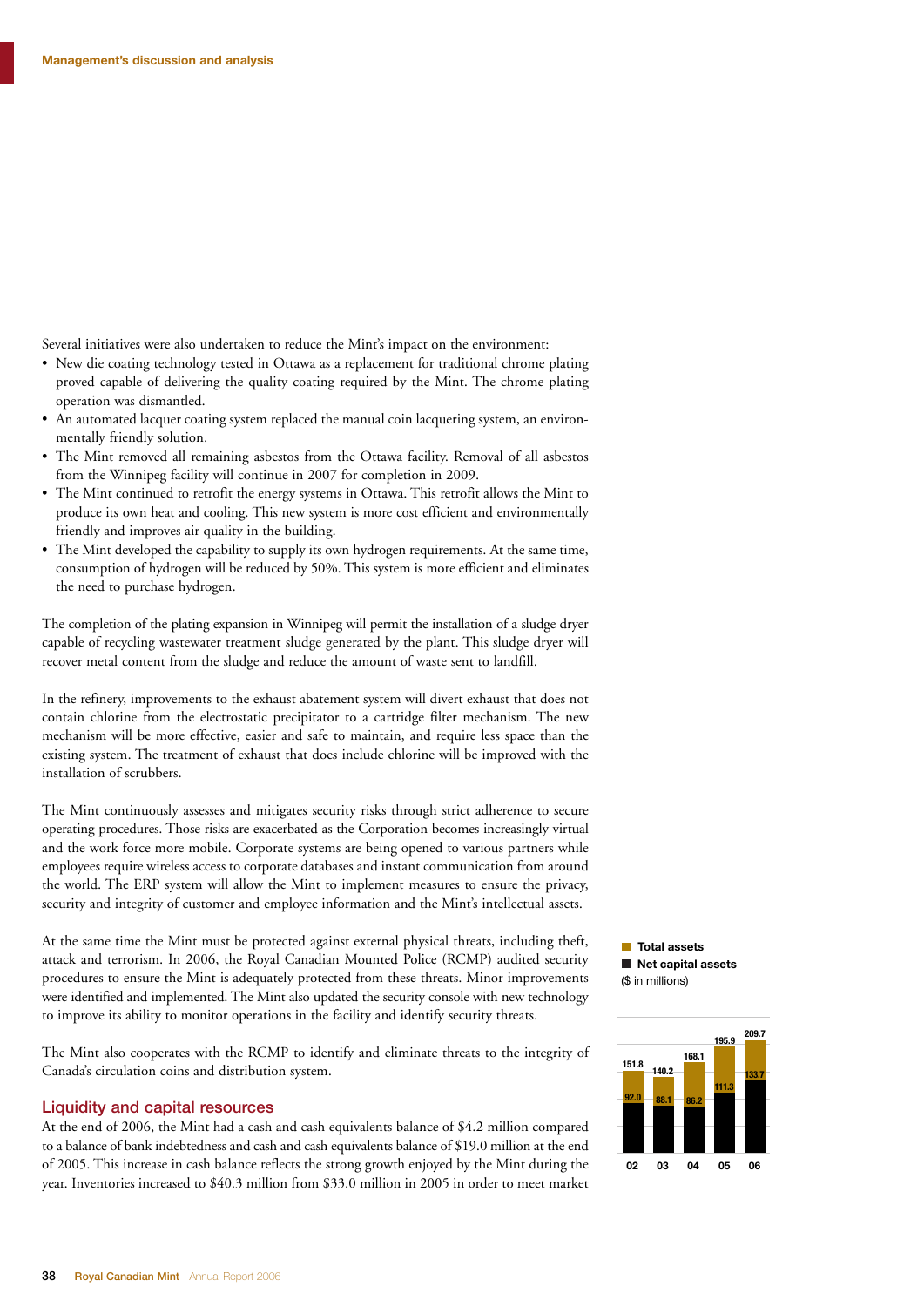Several initiatives were also undertaken to reduce the Mint's impact on the environment:

- New die coating technology tested in Ottawa as a replacement for traditional chrome plating proved capable of delivering the quality coating required by the Mint. The chrome plating operation was dismantled.
- An automated lacquer coating system replaced the manual coin lacquering system, an environmentally friendly solution.
- The Mint removed all remaining asbestos from the Ottawa facility. Removal of all asbestos from the Winnipeg facility will continue in 2007 for completion in 2009.
- The Mint continued to retrofit the energy systems in Ottawa. This retrofit allows the Mint to produce its own heat and cooling. This new system is more cost efficient and environmentally friendly and improves air quality in the building.
- The Mint developed the capability to supply its own hydrogen requirements. At the same time, consumption of hydrogen will be reduced by 50%. This system is more efficient and eliminates the need to purchase hydrogen.

The completion of the plating expansion in Winnipeg will permit the installation of a sludge dryer capable of recycling wastewater treatment sludge generated by the plant. This sludge dryer will recover metal content from the sludge and reduce the amount of waste sent to landfill.

In the refinery, improvements to the exhaust abatement system will divert exhaust that does not contain chlorine from the electrostatic precipitator to a cartridge filter mechanism. The new mechanism will be more effective, easier and safe to maintain, and require less space than the existing system. The treatment of exhaust that does include chlorine will be improved with the installation of scrubbers.

The Mint continuously assesses and mitigates security risks through strict adherence to secure operating procedures. Those risks are exacerbated as the Corporation becomes increasingly virtual and the work force more mobile. Corporate systems are being opened to various partners while employees require wireless access to corporate databases and instant communication from around the world. The ERP system will allow the Mint to implement measures to ensure the privacy, security and integrity of customer and employee information and the Mint's intellectual assets.

At the same time the Mint must be protected against external physical threats, including theft, attack and terrorism. In 2006, the Royal Canadian Mounted Police (RCMP) audited security procedures to ensure the Mint is adequately protected from these threats. Minor improvements were identified and implemented. The Mint also updated the security console with new technology to improve its ability to monitor operations in the facility and identify security threats.

The Mint also cooperates with the RCMP to identify and eliminate threats to the integrity of Canada's circulation coins and distribution system.

## Liquidity and capital resources

At the end of 2006, the Mint had a cash and cash equivalents balance of $4.2 million compared to a balance of bank indebtedness and cash and cash equivalents balance of $19.0 million at the end of 2005. This increase in cash balance reflects the strong growth enjoyed by the Mint during the year. Inventories increased to $40.3 million from $33.0 million in 2005 in order to meet market

**Total assets**
**Net capital assets**
($ in millions)

| | 02 | 03 | 04 | 05 | 06 |
|---|---|---|---|---|---|
| Total assets | 151.8 | 140.2 | 168.1 | 195.9 | 209.7 |
| Net capital assets | 92.0 | 88.1 | 86.2 | 111.3 | 133.7 |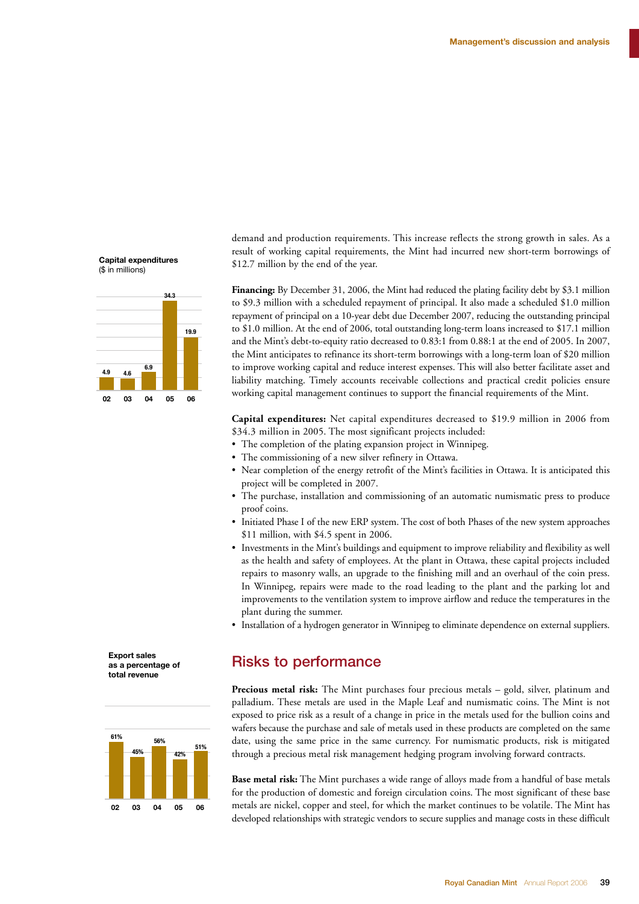demand and production requirements. This increase reflects the strong growth in sales. As a result of working capital requirements, the Mint had incurred new short-term borrowings of $12.7 million by the end of the year.

**Capital expenditures**
($ in millions)

| 02 | 03 | 04 | 05 | 06 |
|---|---|---|---|---|
| 4.9 | 4.6 | 6.9 | 34.3 | 19.9 |

**Financing:** By December 31, 2006, the Mint had reduced the plating facility debt by $3.1 million to $9.3 million with a scheduled repayment of principal. It also made a scheduled $1.0 million repayment of principal on a 10-year debt due December 2007, reducing the outstanding principal to $1.0 million. At the end of 2006, total outstanding long-term loans increased to $17.1 million and the Mint's debt-to-equity ratio decreased to 0.83:1 from 0.88:1 at the end of 2005. In 2007, the Mint anticipates to refinance its short-term borrowings with a long-term loan of $20 million to improve working capital and reduce interest expenses. This will also better facilitate asset and liability matching. Timely accounts receivable collections and practical credit policies ensure working capital management continues to support the financial requirements of the Mint.

**Capital expenditures:** Net capital expenditures decreased to $19.9 million in 2006 from $34.3 million in 2005. The most significant projects included:

- The completion of the plating expansion project in Winnipeg.
- The commissioning of a new silver refinery in Ottawa.
- Near completion of the energy retrofit of the Mint's facilities in Ottawa. It is anticipated this project will be completed in 2007.
- The purchase, installation and commissioning of an automatic numismatic press to produce proof coins.
- Initiated Phase I of the new ERP system. The cost of both Phases of the new system approaches $11 million, with $4.5 spent in 2006.
- Investments in the Mint's buildings and equipment to improve reliability and flexibility as well as the health and safety of employees. At the plant in Ottawa, these capital projects included repairs to masonry walls, an upgrade to the finishing mill and an overhaul of the coin press. In Winnipeg, repairs were made to the road leading to the plant and the parking lot and improvements to the ventilation system to improve airflow and reduce the temperatures in the plant during the summer.
- Installation of a hydrogen generator in Winnipeg to eliminate dependence on external suppliers.

**Export sales as a percentage of total revenue**

| 02 | 03 | 04 | 05 | 06 |
|---|---|---|---|---|
| 61% | 45% | 56% | 42% | 51% |

## Risks to performance

**Precious metal risk:** The Mint purchases four precious metals – gold, silver, platinum and palladium. These metals are used in the Maple Leaf and numismatic coins. The Mint is not exposed to price risk as a result of a change in price in the metals used for the bullion coins and wafers because the purchase and sale of metals used in these products are completed on the same date, using the same price in the same currency. For numismatic products, risk is mitigated through a precious metal risk management hedging program involving forward contracts.

**Base metal risk:** The Mint purchases a wide range of alloys made from a handful of base metals for the production of domestic and foreign circulation coins. The most significant of these base metals are nickel, copper and steel, for which the market continues to be volatile. The Mint has developed relationships with strategic vendors to secure supplies and manage costs in these difficult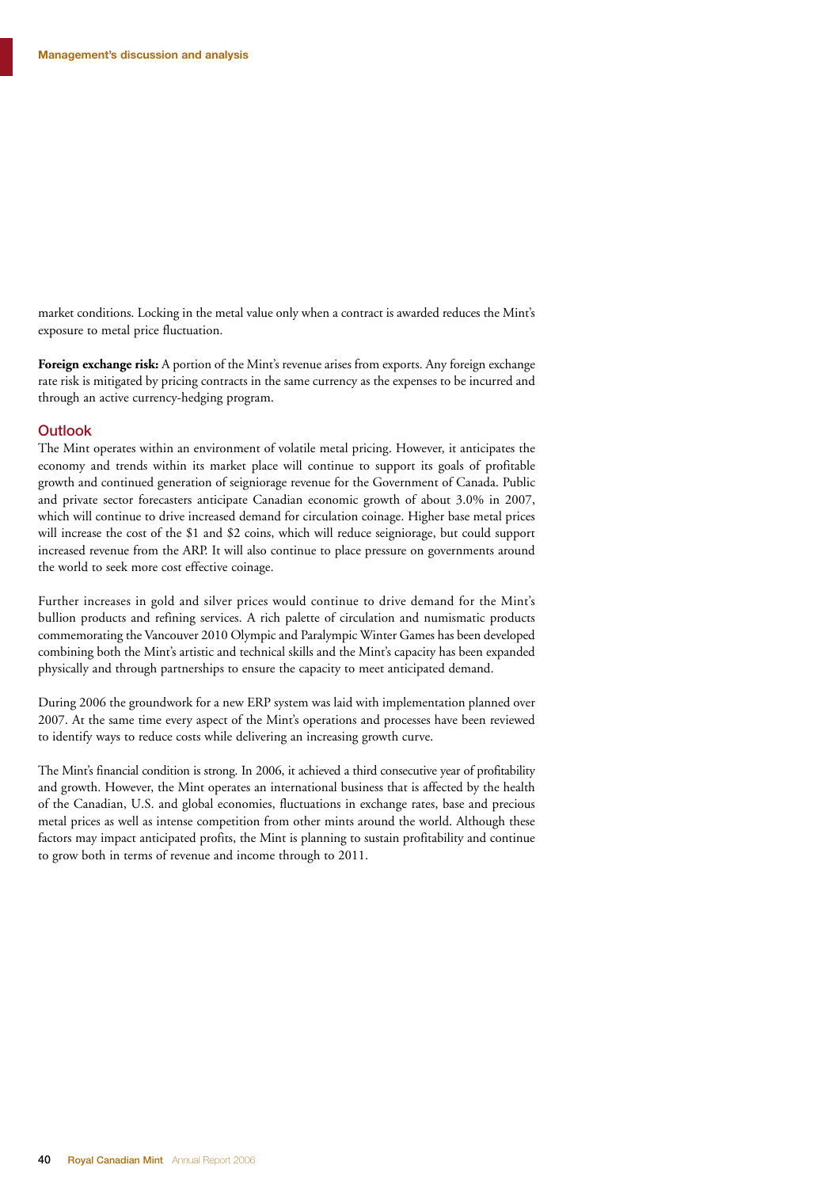market conditions. Locking in the metal value only when a contract is awarded reduces the Mint's exposure to metal price fluctuation.

**Foreign exchange risk:** A portion of the Mint's revenue arises from exports. Any foreign exchange rate risk is mitigated by pricing contracts in the same currency as the expenses to be incurred and through an active currency-hedging program.

## Outlook

The Mint operates within an environment of volatile metal pricing. However, it anticipates the economy and trends within its market place will continue to support its goals of profitable growth and continued generation of seigniorage revenue for the Government of Canada. Public and private sector forecasters anticipate Canadian economic growth of about 3.0% in 2007, which will continue to drive increased demand for circulation coinage. Higher base metal prices will increase the cost of the $1 and $2 coins, which will reduce seigniorage, but could support increased revenue from the ARP. It will also continue to place pressure on governments around the world to seek more cost effective coinage.

Further increases in gold and silver prices would continue to drive demand for the Mint's bullion products and refining services. A rich palette of circulation and numismatic products commemorating the Vancouver 2010 Olympic and Paralympic Winter Games has been developed combining both the Mint's artistic and technical skills and the Mint's capacity has been expanded physically and through partnerships to ensure the capacity to meet anticipated demand.

During 2006 the groundwork for a new ERP system was laid with implementation planned over 2007. At the same time every aspect of the Mint's operations and processes have been reviewed to identify ways to reduce costs while delivering an increasing growth curve.

The Mint's financial condition is strong. In 2006, it achieved a third consecutive year of profitability and growth. However, the Mint operates an international business that is affected by the health of the Canadian, U.S. and global economies, fluctuations in exchange rates, base and precious metal prices as well as intense competition from other mints around the world. Although these factors may impact anticipated profits, the Mint is planning to sustain profitability and continue to grow both in terms of revenue and income through to 2011.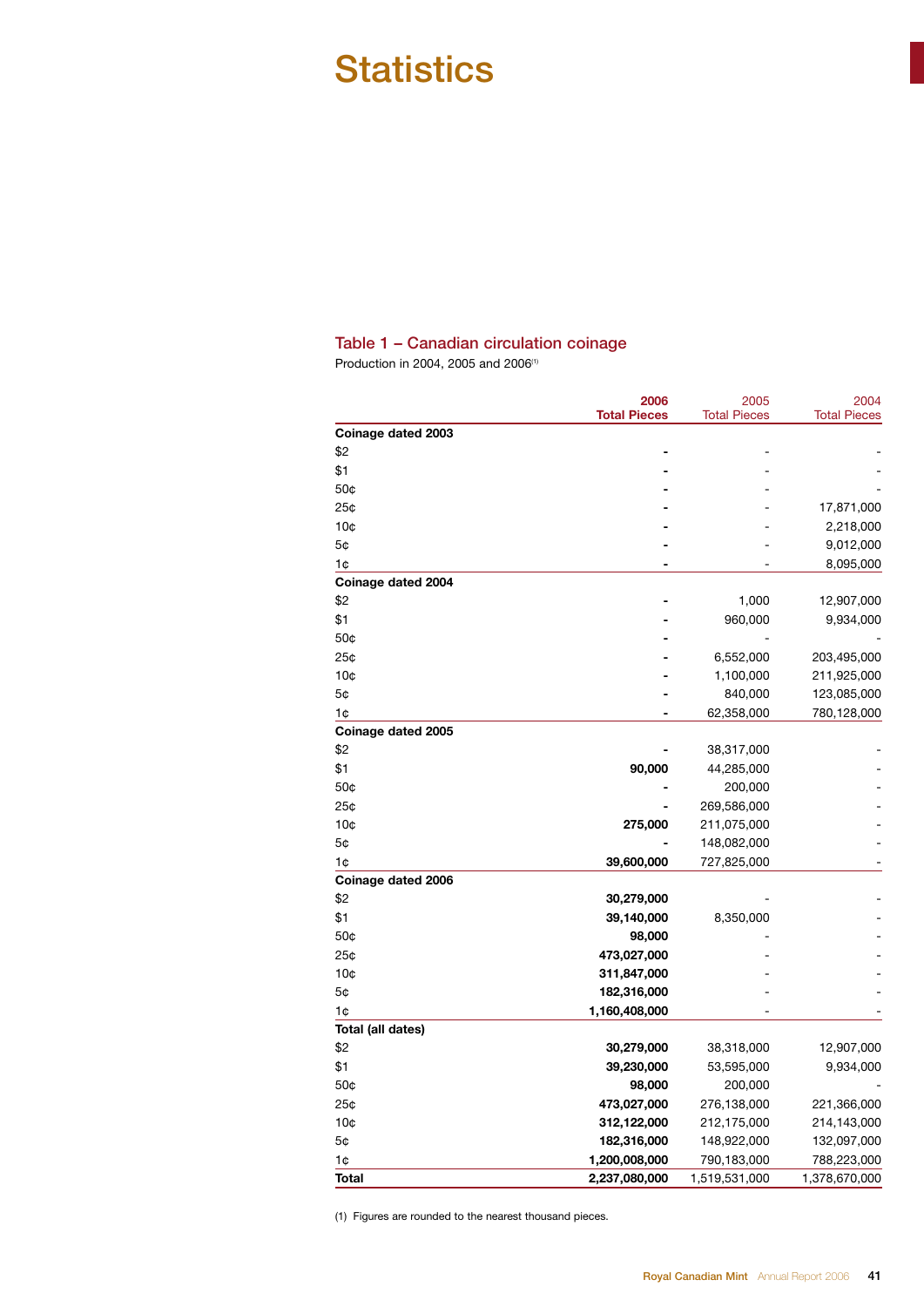# Statistics

## Table 1 – Canadian circulation coinage

Production in 2004, 2005 and 2006[1]

| | **2006 Total Pieces** | 2005 Total Pieces | 2004 Total Pieces |
|---|---|---|---|
| **Coinage dated 2003** | | | |
| $2 | **-** | - | - |
| $1 | **-** | - | - |
| 50¢ | **-** | - | - |
| 25¢ | **-** | - | 17,871,000 |
| 10¢ | **-** | - | 2,218,000 |
| 5¢ | **-** | - | 9,012,000 |
| 1¢ | **-** | - | 8,095,000 |
| **Coinage dated 2004** | | | |
| $2 | **-** | 1,000 | 12,907,000 |
| $1 | **-** | 960,000 | 9,934,000 |
| 50¢ | **-** | - | - |
| 25¢ | **-** | 6,552,000 | 203,495,000 |
| 10¢ | **-** | 1,100,000 | 211,925,000 |
| 5¢ | **-** | 840,000 | 123,085,000 |
| 1¢ | **-** | 62,358,000 | 780,128,000 |
| **Coinage dated 2005** | | | |
| $2 | **-** | 38,317,000 | - |
| $1 | **90,000** | 44,285,000 | - |
| 50¢ | **-** | 200,000 | - |
| 25¢ | **-** | 269,586,000 | - |
| 10¢ | **275,000** | 211,075,000 | - |
| 5¢ | **-** | 148,082,000 | - |
| 1¢ | **39,600,000** | 727,825,000 | - |
| **Coinage dated 2006** | | | |
| $2 | **30,279,000** | - | - |
| $1 | **39,140,000** | 8,350,000 | - |
| 50¢ | **98,000** | - | - |
| 25¢ | **473,027,000** | - | - |
| 10¢ | **311,847,000** | - | - |
| 5¢ | **182,316,000** | - | - |
| 1¢ | **1,160,408,000** | - | - |
| **Total (all dates)** | | | |
| $2 | **30,279,000** | 38,318,000 | 12,907,000 |
| $1 | **39,230,000** | 53,595,000 | 9,934,000 |
| 50¢ | **98,000** | 200,000 | - |
| 25¢ | **473,027,000** | 276,138,000 | 221,366,000 |
| 10¢ | **312,122,000** | 212,175,000 | 214,143,000 |
| 5¢ | **182,316,000** | 148,922,000 | 132,097,000 |
| 1¢ | **1,200,008,000** | 790,183,000 | 788,223,000 |
| **Total** | **2,237,080,000** | 1,519,531,000 | 1,378,670,000 |

(1) Figures are rounded to the nearest thousand pieces.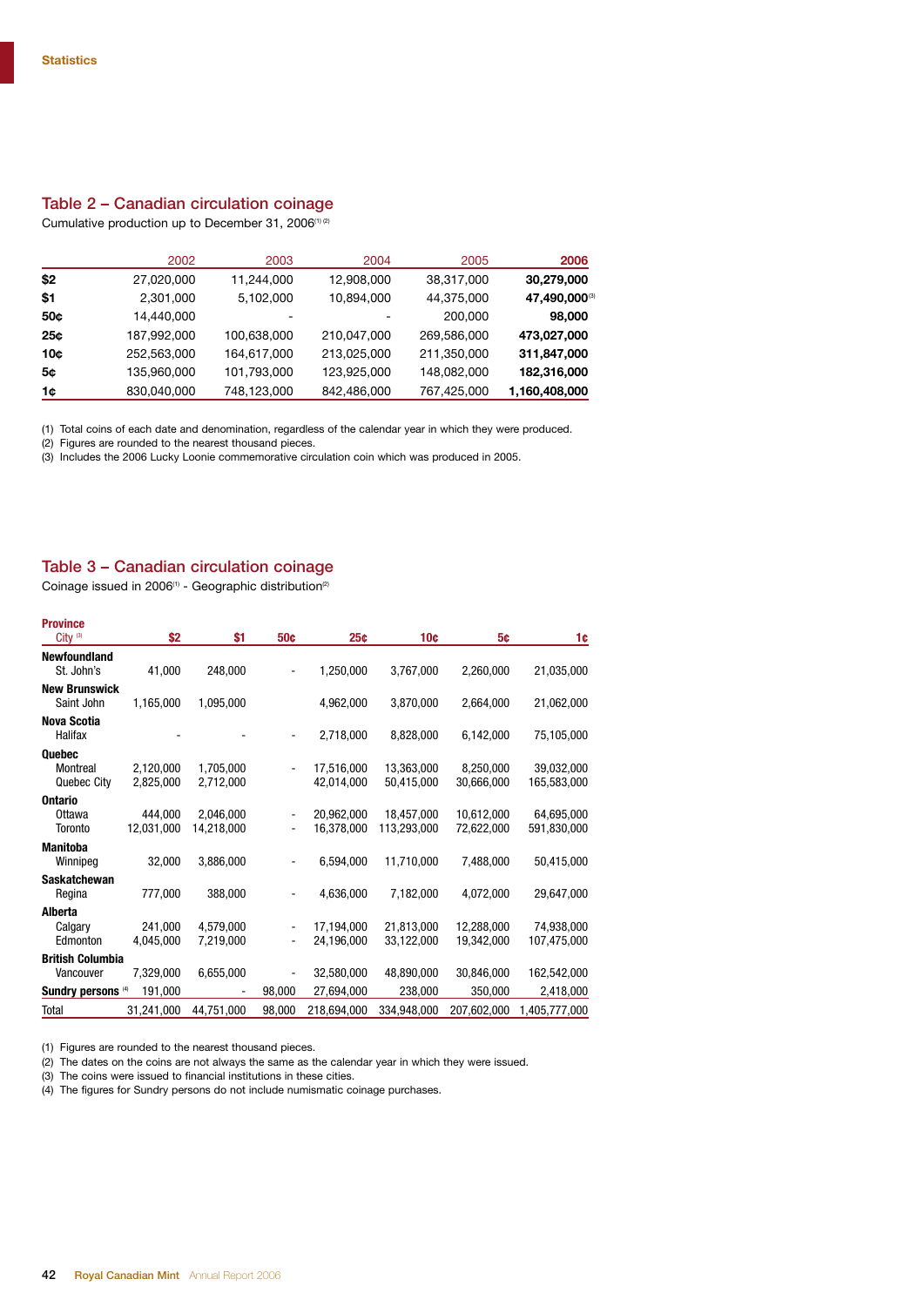Statistics

## Table 2 – Canadian circulation coinage

Cumulative production up to December 31, 2006[1][2]

| | 2002 | 2003 | 2004 | 2005 | **2006** |
|---|---|---|---|---|---|
| **$2** | 27,020,000 | 11,244,000 | 12,908,000 | 38,317,000 | **30,279,000** |
| **$1** | 2,301,000 | 5,102,000 | 10,894,000 | 44,375,000 | **47,490,000**[3] |
| **50¢** | 14,440,000 | - | - | 200,000 | **98,000** |
| **25¢** | 187,992,000 | 100,638,000 | 210,047,000 | 269,586,000 | **473,027,000** |
| **10¢** | 252,563,000 | 164,617,000 | 213,025,000 | 211,350,000 | **311,847,000** |
| **5¢** | 135,960,000 | 101,793,000 | 123,925,000 | 148,082,000 | **182,316,000** |
| **1¢** | 830,040,000 | 748,123,000 | 842,486,000 | 767,425,000 | **1,160,408,000** |

(1) Total coins of each date and denomination, regardless of the calendar year in which they were produced.
(2) Figures are rounded to the nearest thousand pieces.
(3) Includes the 2006 Lucky Loonie commemorative circulation coin which was produced in 2005.

## Table 3 – Canadian circulation coinage

Coinage issued in 2006[1] - Geographic distribution[2]

| **Province** City[3] | **$2** | **$1** | **50¢** | **25¢** | **10¢** | **5¢** | **1¢** |
|---|---|---|---|---|---|---|---|
| **Newfoundland** | | | | | | | |
| St. John's | 41,000 | 248,000 | - | 1,250,000 | 3,767,000 | 2,260,000 | 21,035,000 |
| **New Brunswick** | | | | | | | |
| Saint John | 1,165,000 | 1,095,000 | | 4,962,000 | 3,870,000 | 2,664,000 | 21,062,000 |
| **Nova Scotia** | | | | | | | |
| Halifax | - | - | - | 2,718,000 | 8,828,000 | 6,142,000 | 75,105,000 |
| **Quebec** | | | | | | | |
| Montreal | 2,120,000 | 1,705,000 | - | 17,516,000 | 13,363,000 | 8,250,000 | 39,032,000 |
| Quebec City | 2,825,000 | 2,712,000 | | 42,014,000 | 50,415,000 | 30,666,000 | 165,583,000 |
| **Ontario** | | | | | | | |
| Ottawa | 444,000 | 2,046,000 | - | 20,962,000 | 18,457,000 | 10,612,000 | 64,695,000 |
| Toronto | 12,031,000 | 14,218,000 | - | 16,378,000 | 113,293,000 | 72,622,000 | 591,830,000 |
| **Manitoba** | | | | | | | |
| Winnipeg | 32,000 | 3,886,000 | - | 6,594,000 | 11,710,000 | 7,488,000 | 50,415,000 |
| **Saskatchewan** | | | | | | | |
| Regina | 777,000 | 388,000 | - | 4,636,000 | 7,182,000 | 4,072,000 | 29,647,000 |
| **Alberta** | | | | | | | |
| Calgary | 241,000 | 4,579,000 | - | 17,194,000 | 21,813,000 | 12,288,000 | 74,938,000 |
| Edmonton | 4,045,000 | 7,219,000 | - | 24,196,000 | 33,122,000 | 19,342,000 | 107,475,000 |
| **British Columbia** | | | | | | | |
| Vancouver | 7,329,000 | 6,655,000 | - | 32,580,000 | 48,890,000 | 30,846,000 | 162,542,000 |
| **Sundry persons**[4] | 191,000 | - | 98,000 | 27,694,000 | 238,000 | 350,000 | 2,418,000 |
| Total | 31,241,000 | 44,751,000 | 98,000 | 218,694,000 | 334,948,000 | 207,602,000 | 1,405,777,000 |

(1) Figures are rounded to the nearest thousand pieces.
(2) The dates on the coins are not always the same as the calendar year in which they were issued.
(3) The coins were issued to financial institutions in these cities.
(4) The figures for Sundry persons do not include numismatic coinage purchases.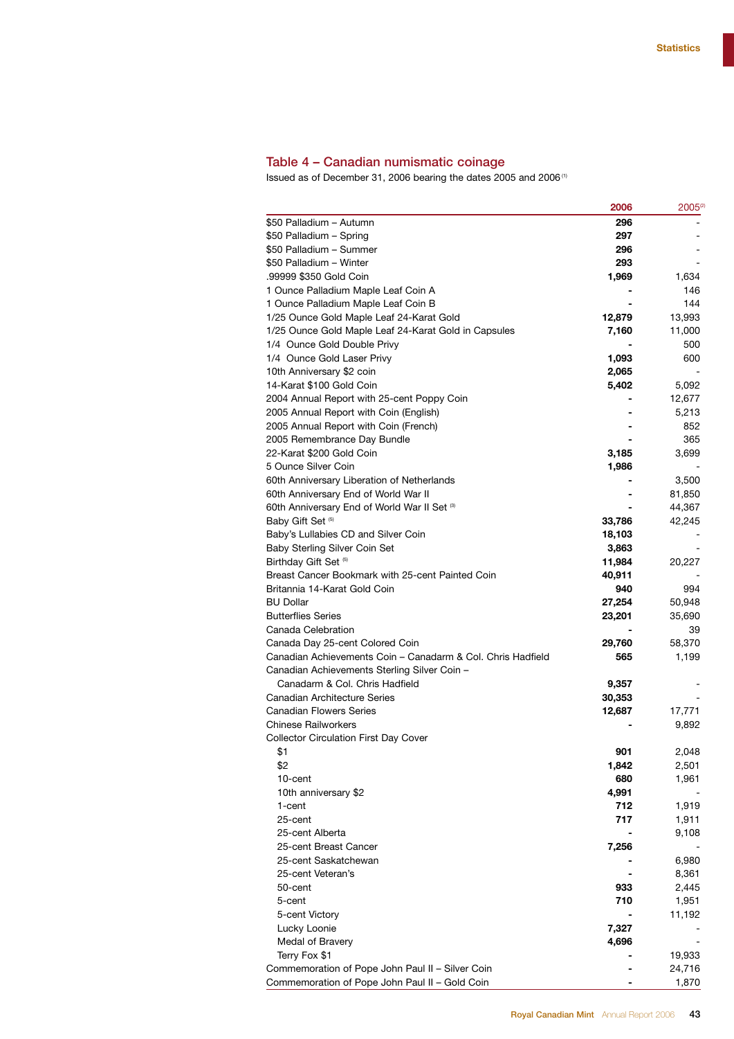## Table 4 – Canadian numismatic coinage

Issued as of December 31, 2006 bearing the dates 2005 and 2006 [1]

| | 2006 | 2005[2] |
|---|---|---|
| $50 Palladium – Autumn | **296** | - |
| $50 Palladium – Spring | **297** | - |
| $50 Palladium – Summer | **296** | - |
| $50 Palladium – Winter | **293** | - |
| .99999 $350 Gold Coin | **1,969** | 1,634 |
| 1 Ounce Palladium Maple Leaf Coin A | **-** | 146 |
| 1 Ounce Palladium Maple Leaf Coin B | **-** | 144 |
| 1/25 Ounce Gold Maple Leaf 24-Karat Gold | **12,879** | 13,993 |
| 1/25 Ounce Gold Maple Leaf 24-Karat Gold in Capsules | **7,160** | 11,000 |
| 1/4 Ounce Gold Double Privy | **-** | 500 |
| 1/4 Ounce Gold Laser Privy | **1,093** | 600 |
| 10th Anniversary $2 coin | **2,065** | - |
| 14-Karat $100 Gold Coin | **5,402** | 5,092 |
| 2004 Annual Report with 25-cent Poppy Coin | **-** | 12,677 |
| 2005 Annual Report with Coin (English) | **-** | 5,213 |
| 2005 Annual Report with Coin (French) | **-** | 852 |
| 2005 Remembrance Day Bundle | **-** | 365 |
| 22-Karat $200 Gold Coin | **3,185** | 3,699 |
| 5 Ounce Silver Coin | **1,986** | - |
| 60th Anniversary Liberation of Netherlands | **-** | 3,500 |
| 60th Anniversary End of World War II | **-** | 81,850 |
| 60th Anniversary End of World War II Set [3] | **-** | 44,367 |
| Baby Gift Set [5] | **33,786** | 42,245 |
| Baby's Lullabies CD and Silver Coin | **18,103** | - |
| Baby Sterling Silver Coin Set | **3,863** | - |
| Birthday Gift Set [5] | **11,984** | 20,227 |
| Breast Cancer Bookmark with 25-cent Painted Coin | **40,911** | - |
| Britannia 14-Karat Gold Coin | **940** | 994 |
| BU Dollar | **27,254** | 50,948 |
| Butterflies Series | **23,201** | 35,690 |
| Canada Celebration | **-** | 39 |
| Canada Day 25-cent Colored Coin | **29,760** | 58,370 |
| Canadian Achievements Coin – Canadarm & Col. Chris Hadfield | **565** | 1,199 |
| Canadian Achievements Sterling Silver Coin – Canadarm & Col. Chris Hadfield | **9,357** | - |
| Canadian Architecture Series | **30,353** | - |
| Canadian Flowers Series | **12,687** | 17,771 |
| Chinese Railworkers | **-** | 9,892 |
| Collector Circulation First Day Cover | | |
| $1 | **901** | 2,048 |
| $2 | **1,842** | 2,501 |
| 10-cent | **680** | 1,961 |
| 10th anniversary $2 | **4,991** | - |
| 1-cent | **712** | 1,919 |
| 25-cent | **717** | 1,911 |
| 25-cent Alberta | **-** | 9,108 |
| 25-cent Breast Cancer | **7,256** | - |
| 25-cent Saskatchewan | **-** | 6,980 |
| 25-cent Veteran's | **-** | 8,361 |
| 50-cent | **933** | 2,445 |
| 5-cent | **710** | 1,951 |
| 5-cent Victory | **-** | 11,192 |
| Lucky Loonie | **7,327** | - |
| Medal of Bravery | **4,696** | - |
| Terry Fox $1 | **-** | 19,933 |
| Commemoration of Pope John Paul II – Silver Coin | **-** | 24,716 |
| Commemoration of Pope John Paul II – Gold Coin | **-** | 1,870 |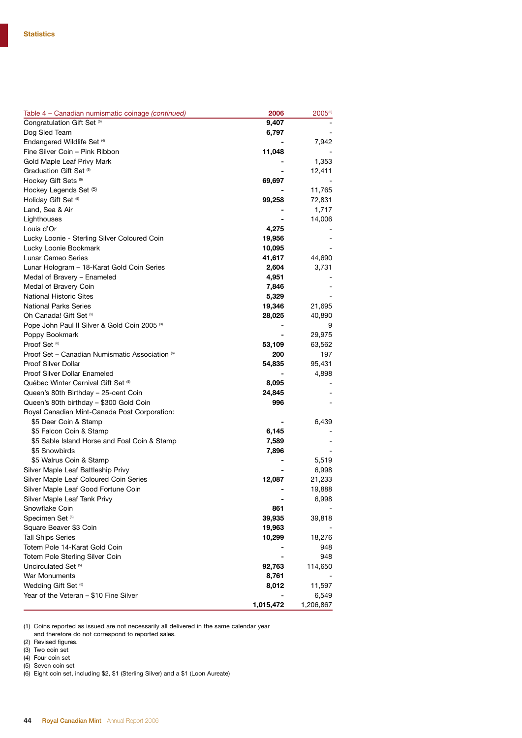| Table 4 – Canadian numismatic coinage *(continued)* | 2006 | 2005[2] |
|---|---|---|
| Congratulation Gift Set [5] | **9,407** | - |
| Dog Sled Team | **6,797** | - |
| Endangered Wildlife Set [4] | **-** | 7,942 |
| Fine Silver Coin – Pink Ribbon | **11,048** | - |
| Gold Maple Leaf Privy Mark | **-** | 1,353 |
| Graduation Gift Set [5] | **-** | 12,411 |
| Hockey Gift Sets [5] | **69,697** | - |
| Hockey Legends Set [5] | **-** | 11,765 |
| Holiday Gift Set [5] | **99,258** | 72,831 |
| Land, Sea & Air | **-** | 1,717 |
| Lighthouses | **-** | 14,006 |
| Louis d'Or | **4,275** | - |
| Lucky Loonie - Sterling Silver Coloured Coin | **19,956** | - |
| Lucky Loonie Bookmark | **10,095** | - |
| Lunar Cameo Series | **41,617** | 44,690 |
| Lunar Hologram – 18-Karat Gold Coin Series | **2,604** | 3,731 |
| Medal of Bravery – Enameled | **4,951** | - |
| Medal of Bravery Coin | **7,846** | - |
| National Historic Sites | **5,329** | - |
| National Parks Series | **19,346** | 21,695 |
| Oh Canada! Gift Set [5] | **28,025** | 40,890 |
| Pope John Paul II Silver & Gold Coin 2005 [3] | **-** | 9 |
| Poppy Bookmark | **-** | 29,975 |
| Proof Set [6] | **53,109** | 63,562 |
| Proof Set – Canadian Numismatic Association [6] | **200** | 197 |
| Proof Silver Dollar | **54,835** | 95,431 |
| Proof Silver Dollar Enameled | **-** | 4,898 |
| Québec Winter Carnival Gift Set [5] | **8,095** | - |
| Queen's 80th Birthday – 25-cent Coin | **24,845** | - |
| Queen's 80th birthday – $300 Gold Coin | **996** | - |
| Royal Canadian Mint-Canada Post Corporation: | | |
| $5 Deer Coin & Stamp | **-** | 6,439 |
| $5 Falcon Coin & Stamp | **6,145** | - |
| $5 Sable Island Horse and Foal Coin & Stamp | **7,589** | - |
| $5 Snowbirds | **7,896** | - |
| $5 Walrus Coin & Stamp | **-** | 5,519 |
| Silver Maple Leaf Battleship Privy | **-** | 6,998 |
| Silver Maple Leaf Coloured Coin Series | **12,087** | 21,233 |
| Silver Maple Leaf Good Fortune Coin | **-** | 19,888 |
| Silver Maple Leaf Tank Privy | **-** | 6,998 |
| Snowflake Coin | **861** | - |
| Specimen Set [5] | **39,935** | 39,818 |
| Square Beaver $3 Coin | **19,963** | - |
| Tall Ships Series | **10,299** | 18,276 |
| Totem Pole 14-Karat Gold Coin | **-** | 948 |
| Totem Pole Sterling Silver Coin | **-** | 948 |
| Uncirculated Set [5] | **92,763** | 114,650 |
| War Monuments | **8,761** | - |
| Wedding Gift Set [5] | **8,012** | 11,597 |
| Year of the Veteran – $10 Fine Silver | **-** | 6,549 |
| | **1,015,472** | 1,206,867 |

(1) Coins reported as issued are not necessarily all delivered in the same calendar year and therefore do not correspond to reported sales.
(2) Revised figures.
(3) Two coin set
(4) Four coin set
(5) Seven coin set
(6) Eight coin set, including $2, $1 (Sterling Silver) and a $1 (Loon Aureate)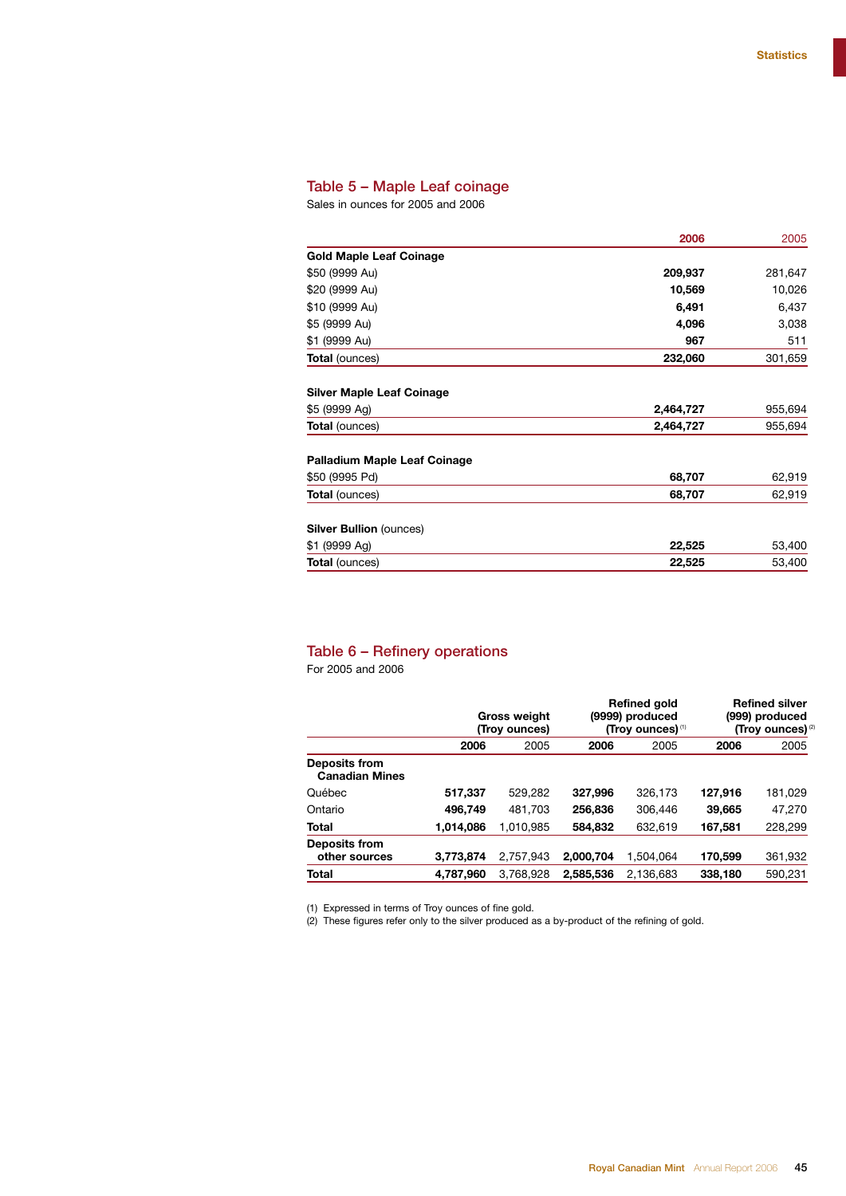## Table 5 – Maple Leaf coinage

Sales in ounces for 2005 and 2006

| | 2006 | 2005 |
|---|---|---|
| **Gold Maple Leaf Coinage** | | |
| $50 (9999 Au) | **209,937** | 281,647 |
| $20 (9999 Au) | **10,569** | 10,026 |
| $10 (9999 Au) | **6,491** | 6,437 |
| $5 (9999 Au) | **4,096** | 3,038 |
| $1 (9999 Au) | **967** | 511 |
| **Total** (ounces) | **232,060** | 301,659 |
| **Silver Maple Leaf Coinage** | | |
| $5 (9999 Ag) | **2,464,727** | 955,694 |
| **Total** (ounces) | **2,464,727** | 955,694 |
| **Palladium Maple Leaf Coinage** | | |
| $50 (9995 Pd) | **68,707** | 62,919 |
| **Total** (ounces) | **68,707** | 62,919 |
| **Silver Bullion** (ounces) | | |
| $1 (9999 Ag) | **22,525** | 53,400 |
| **Total** (ounces) | **22,525** | 53,400 |

## Table 6 – Refinery operations

For 2005 and 2006

| | Gross weight (Troy ounces) | | Refined gold (9999) produced (Troy ounces) [1] | | Refined silver (999) produced (Troy ounces) [2] | |
|---|---|---|---|---|---|---|
| | 2006 | 2005 | 2006 | 2005 | 2006 | 2005 |
| **Deposits from Canadian Mines** | | | | | | |
| Québec | **517,337** | 529,282 | **327,996** | 326,173 | **127,916** | 181,029 |
| Ontario | **496,749** | 481,703 | **256,836** | 306,446 | **39,665** | 47,270 |
| **Total** | **1,014,086** | 1,010,985 | **584,832** | 632,619 | **167,581** | 228,299 |
| **Deposits from other sources** | **3,773,874** | 2,757,943 | **2,000,704** | 1,504,064 | **170,599** | 361,932 |
| **Total** | **4,787,960** | 3,768,928 | **2,585,536** | 2,136,683 | **338,180** | 590,231 |

(1) Expressed in terms of Troy ounces of fine gold.
(2) These figures refer only to the silver produced as a by-product of the refining of gold.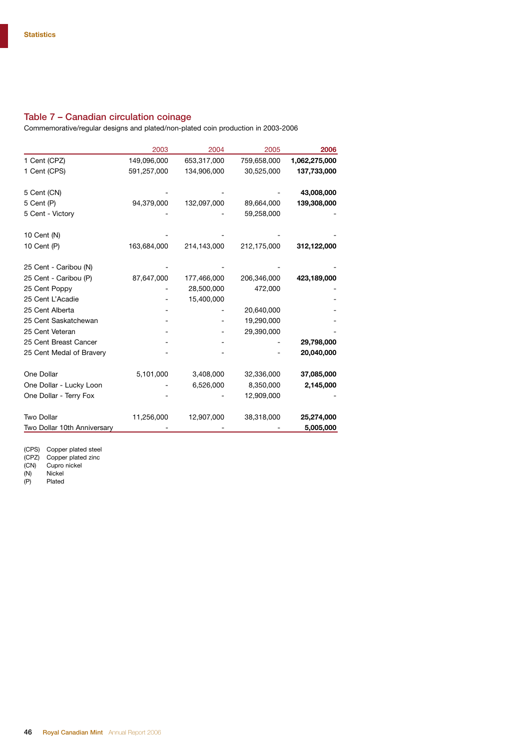## Table 7 – Canadian circulation coinage

Commemorative/regular designs and plated/non-plated coin production in 2003-2006

| | 2003 | 2004 | 2005 | **2006** |
|---|---|---|---|---|
| 1 Cent (CPZ) | 149,096,000 | 653,317,000 | 759,658,000 | **1,062,275,000** |
| 1 Cent (CPS) | 591,257,000 | 134,906,000 | 30,525,000 | **137,733,000** |
| 5 Cent (CN) | - | - | - | **43,008,000** |
| 5 Cent (P) | 94,379,000 | 132,097,000 | 89,664,000 | **139,308,000** |
| 5 Cent - Victory | - | - | 59,258,000 | - |
| 10 Cent (N) | - | - | - | - |
| 10 Cent (P) | 163,684,000 | 214,143,000 | 212,175,000 | **312,122,000** |
| 25 Cent - Caribou (N) | - | - | - | - |
| 25 Cent - Caribou (P) | 87,647,000 | 177,466,000 | 206,346,000 | **423,189,000** |
| 25 Cent Poppy | - | 28,500,000 | 472,000 | - |
| 25 Cent L'Acadie | - | 15,400,000 | | - |
| 25 Cent Alberta | - | - | 20,640,000 | - |
| 25 Cent Saskatchewan | - | - | 19,290,000 | - |
| 25 Cent Veteran | - | - | 29,390,000 | - |
| 25 Cent Breast Cancer | - | - | - | **29,798,000** |
| 25 Cent Medal of Bravery | - | - | - | **20,040,000** |
| One Dollar | 5,101,000 | 3,408,000 | 32,336,000 | **37,085,000** |
| One Dollar - Lucky Loon | - | 6,526,000 | 8,350,000 | **2,145,000** |
| One Dollar - Terry Fox | - | - | 12,909,000 | - |
| Two Dollar | 11,256,000 | 12,907,000 | 38,318,000 | **25,274,000** |
| Two Dollar 10th Anniversary | - | - | - | **5,005,000** |

(CPS) Copper plated steel
(CPZ) Copper plated zinc
(CN) Cupro nickel
(N) Nickel
(P) Plated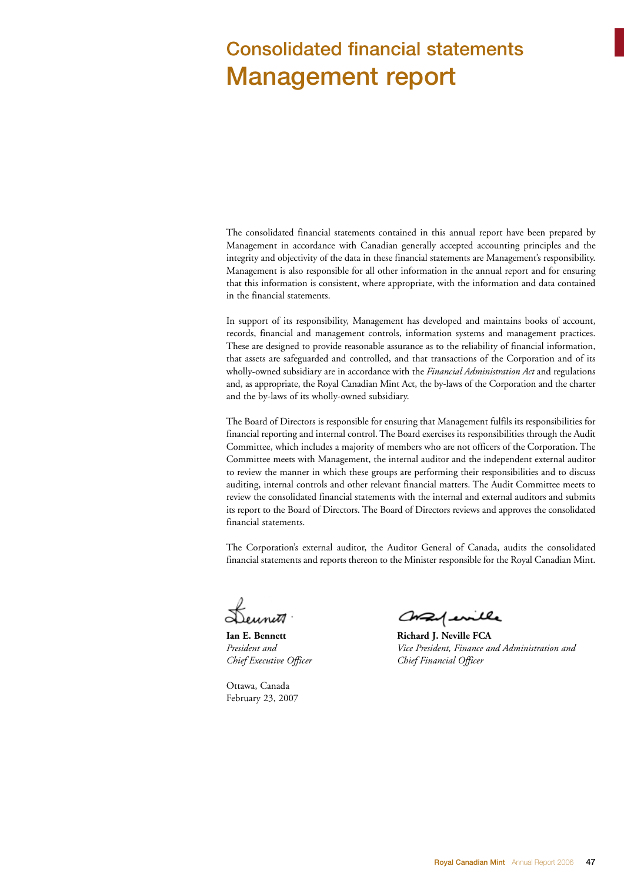# Consolidated financial statements

# Management report

The consolidated financial statements contained in this annual report have been prepared by Management in accordance with Canadian generally accepted accounting principles and the integrity and objectivity of the data in these financial statements are Management's responsibility. Management is also responsible for all other information in the annual report and for ensuring that this information is consistent, where appropriate, with the information and data contained in the financial statements.

In support of its responsibility, Management has developed and maintains books of account, records, financial and management controls, information systems and management practices. These are designed to provide reasonable assurance as to the reliability of financial information, that assets are safeguarded and controlled, and that transactions of the Corporation and of its wholly-owned subsidiary are in accordance with the *Financial Administration Act* and regulations and, as appropriate, the Royal Canadian Mint Act, the by-laws of the Corporation and the charter and the by-laws of its wholly-owned subsidiary.

The Board of Directors is responsible for ensuring that Management fulfils its responsibilities for financial reporting and internal control. The Board exercises its responsibilities through the Audit Committee, which includes a majority of members who are not officers of the Corporation. The Committee meets with Management, the internal auditor and the independent external auditor to review the manner in which these groups are performing their responsibilities and to discuss auditing, internal controls and other relevant financial matters. The Audit Committee meets to review the consolidated financial statements with the internal and external auditors and submits its report to the Board of Directors. The Board of Directors reviews and approves the consolidated financial statements.

The Corporation's external auditor, the Auditor General of Canada, audits the consolidated financial statements and reports thereon to the Minister responsible for the Royal Canadian Mint.

**Ian E. Bennett**
*President and*
*Chief Executive Officer*

**Richard J. Neville FCA**
*Vice President, Finance and Administration and*
*Chief Financial Officer*

Ottawa, Canada
February 23, 2007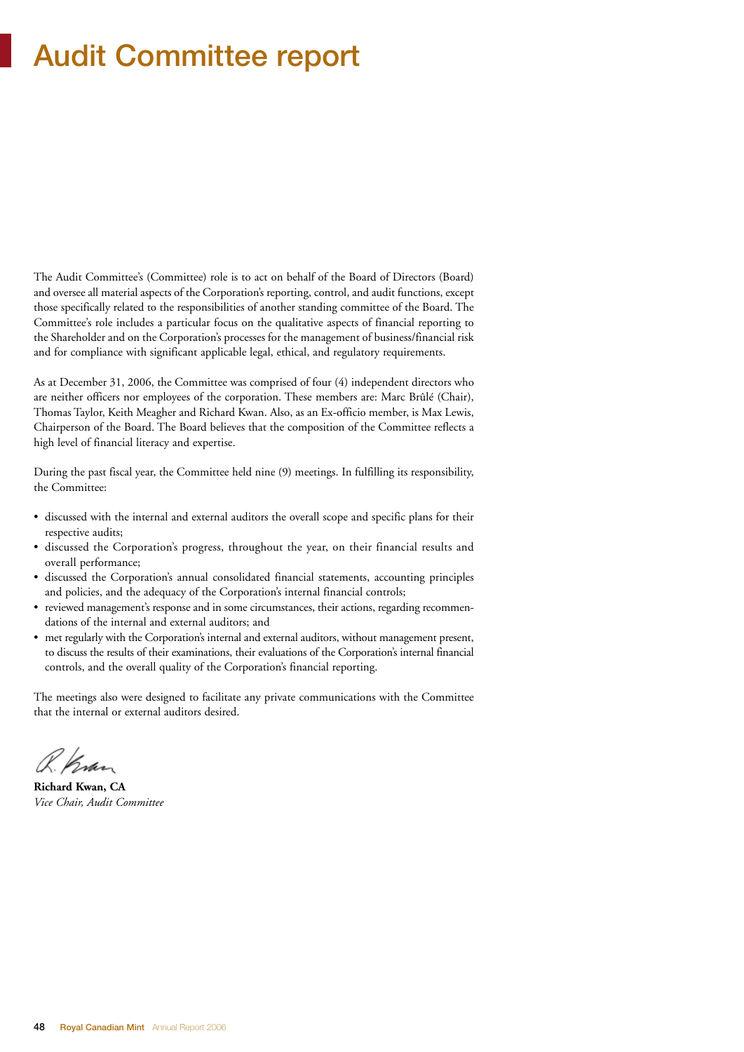# Audit Committee report

The Audit Committee's (Committee) role is to act on behalf of the Board of Directors (Board) and oversee all material aspects of the Corporation's reporting, control, and audit functions, except those specifically related to the responsibilities of another standing committee of the Board. The Committee's role includes a particular focus on the qualitative aspects of financial reporting to the Shareholder and on the Corporation's processes for the management of business/financial risk and for compliance with significant applicable legal, ethical, and regulatory requirements.

As at December 31, 2006, the Committee was comprised of four (4) independent directors who are neither officers nor employees of the corporation. These members are: Marc Brûlé (Chair), Thomas Taylor, Keith Meagher and Richard Kwan. Also, as an Ex-officio member, is Max Lewis, Chairperson of the Board. The Board believes that the composition of the Committee reflects a high level of financial literacy and expertise.

During the past fiscal year, the Committee held nine (9) meetings. In fulfilling its responsibility, the Committee:

- discussed with the internal and external auditors the overall scope and specific plans for their respective audits;
- discussed the Corporation's progress, throughout the year, on their financial results and overall performance;
- discussed the Corporation's annual consolidated financial statements, accounting principles and policies, and the adequacy of the Corporation's internal financial controls;
- reviewed management's response and in some circumstances, their actions, regarding recommendations of the internal and external auditors; and
- met regularly with the Corporation's internal and external auditors, without management present, to discuss the results of their examinations, their evaluations of the Corporation's internal financial controls, and the overall quality of the Corporation's financial reporting.

The meetings also were designed to facilitate any private communications with the Committee that the internal or external auditors desired.

**Richard Kwan, CA**
*Vice Chair, Audit Committee*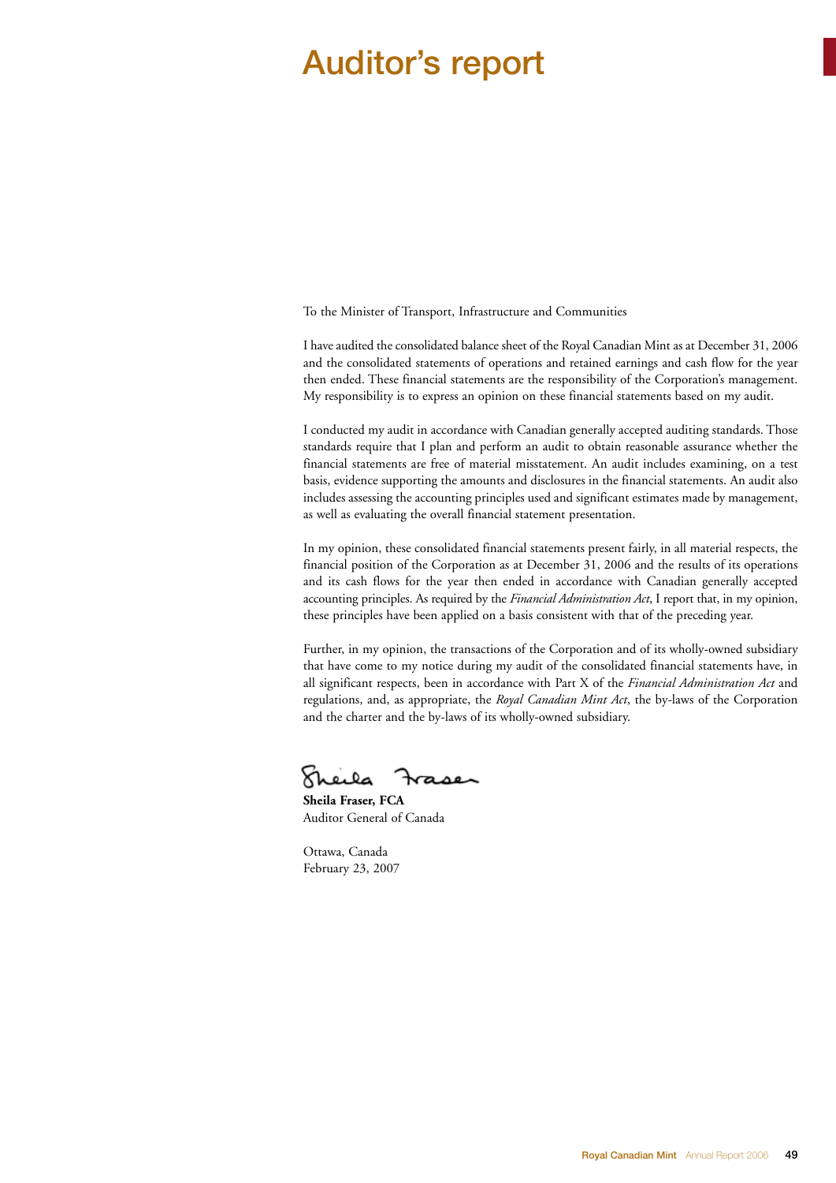# Auditor's report

To the Minister of Transport, Infrastructure and Communities

I have audited the consolidated balance sheet of the Royal Canadian Mint as at December 31, 2006 and the consolidated statements of operations and retained earnings and cash flow for the year then ended. These financial statements are the responsibility of the Corporation's management. My responsibility is to express an opinion on these financial statements based on my audit.

I conducted my audit in accordance with Canadian generally accepted auditing standards. Those standards require that I plan and perform an audit to obtain reasonable assurance whether the financial statements are free of material misstatement. An audit includes examining, on a test basis, evidence supporting the amounts and disclosures in the financial statements. An audit also includes assessing the accounting principles used and significant estimates made by management, as well as evaluating the overall financial statement presentation.

In my opinion, these consolidated financial statements present fairly, in all material respects, the financial position of the Corporation as at December 31, 2006 and the results of its operations and its cash flows for the year then ended in accordance with Canadian generally accepted accounting principles. As required by the *Financial Administration Act*, I report that, in my opinion, these principles have been applied on a basis consistent with that of the preceding year.

Further, in my opinion, the transactions of the Corporation and of its wholly-owned subsidiary that have come to my notice during my audit of the consolidated financial statements have, in all significant respects, been in accordance with Part X of the *Financial Administration Act* and regulations, and, as appropriate, the *Royal Canadian Mint Act*, the by-laws of the Corporation and the charter and the by-laws of its wholly-owned subsidiary.

Sheila Fraser

**Sheila Fraser, FCA**
Auditor General of Canada

Ottawa, Canada
February 23, 2007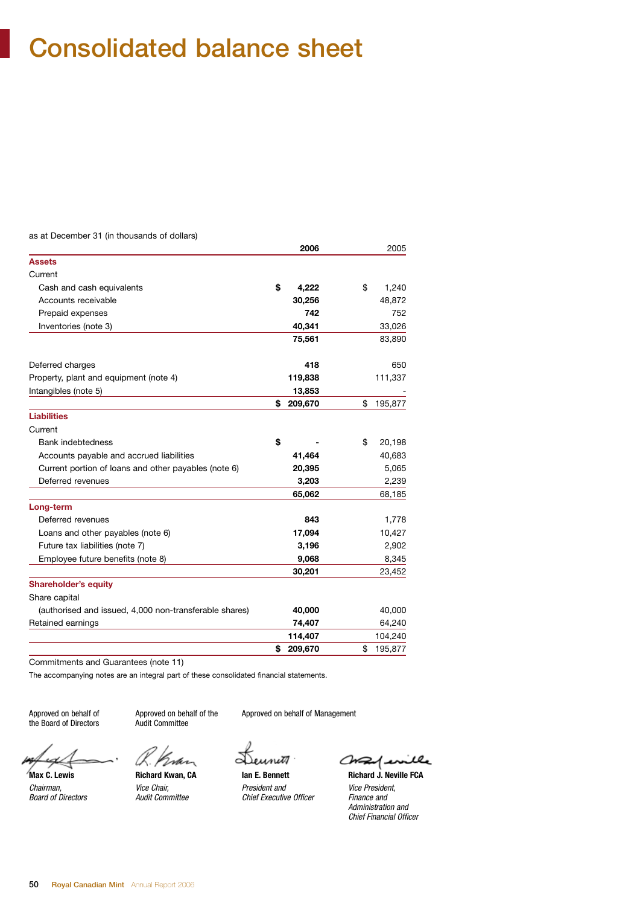# Consolidated balance sheet

as at December 31 (in thousands of dollars)

| | 2006 | 2005 |
|---|---|---|
| **Assets** | | |
| Current | | |
| Cash and cash equivalents | **$ 4,222** | $ 1,240 |
| Accounts receivable | **30,256** | 48,872 |
| Prepaid expenses | **742** | 752 |
| Inventories (note 3) | **40,341** | 33,026 |
| | **75,561** | 83,890 |
| Deferred charges | **418** | 650 |
| Property, plant and equipment (note 4) | **119,838** | 111,337 |
| Intangibles (note 5) | **13,853** | - |
| | **$ 209,670** | $ 195,877 |
| **Liabilities** | | |
| Current | | |
| Bank indebtedness | **$ -** | $ 20,198 |
| Accounts payable and accrued liabilities | **41,464** | 40,683 |
| Current portion of loans and other payables (note 6) | **20,395** | 5,065 |
| Deferred revenues | **3,203** | 2,239 |
| | **65,062** | 68,185 |
| **Long-term** | | |
| Deferred revenues | **843** | 1,778 |
| Loans and other payables (note 6) | **17,094** | 10,427 |
| Future tax liabilities (note 7) | **3,196** | 2,902 |
| Employee future benefits (note 8) | **9,068** | 8,345 |
| | **30,201** | 23,452 |
| **Shareholder's equity** | | |
| Share capital | | |
| (authorised and issued, 4,000 non-transferable shares) | **40,000** | 40,000 |
| Retained earnings | **74,407** | 64,240 |
| | **114,407** | 104,240 |
| | **$ 209,670** | $ 195,877 |

Commitments and Guarantees (note 11)

The accompanying notes are an integral part of these consolidated financial statements.

Approved on behalf of the Board of Directors

**Max C. Lewis**
*Chairman, Board of Directors*

Approved on behalf of the Audit Committee

**Richard Kwan, CA**
*Vice Chair, Audit Committee*

Approved on behalf of Management

**Ian E. Bennett**
*President and Chief Executive Officer*

**Richard J. Neville FCA**
*Vice President, Finance and Administration and Chief Financial Officer*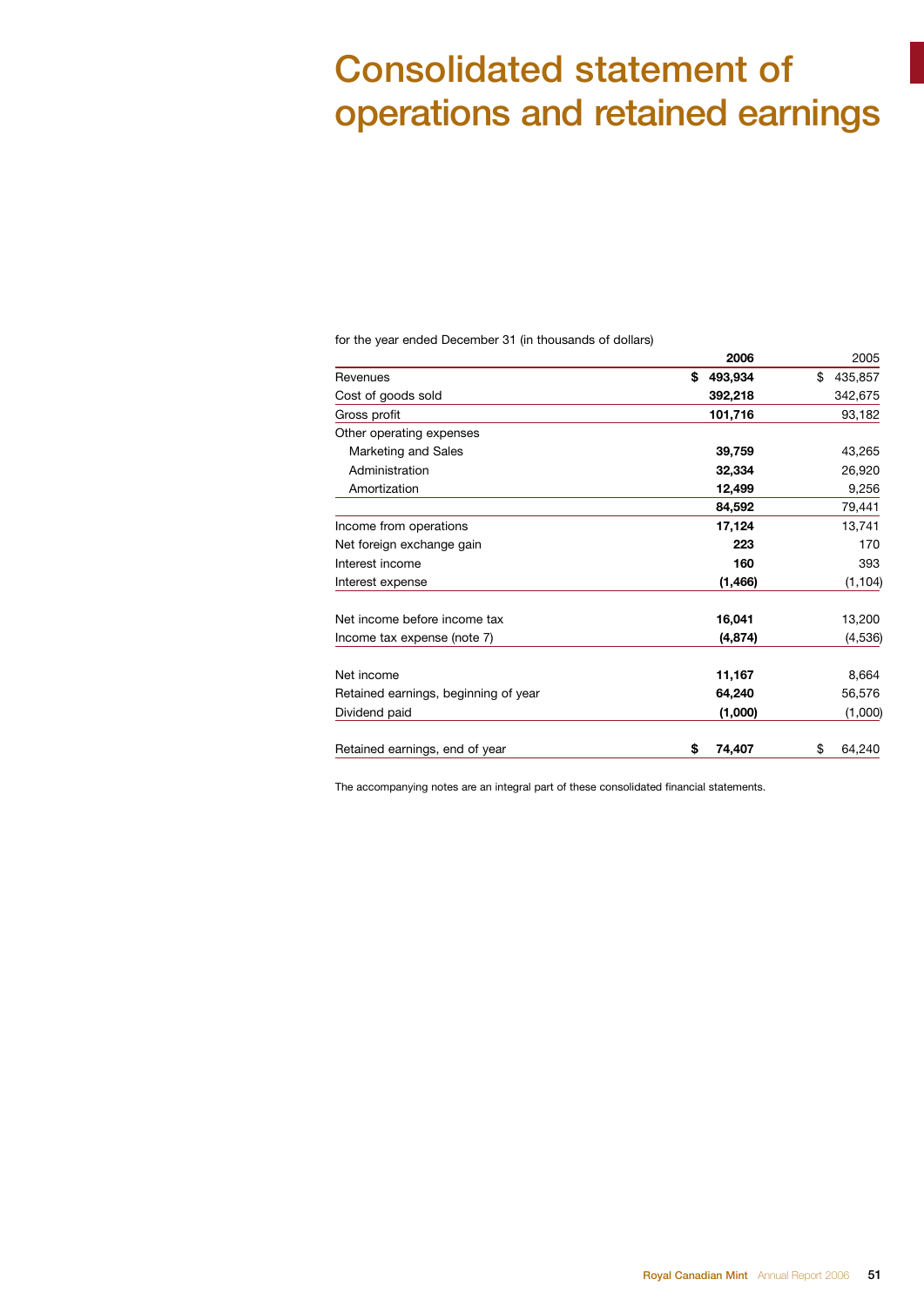# Consolidated statement of operations and retained earnings

for the year ended December 31 (in thousands of dollars)

| | **2006** | 2005 |
|---|---|---|
| Revenues | **$ 493,934** | $ 435,857 |
| Cost of goods sold | **392,218** | 342,675 |
| Gross profit | **101,716** | 93,182 |
| Other operating expenses | | |
| Marketing and Sales | **39,759** | 43,265 |
| Administration | **32,334** | 26,920 |
| Amortization | **12,499** | 9,256 |
| | **84,592** | 79,441 |
| Income from operations | **17,124** | 13,741 |
| Net foreign exchange gain | **223** | 170 |
| Interest income | **160** | 393 |
| Interest expense | **(1,466)** | (1,104) |
| Net income before income tax | **16,041** | 13,200 |
| Income tax expense (note 7) | **(4,874)** | (4,536) |
| Net income | **11,167** | 8,664 |
| Retained earnings, beginning of year | **64,240** | 56,576 |
| Dividend paid | **(1,000)** | (1,000) |
| Retained earnings, end of year | **$ 74,407** | $ 64,240 |

The accompanying notes are an integral part of these consolidated financial statements.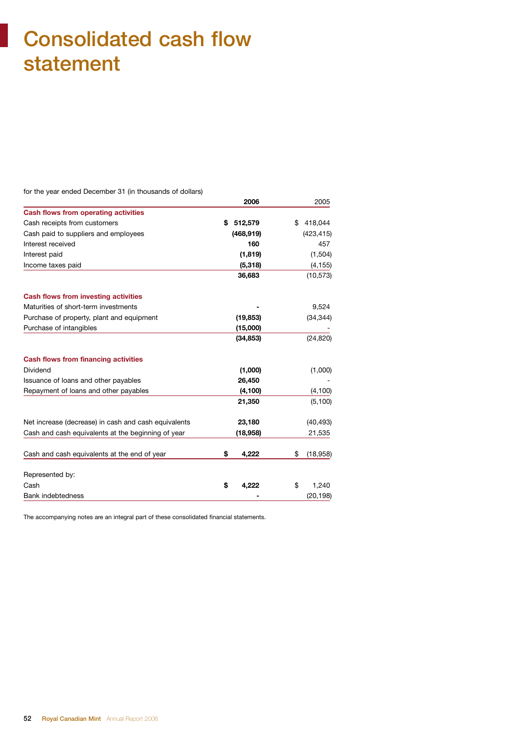# Consolidated cash flow statement

for the year ended December 31 (in thousands of dollars)

| | 2006 | 2005 |
|---|---|---|
| **Cash flows from operating activities** | | |
| Cash receipts from customers | **$ 512,579** | $ 418,044 |
| Cash paid to suppliers and employees | **(468,919)** | (423,415) |
| Interest received | **160** | 457 |
| Interest paid | **(1,819)** | (1,504) |
| Income taxes paid | **(5,318)** | (4,155) |
| | **36,683** | (10,573) |
| **Cash flows from investing activities** | | |
| Maturities of short-term investments | **-** | 9,524 |
| Purchase of property, plant and equipment | **(19,853)** | (34,344) |
| Purchase of intangibles | **(15,000)** | - |
| | **(34,853)** | (24,820) |
| **Cash flows from financing activities** | | |
| Dividend | **(1,000)** | (1,000) |
| Issuance of loans and other payables | **26,450** | - |
| Repayment of loans and other payables | **(4,100)** | (4,100) |
| | **21,350** | (5,100) |
| Net increase (decrease) in cash and cash equivalents | **23,180** | (40,493) |
| Cash and cash equivalents at the beginning of year | **(18,958)** | 21,535 |
| Cash and cash equivalents at the end of year | **$ 4,222** | $ (18,958) |
| Represented by: | | |
| Cash | **$ 4,222** | $ 1,240 |
| Bank indebtedness | **-** | (20,198) |

The accompanying notes are an integral part of these consolidated financial statements.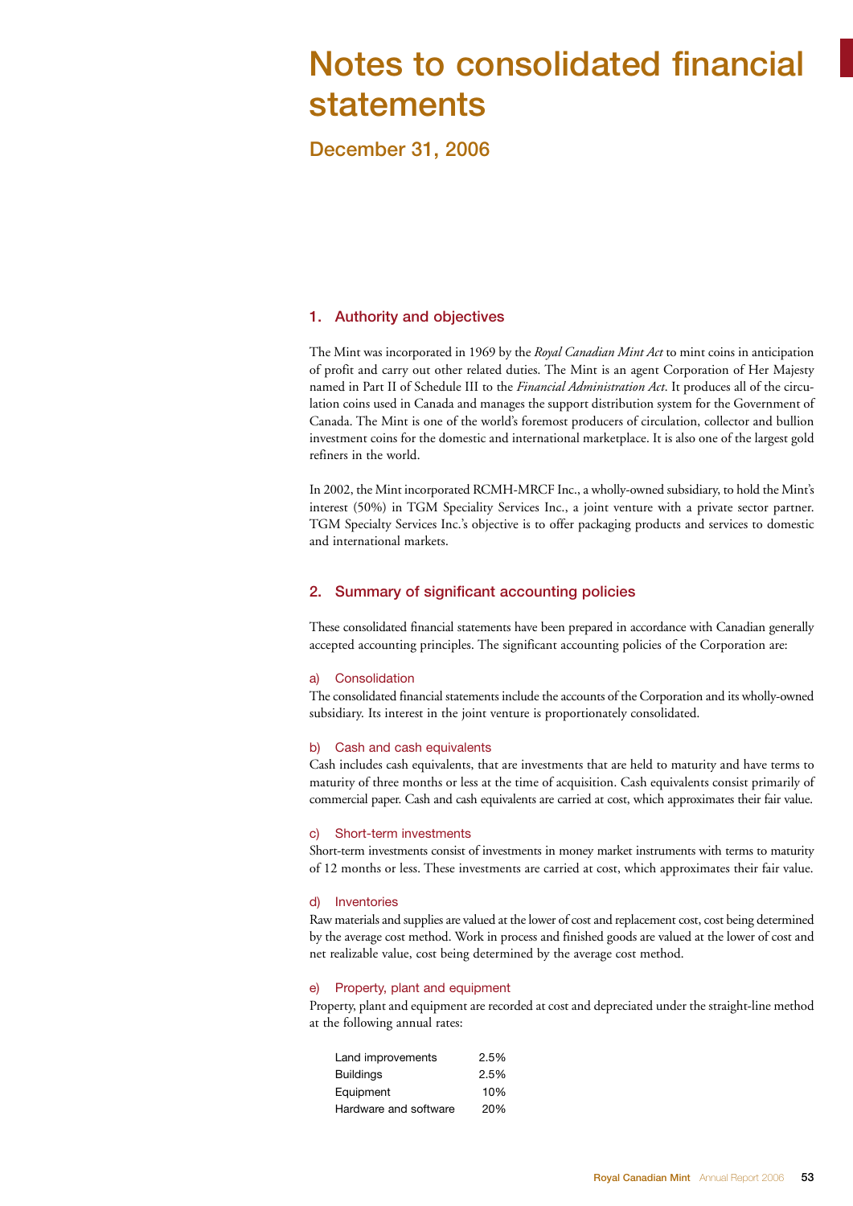# Notes to consolidated financial statements

## December 31, 2006

### 1. Authority and objectives

The Mint was incorporated in 1969 by the *Royal Canadian Mint Act* to mint coins in anticipation of profit and carry out other related duties. The Mint is an agent Corporation of Her Majesty named in Part II of Schedule III to the *Financial Administration Act*. It produces all of the circulation coins used in Canada and manages the support distribution system for the Government of Canada. The Mint is one of the world's foremost producers of circulation, collector and bullion investment coins for the domestic and international marketplace. It is also one of the largest gold refiners in the world.

In 2002, the Mint incorporated RCMH-MRCF Inc., a wholly-owned subsidiary, to hold the Mint's interest (50%) in TGM Speciality Services Inc., a joint venture with a private sector partner. TGM Specialty Services Inc.'s objective is to offer packaging products and services to domestic and international markets.

### 2. Summary of significant accounting policies

These consolidated financial statements have been prepared in accordance with Canadian generally accepted accounting principles. The significant accounting policies of the Corporation are:

#### a) Consolidation

The consolidated financial statements include the accounts of the Corporation and its wholly-owned subsidiary. Its interest in the joint venture is proportionately consolidated.

#### b) Cash and cash equivalents

Cash includes cash equivalents, that are investments that are held to maturity and have terms to maturity of three months or less at the time of acquisition. Cash equivalents consist primarily of commercial paper. Cash and cash equivalents are carried at cost, which approximates their fair value.

#### c) Short-term investments

Short-term investments consist of investments in money market instruments with terms to maturity of 12 months or less. These investments are carried at cost, which approximates their fair value.

#### d) Inventories

Raw materials and supplies are valued at the lower of cost and replacement cost, cost being determined by the average cost method. Work in process and finished goods are valued at the lower of cost and net realizable value, cost being determined by the average cost method.

#### e) Property, plant and equipment

Property, plant and equipment are recorded at cost and depreciated under the straight-line method at the following annual rates:

| | |
|---|---|
| Land improvements | 2.5% |
| Buildings | 2.5% |
| Equipment | 10% |
| Hardware and software | 20% |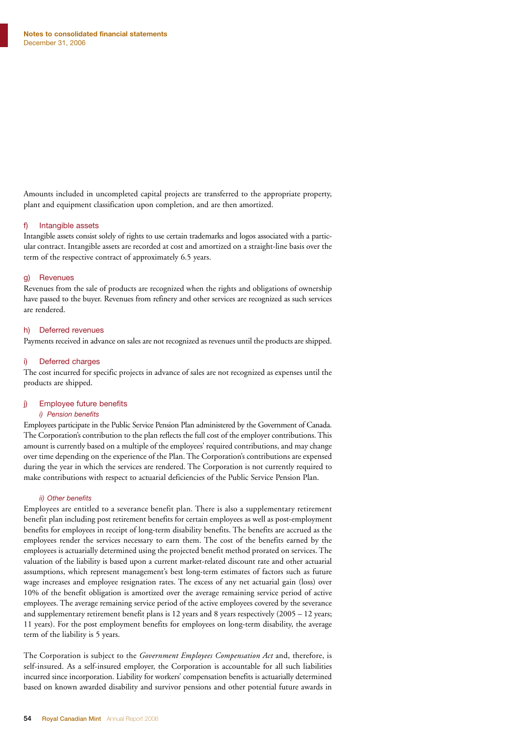Amounts included in uncompleted capital projects are transferred to the appropriate property, plant and equipment classification upon completion, and are then amortized.

### f) Intangible assets

Intangible assets consist solely of rights to use certain trademarks and logos associated with a particular contract. Intangible assets are recorded at cost and amortized on a straight-line basis over the term of the respective contract of approximately 6.5 years.

### g) Revenues

Revenues from the sale of products are recognized when the rights and obligations of ownership have passed to the buyer. Revenues from refinery and other services are recognized as such services are rendered.

### h) Deferred revenues

Payments received in advance on sales are not recognized as revenues until the products are shipped.

### i) Deferred charges

The cost incurred for specific projects in advance of sales are not recognized as expenses until the products are shipped.

### j) Employee future benefits

*i) Pension benefits*

Employees participate in the Public Service Pension Plan administered by the Government of Canada. The Corporation's contribution to the plan reflects the full cost of the employer contributions. This amount is currently based on a multiple of the employees' required contributions, and may change over time depending on the experience of the Plan. The Corporation's contributions are expensed during the year in which the services are rendered. The Corporation is not currently required to make contributions with respect to actuarial deficiencies of the Public Service Pension Plan.

*ii) Other benefits*

Employees are entitled to a severance benefit plan. There is also a supplementary retirement benefit plan including post retirement benefits for certain employees as well as post-employment benefits for employees in receipt of long-term disability benefits. The benefits are accrued as the employees render the services necessary to earn them. The cost of the benefits earned by the employees is actuarially determined using the projected benefit method prorated on services. The valuation of the liability is based upon a current market-related discount rate and other actuarial assumptions, which represent management's best long-term estimates of factors such as future wage increases and employee resignation rates. The excess of any net actuarial gain (loss) over 10% of the benefit obligation is amortized over the average remaining service period of active employees. The average remaining service period of the active employees covered by the severance and supplementary retirement benefit plans is 12 years and 8 years respectively (2005 – 12 years; 11 years). For the post employment benefits for employees on long-term disability, the average term of the liability is 5 years.

The Corporation is subject to the *Government Employees Compensation Act* and, therefore, is self-insured. As a self-insured employer, the Corporation is accountable for all such liabilities incurred since incorporation. Liability for workers' compensation benefits is actuarially determined based on known awarded disability and survivor pensions and other potential future awards in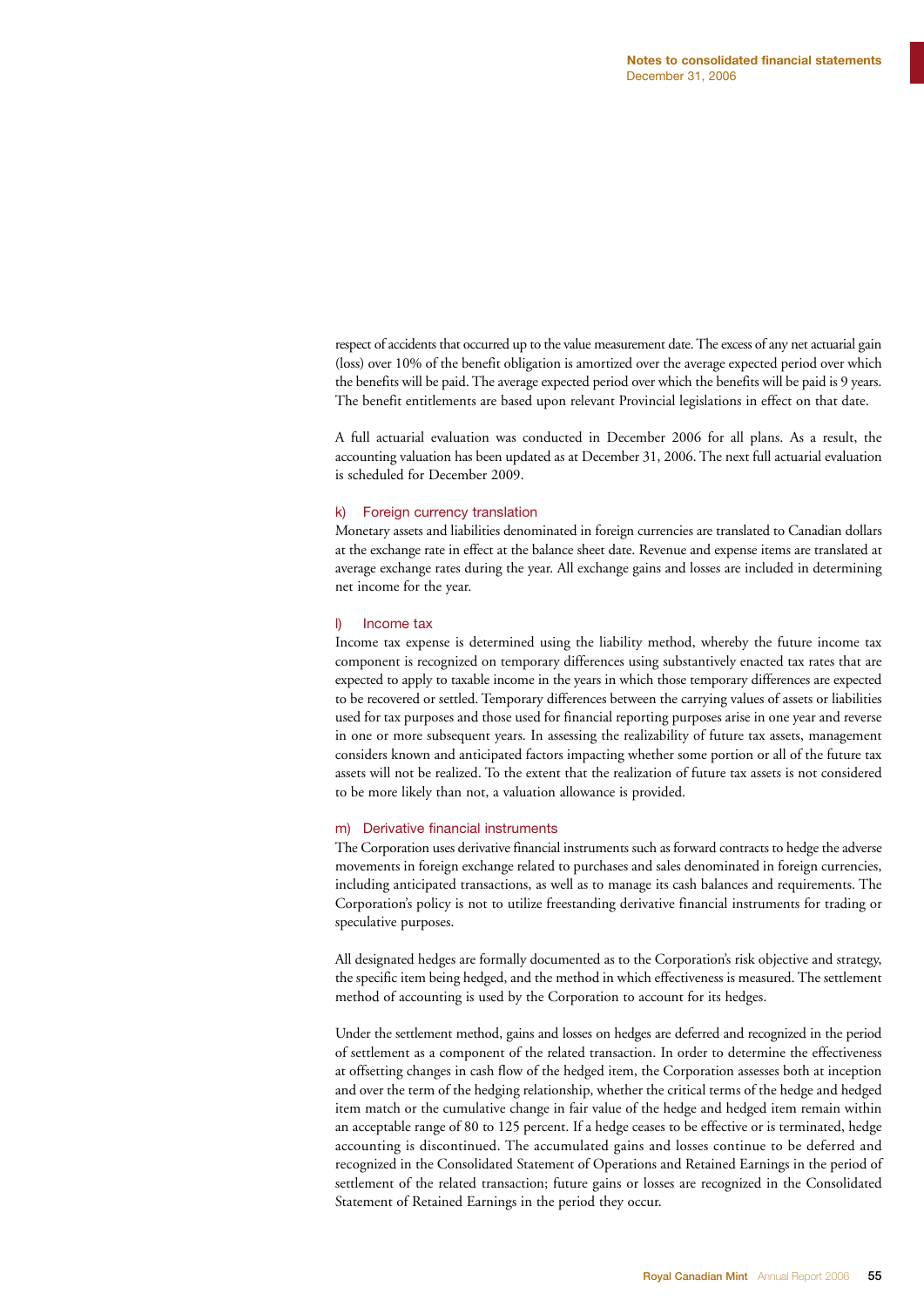respect of accidents that occurred up to the value measurement date. The excess of any net actuarial gain (loss) over 10% of the benefit obligation is amortized over the average expected period over which the benefits will be paid. The average expected period over which the benefits will be paid is 9 years. The benefit entitlements are based upon relevant Provincial legislations in effect on that date.

A full actuarial evaluation was conducted in December 2006 for all plans. As a result, the accounting valuation has been updated as at December 31, 2006. The next full actuarial evaluation is scheduled for December 2009.

### k) Foreign currency translation

Monetary assets and liabilities denominated in foreign currencies are translated to Canadian dollars at the exchange rate in effect at the balance sheet date. Revenue and expense items are translated at average exchange rates during the year. All exchange gains and losses are included in determining net income for the year.

### l) Income tax

Income tax expense is determined using the liability method, whereby the future income tax component is recognized on temporary differences using substantively enacted tax rates that are expected to apply to taxable income in the years in which those temporary differences are expected to be recovered or settled. Temporary differences between the carrying values of assets or liabilities used for tax purposes and those used for financial reporting purposes arise in one year and reverse in one or more subsequent years. In assessing the realizability of future tax assets, management considers known and anticipated factors impacting whether some portion or all of the future tax assets will not be realized. To the extent that the realization of future tax assets is not considered to be more likely than not, a valuation allowance is provided.

### m) Derivative financial instruments

The Corporation uses derivative financial instruments such as forward contracts to hedge the adverse movements in foreign exchange related to purchases and sales denominated in foreign currencies, including anticipated transactions, as well as to manage its cash balances and requirements. The Corporation's policy is not to utilize freestanding derivative financial instruments for trading or speculative purposes.

All designated hedges are formally documented as to the Corporation's risk objective and strategy, the specific item being hedged, and the method in which effectiveness is measured. The settlement method of accounting is used by the Corporation to account for its hedges.

Under the settlement method, gains and losses on hedges are deferred and recognized in the period of settlement as a component of the related transaction. In order to determine the effectiveness at offsetting changes in cash flow of the hedged item, the Corporation assesses both at inception and over the term of the hedging relationship, whether the critical terms of the hedge and hedged item match or the cumulative change in fair value of the hedge and hedged item remain within an acceptable range of 80 to 125 percent. If a hedge ceases to be effective or is terminated, hedge accounting is discontinued. The accumulated gains and losses continue to be deferred and recognized in the Consolidated Statement of Operations and Retained Earnings in the period of settlement of the related transaction; future gains or losses are recognized in the Consolidated Statement of Retained Earnings in the period they occur.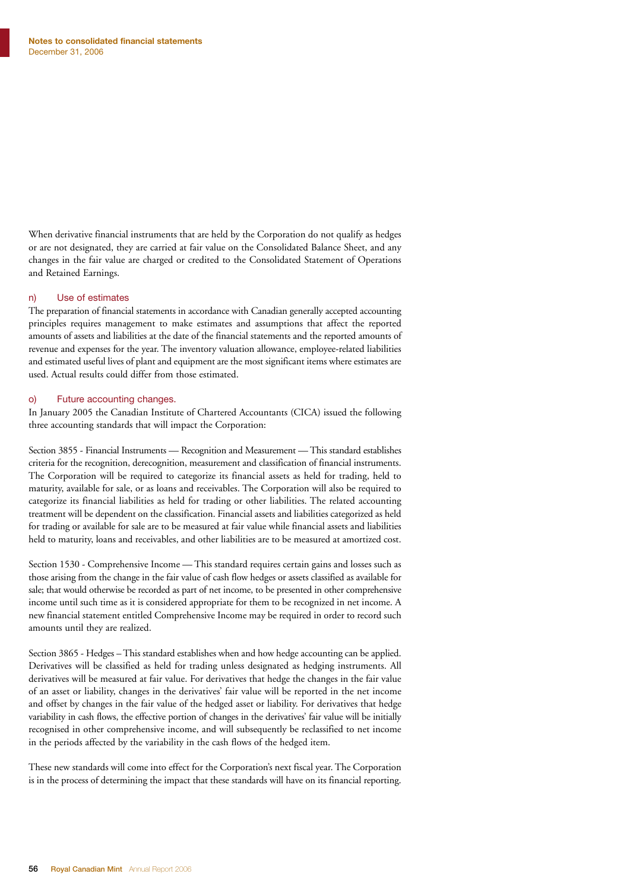When derivative financial instruments that are held by the Corporation do not qualify as hedges or are not designated, they are carried at fair value on the Consolidated Balance Sheet, and any changes in the fair value are charged or credited to the Consolidated Statement of Operations and Retained Earnings.

### n) Use of estimates

The preparation of financial statements in accordance with Canadian generally accepted accounting principles requires management to make estimates and assumptions that affect the reported amounts of assets and liabilities at the date of the financial statements and the reported amounts of revenue and expenses for the year. The inventory valuation allowance, employee-related liabilities and estimated useful lives of plant and equipment are the most significant items where estimates are used. Actual results could differ from those estimated.

### o) Future accounting changes.

In January 2005 the Canadian Institute of Chartered Accountants (CICA) issued the following three accounting standards that will impact the Corporation:

Section 3855 - Financial Instruments — Recognition and Measurement — This standard establishes criteria for the recognition, derecognition, measurement and classification of financial instruments. The Corporation will be required to categorize its financial assets as held for trading, held to maturity, available for sale, or as loans and receivables. The Corporation will also be required to categorize its financial liabilities as held for trading or other liabilities. The related accounting treatment will be dependent on the classification. Financial assets and liabilities categorized as held for trading or available for sale are to be measured at fair value while financial assets and liabilities held to maturity, loans and receivables, and other liabilities are to be measured at amortized cost.

Section 1530 - Comprehensive Income — This standard requires certain gains and losses such as those arising from the change in the fair value of cash flow hedges or assets classified as available for sale; that would otherwise be recorded as part of net income, to be presented in other comprehensive income until such time as it is considered appropriate for them to be recognized in net income. A new financial statement entitled Comprehensive Income may be required in order to record such amounts until they are realized.

Section 3865 - Hedges – This standard establishes when and how hedge accounting can be applied. Derivatives will be classified as held for trading unless designated as hedging instruments. All derivatives will be measured at fair value. For derivatives that hedge the changes in the fair value of an asset or liability, changes in the derivatives' fair value will be reported in the net income and offset by changes in the fair value of the hedged asset or liability. For derivatives that hedge variability in cash flows, the effective portion of changes in the derivatives' fair value will be initially recognised in other comprehensive income, and will subsequently be reclassified to net income in the periods affected by the variability in the cash flows of the hedged item.

These new standards will come into effect for the Corporation's next fiscal year. The Corporation is in the process of determining the impact that these standards will have on its financial reporting.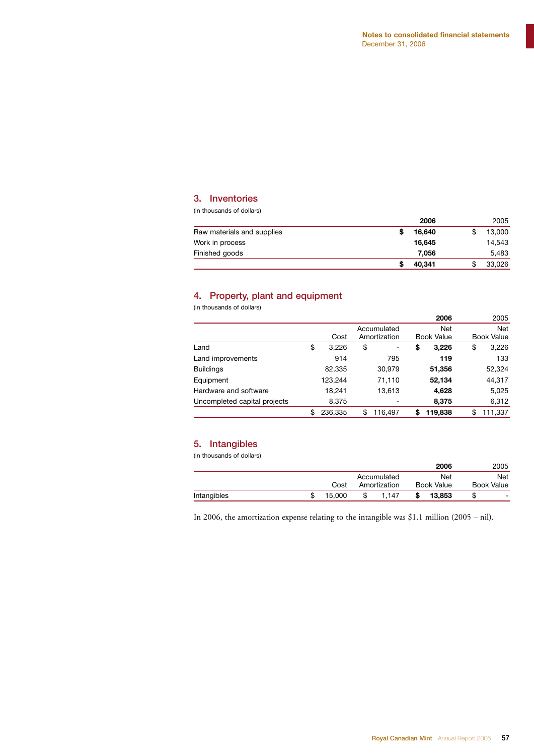## 3. Inventories

(in thousands of dollars)

| | 2006 | 2005 |
|---|---|---|
| Raw materials and supplies | **$ 16,640** | $ 13,000 |
| Work in process | **16,645** | 14,543 |
| Finished goods | **7,056** | 5,483 |
| | **$ 40,341** | $ 33,026 |

## 4. Property, plant and equipment

(in thousands of dollars)

| | | | **2006** | 2005 |
|---|---|---|---|---|
| | Cost | Accumulated Amortization | Net Book Value | Net Book Value |
| Land | $ 3,226 | $ - | **$ 3,226** | $ 3,226 |
| Land improvements | 914 | 795 | **119** | 133 |
| Buildings | 82,335 | 30,979 | **51,356** | 52,324 |
| Equipment | 123,244 | 71,110 | **52,134** | 44,317 |
| Hardware and software | 18,241 | 13,613 | **4,628** | 5,025 |
| Uncompleted capital projects | 8,375 | - | **8,375** | 6,312 |
| | $ 236,335 | $ 116,497 | **$ 119,838** | $ 111,337 |

## 5. Intangibles

(in thousands of dollars)

| | | | **2006** | 2005 |
|---|---|---|---|---|
| | Cost | Accumulated Amortization | Net Book Value | Net Book Value |
| Intangibles | $ 15,000 | $ 1,147 | **$ 13,853** | $ - |

In 2006, the amortization expense relating to the intangible was $1.1 million (2005 – nil).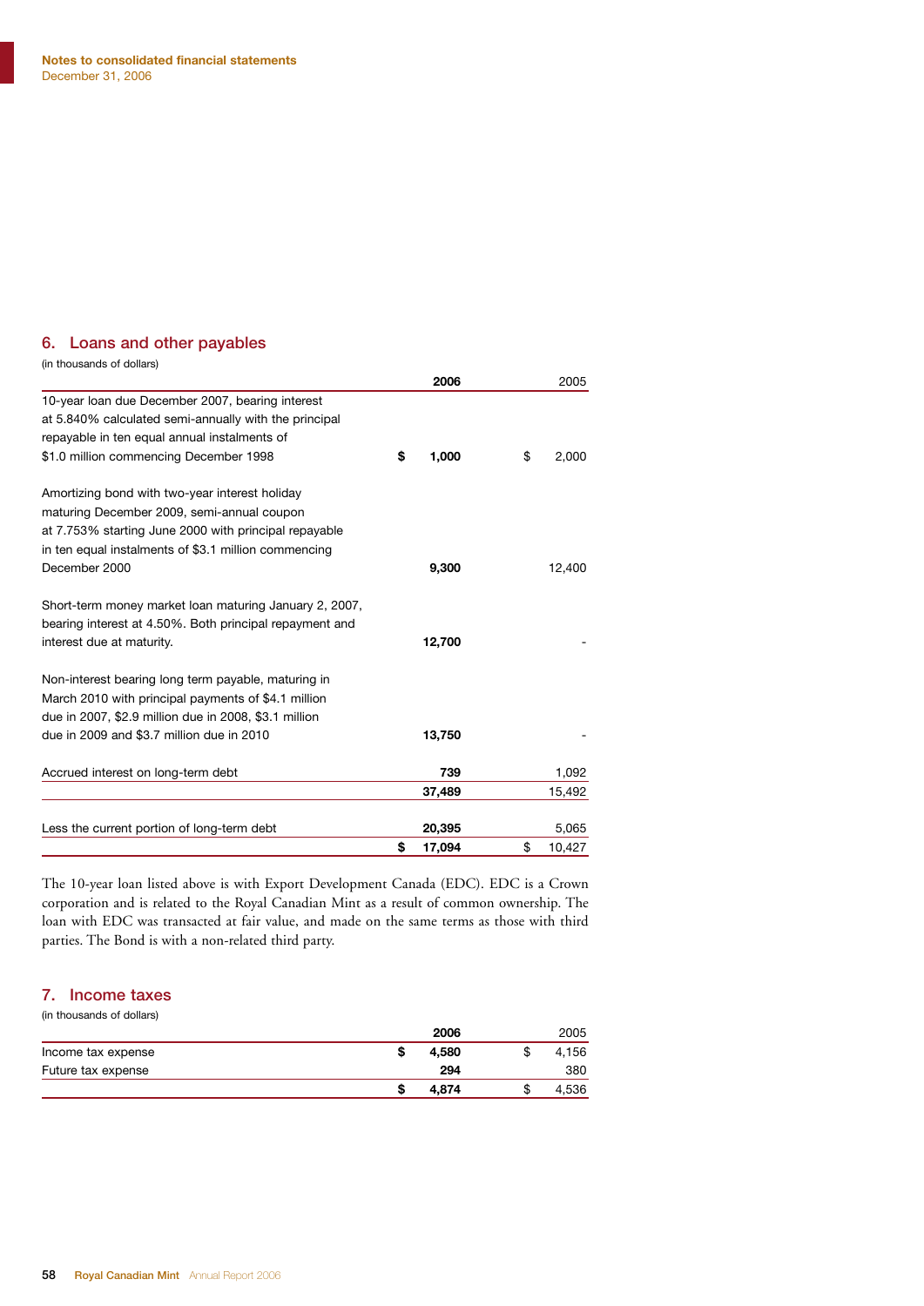Notes to consolidated financial statements
December 31, 2006

## 6. Loans and other payables

(in thousands of dollars)

| | 2006 | 2005 |
|---|---|---|
| 10-year loan due December 2007, bearing interest at 5.840% calculated semi-annually with the principal repayable in ten equal annual instalments of $1.0 million commencing December 1998 | **$ 1,000** | $ 2,000 |
| Amortizing bond with two-year interest holiday maturing December 2009, semi-annual coupon at 7.753% starting June 2000 with principal repayable in ten equal instalments of $3.1 million commencing December 2000 | **9,300** | 12,400 |
| Short-term money market loan maturing January 2, 2007, bearing interest at 4.50%. Both principal repayment and interest due at maturity. | **12,700** | - |
| Non-interest bearing long term payable, maturing in March 2010 with principal payments of $4.1 million due in 2007, $2.9 million due in 2008, $3.1 million due in 2009 and $3.7 million due in 2010 | **13,750** | - |
| Accrued interest on long-term debt | **739** | 1,092 |
| | **37,489** | 15,492 |
| Less the current portion of long-term debt | **20,395** | 5,065 |
| | **$ 17,094** | $ 10,427 |

The 10-year loan listed above is with Export Development Canada (EDC). EDC is a Crown corporation and is related to the Royal Canadian Mint as a result of common ownership. The loan with EDC was transacted at fair value, and made on the same terms as those with third parties. The Bond is with a non-related third party.

## 7. Income taxes

(in thousands of dollars)

| | 2006 | 2005 |
|---|---|---|
| Income tax expense | **$ 4,580** | $ 4,156 |
| Future tax expense | **294** | 380 |
| | **$ 4,874** | $ 4,536 |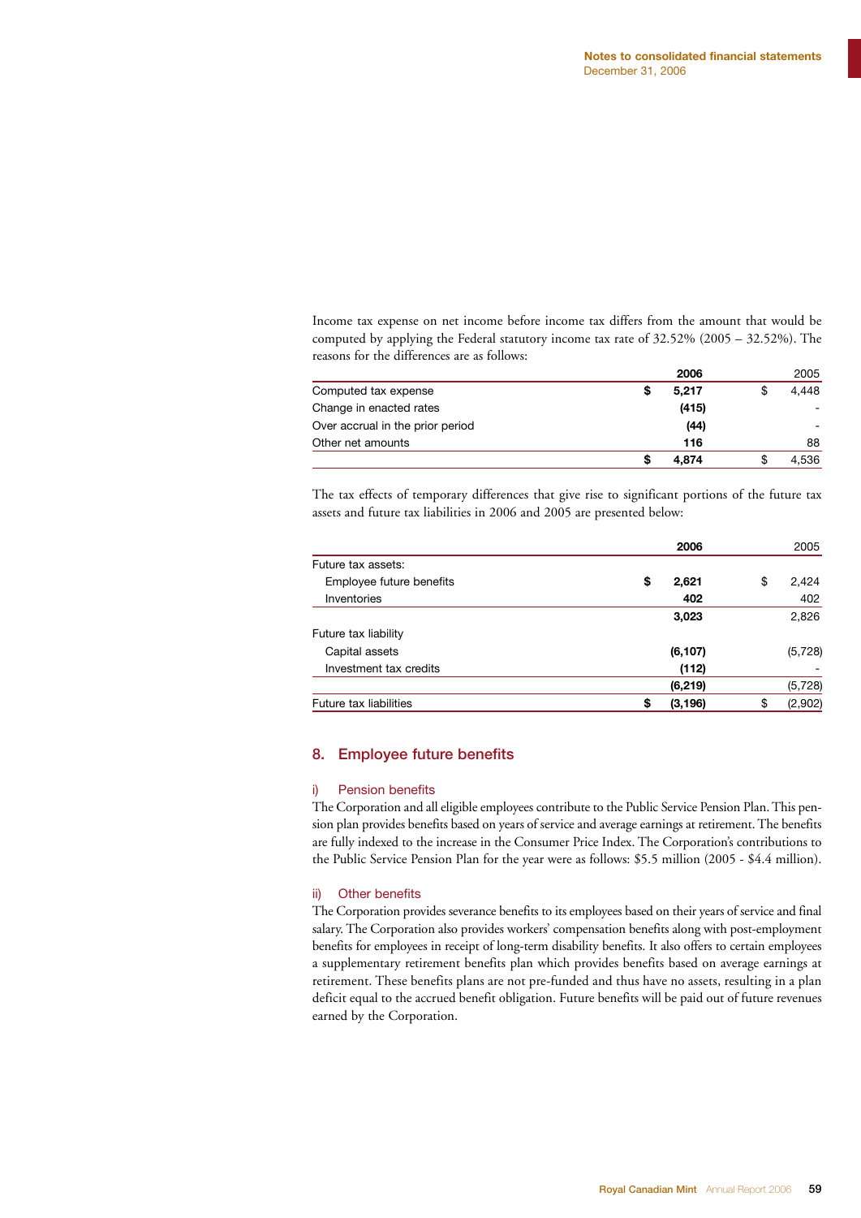Income tax expense on net income before income tax differs from the amount that would be computed by applying the Federal statutory income tax rate of 32.52% (2005 – 32.52%). The reasons for the differences are as follows:

| | 2006 | 2005 |
|---|---|---|
| Computed tax expense | $ 5,217 | $ 4,448 |
| Change in enacted rates | (415) | - |
| Over accrual in the prior period | (44) | - |
| Other net amounts | 116 | 88 |
| | $ 4,874 | $ 4,536 |

The tax effects of temporary differences that give rise to significant portions of the future tax assets and future tax liabilities in 2006 and 2005 are presented below:

| | 2006 | 2005 |
|---|---|---|
| Future tax assets: | | |
| Employee future benefits | $ 2,621 | $ 2,424 |
| Inventories | 402 | 402 |
| | 3,023 | 2,826 |
| Future tax liability | | |
| Capital assets | (6,107) | (5,728) |
| Investment tax credits | (112) | - |
| | (6,219) | (5,728) |
| Future tax liabilities | $ (3,196) | $ (2,902) |

## 8. Employee future benefits

### i) Pension benefits

The Corporation and all eligible employees contribute to the Public Service Pension Plan. This pension plan provides benefits based on years of service and average earnings at retirement. The benefits are fully indexed to the increase in the Consumer Price Index. The Corporation's contributions to the Public Service Pension Plan for the year were as follows: $5.5 million (2005 - $4.4 million).

### ii) Other benefits

The Corporation provides severance benefits to its employees based on their years of service and final salary. The Corporation also provides workers' compensation benefits along with post-employment benefits for employees in receipt of long-term disability benefits. It also offers to certain employees a supplementary retirement benefits plan which provides benefits based on average earnings at retirement. These benefits plans are not pre-funded and thus have no assets, resulting in a plan deficit equal to the accrued benefit obligation. Future benefits will be paid out of future revenues earned by the Corporation.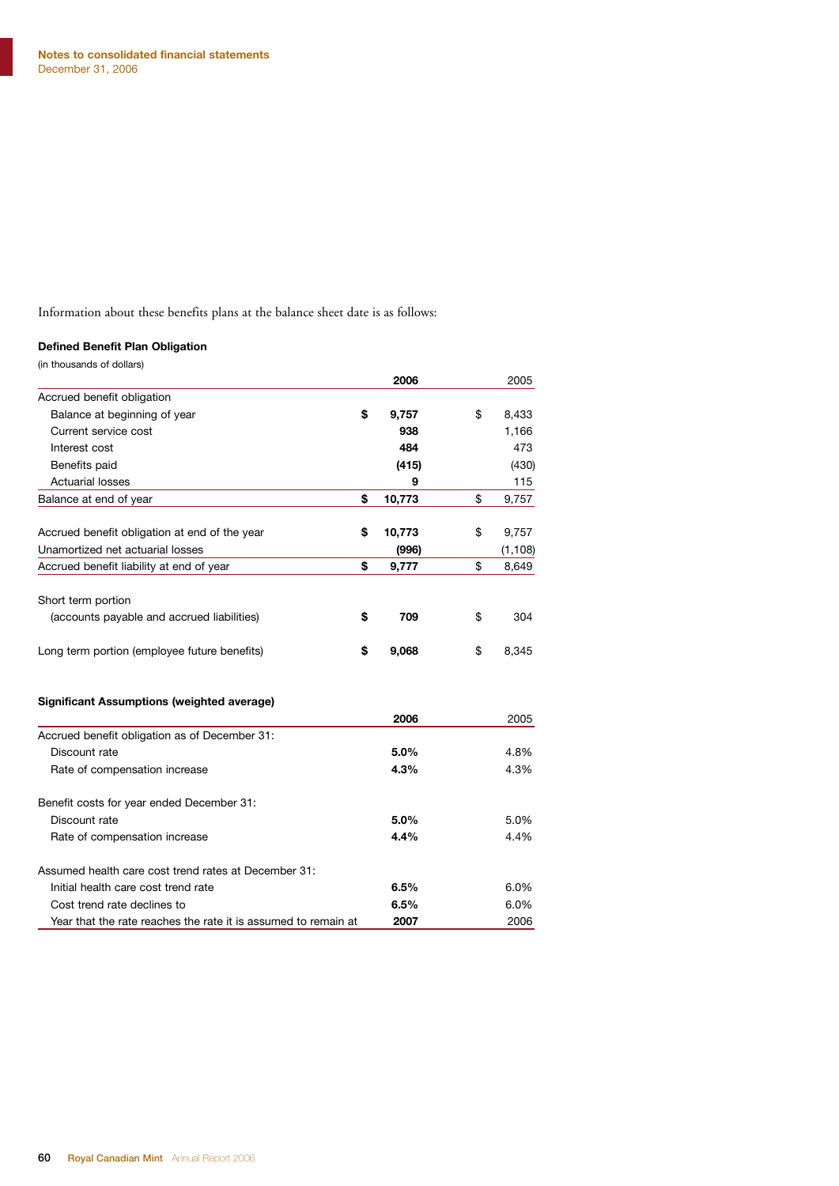Information about these benefits plans at the balance sheet date is as follows:

**Defined Benefit Plan Obligation**

(in thousands of dollars)

| | 2006 | 2005 |
|---|---|---|
| Accrued benefit obligation | | |
| Balance at beginning of year | $ 9,757 | $ 8,433 |
| Current service cost | 938 | 1,166 |
| Interest cost | 484 | 473 |
| Benefits paid | (415) | (430) |
| Actuarial losses | 9 | 115 |
| Balance at end of year | $ 10,773 | $ 9,757 |
| | | |
| Accrued benefit obligation at end of the year | $ 10,773 | $ 9,757 |
| Unamortized net actuarial losses | (996) | (1,108) |
| Accrued benefit liability at end of year | $ 9,777 | $ 8,649 |
| | | |
| Short term portion (accounts payable and accrued liabilities) | $ 709 | $ 304 |
| | | |
| Long term portion (employee future benefits) | $ 9,068 | $ 8,345 |

**Significant Assumptions (weighted average)**

| | 2006 | 2005 |
|---|---|---|
| Accrued benefit obligation as of December 31: | | |
| Discount rate | 5.0% | 4.8% |
| Rate of compensation increase | 4.3% | 4.3% |
| | | |
| Benefit costs for year ended December 31: | | |
| Discount rate | 5.0% | 5.0% |
| Rate of compensation increase | 4.4% | 4.4% |
| | | |
| Assumed health care cost trend rates at December 31: | | |
| Initial health care cost trend rate | 6.5% | 6.0% |
| Cost trend rate declines to | 6.5% | 6.0% |
| Year that the rate reaches the rate it is assumed to remain at | 2007 | 2006 |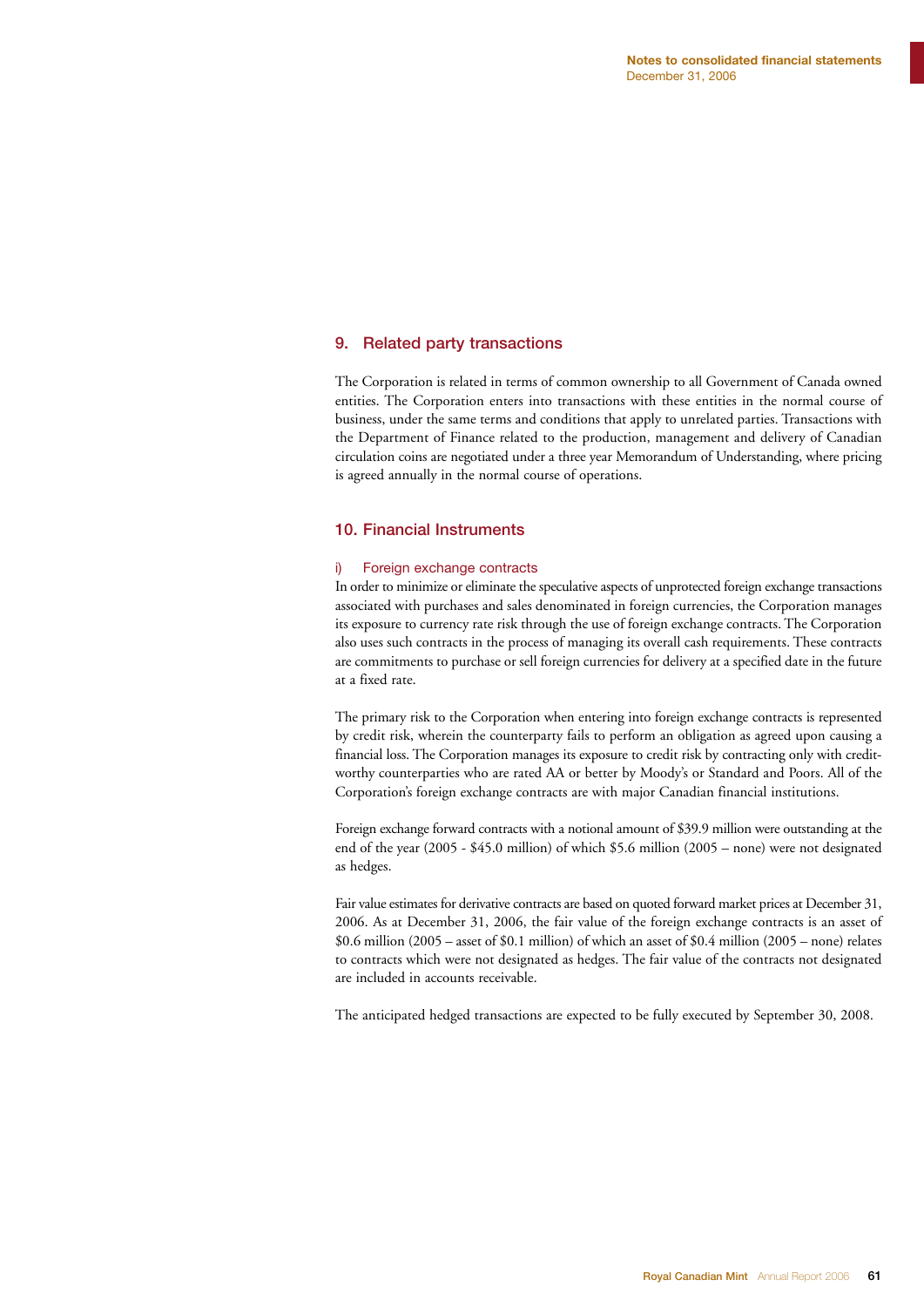## 9. Related party transactions

The Corporation is related in terms of common ownership to all Government of Canada owned entities. The Corporation enters into transactions with these entities in the normal course of business, under the same terms and conditions that apply to unrelated parties. Transactions with the Department of Finance related to the production, management and delivery of Canadian circulation coins are negotiated under a three year Memorandum of Understanding, where pricing is agreed annually in the normal course of operations.

## 10. Financial Instruments

### i) Foreign exchange contracts

In order to minimize or eliminate the speculative aspects of unprotected foreign exchange transactions associated with purchases and sales denominated in foreign currencies, the Corporation manages its exposure to currency rate risk through the use of foreign exchange contracts. The Corporation also uses such contracts in the process of managing its overall cash requirements. These contracts are commitments to purchase or sell foreign currencies for delivery at a specified date in the future at a fixed rate.

The primary risk to the Corporation when entering into foreign exchange contracts is represented by credit risk, wherein the counterparty fails to perform an obligation as agreed upon causing a financial loss. The Corporation manages its exposure to credit risk by contracting only with credit-worthy counterparties who are rated AA or better by Moody's or Standard and Poors. All of the Corporation's foreign exchange contracts are with major Canadian financial institutions.

Foreign exchange forward contracts with a notional amount of $39.9 million were outstanding at the end of the year (2005 - $45.0 million) of which $5.6 million (2005 – none) were not designated as hedges.

Fair value estimates for derivative contracts are based on quoted forward market prices at December 31, 2006. As at December 31, 2006, the fair value of the foreign exchange contracts is an asset of $0.6 million (2005 – asset of $0.1 million) of which an asset of $0.4 million (2005 – none) relates to contracts which were not designated as hedges. The fair value of the contracts not designated are included in accounts receivable.

The anticipated hedged transactions are expected to be fully executed by September 30, 2008.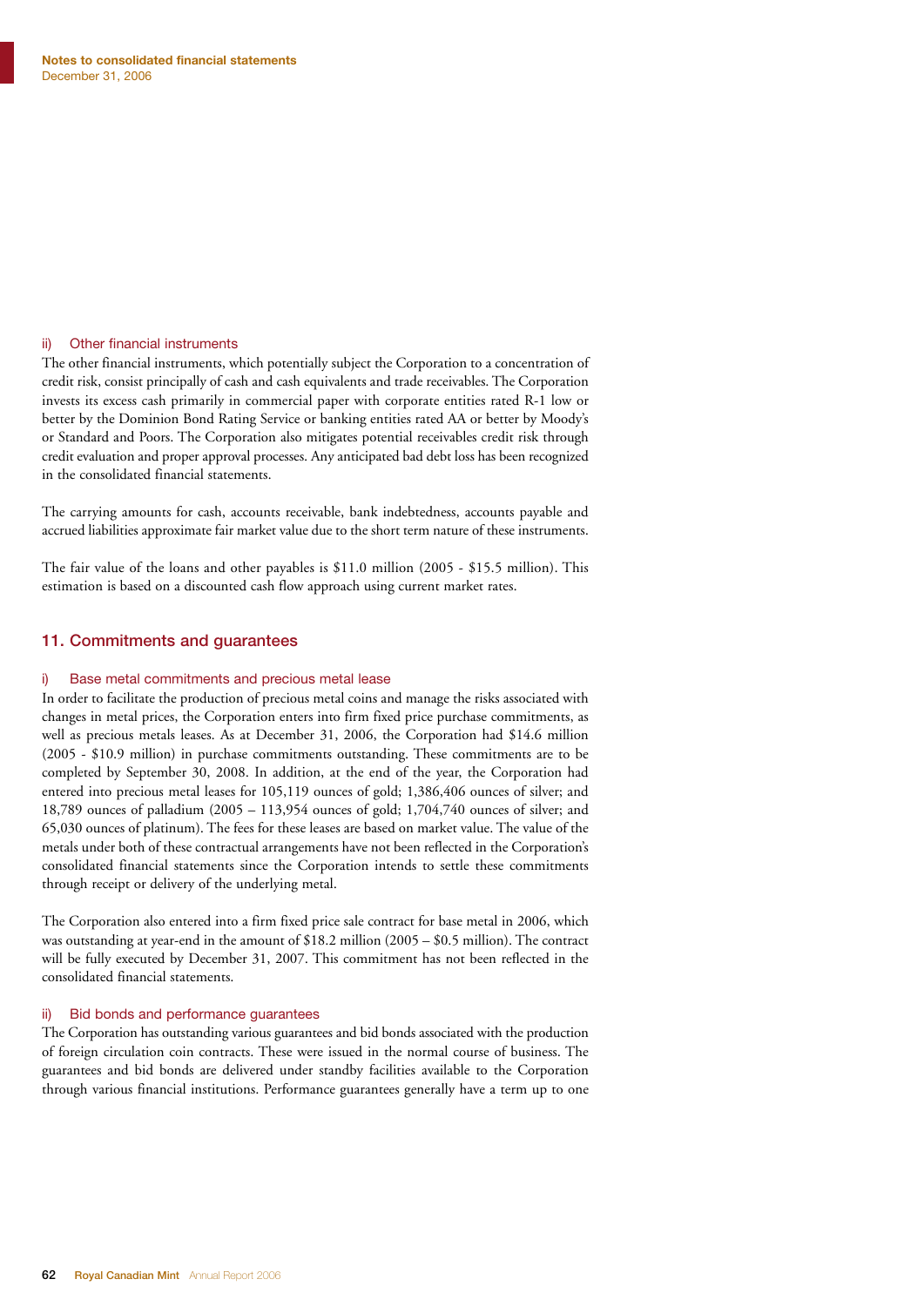ii) Other financial instruments

The other financial instruments, which potentially subject the Corporation to a concentration of credit risk, consist principally of cash and cash equivalents and trade receivables. The Corporation invests its excess cash primarily in commercial paper with corporate entities rated R-1 low or better by the Dominion Bond Rating Service or banking entities rated AA or better by Moody's or Standard and Poors. The Corporation also mitigates potential receivables credit risk through credit evaluation and proper approval processes. Any anticipated bad debt loss has been recognized in the consolidated financial statements.

The carrying amounts for cash, accounts receivable, bank indebtedness, accounts payable and accrued liabilities approximate fair market value due to the short term nature of these instruments.

The fair value of the loans and other payables is $11.0 million (2005 - $15.5 million). This estimation is based on a discounted cash flow approach using current market rates.

## 11. Commitments and guarantees

### i) Base metal commitments and precious metal lease

In order to facilitate the production of precious metal coins and manage the risks associated with changes in metal prices, the Corporation enters into firm fixed price purchase commitments, as well as precious metals leases. As at December 31, 2006, the Corporation had $14.6 million (2005 - $10.9 million) in purchase commitments outstanding. These commitments are to be completed by September 30, 2008. In addition, at the end of the year, the Corporation had entered into precious metal leases for 105,119 ounces of gold; 1,386,406 ounces of silver; and 18,789 ounces of palladium (2005 – 113,954 ounces of gold; 1,704,740 ounces of silver; and 65,030 ounces of platinum). The fees for these leases are based on market value. The value of the metals under both of these contractual arrangements have not been reflected in the Corporation's consolidated financial statements since the Corporation intends to settle these commitments through receipt or delivery of the underlying metal.

The Corporation also entered into a firm fixed price sale contract for base metal in 2006, which was outstanding at year-end in the amount of $18.2 million (2005 – $0.5 million). The contract will be fully executed by December 31, 2007. This commitment has not been reflected in the consolidated financial statements.

### ii) Bid bonds and performance guarantees

The Corporation has outstanding various guarantees and bid bonds associated with the production of foreign circulation coin contracts. These were issued in the normal course of business. The guarantees and bid bonds are delivered under standby facilities available to the Corporation through various financial institutions. Performance guarantees generally have a term up to one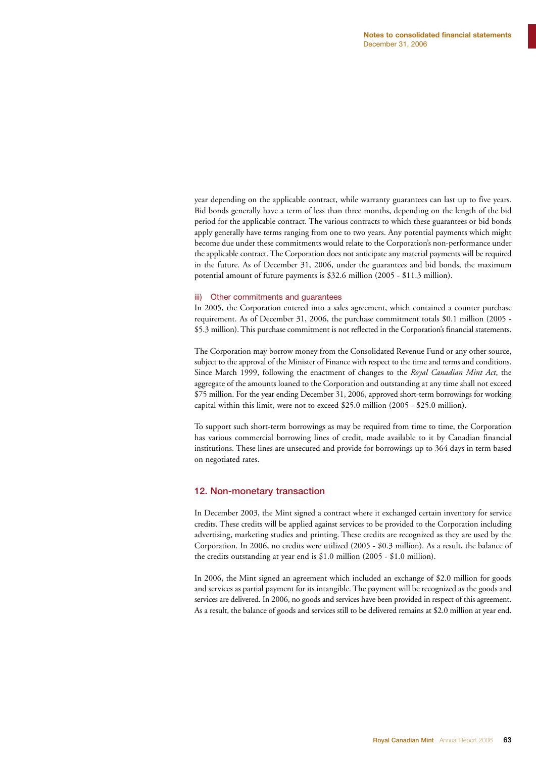year depending on the applicable contract, while warranty guarantees can last up to five years. Bid bonds generally have a term of less than three months, depending on the length of the bid period for the applicable contract. The various contracts to which these guarantees or bid bonds apply generally have terms ranging from one to two years. Any potential payments which might become due under these commitments would relate to the Corporation's non-performance under the applicable contract. The Corporation does not anticipate any material payments will be required in the future. As of December 31, 2006, under the guarantees and bid bonds, the maximum potential amount of future payments is $32.6 million (2005 - $11.3 million).

#### iii) Other commitments and guarantees

In 2005, the Corporation entered into a sales agreement, which contained a counter purchase requirement. As of December 31, 2006, the purchase commitment totals $0.1 million (2005 - $5.3 million). This purchase commitment is not reflected in the Corporation's financial statements.

The Corporation may borrow money from the Consolidated Revenue Fund or any other source, subject to the approval of the Minister of Finance with respect to the time and terms and conditions. Since March 1999, following the enactment of changes to the *Royal Canadian Mint Act*, the aggregate of the amounts loaned to the Corporation and outstanding at any time shall not exceed $75 million. For the year ending December 31, 2006, approved short-term borrowings for working capital within this limit, were not to exceed $25.0 million (2005 - $25.0 million).

To support such short-term borrowings as may be required from time to time, the Corporation has various commercial borrowing lines of credit, made available to it by Canadian financial institutions. These lines are unsecured and provide for borrowings up to 364 days in term based on negotiated rates.

## 12. Non-monetary transaction

In December 2003, the Mint signed a contract where it exchanged certain inventory for service credits. These credits will be applied against services to be provided to the Corporation including advertising, marketing studies and printing. These credits are recognized as they are used by the Corporation. In 2006, no credits were utilized (2005 - $0.3 million). As a result, the balance of the credits outstanding at year end is $1.0 million (2005 - $1.0 million).

In 2006, the Mint signed an agreement which included an exchange of $2.0 million for goods and services as partial payment for its intangible. The payment will be recognized as the goods and services are delivered. In 2006, no goods and services have been provided in respect of this agreement. As a result, the balance of goods and services still to be delivered remains at $2.0 million at year end.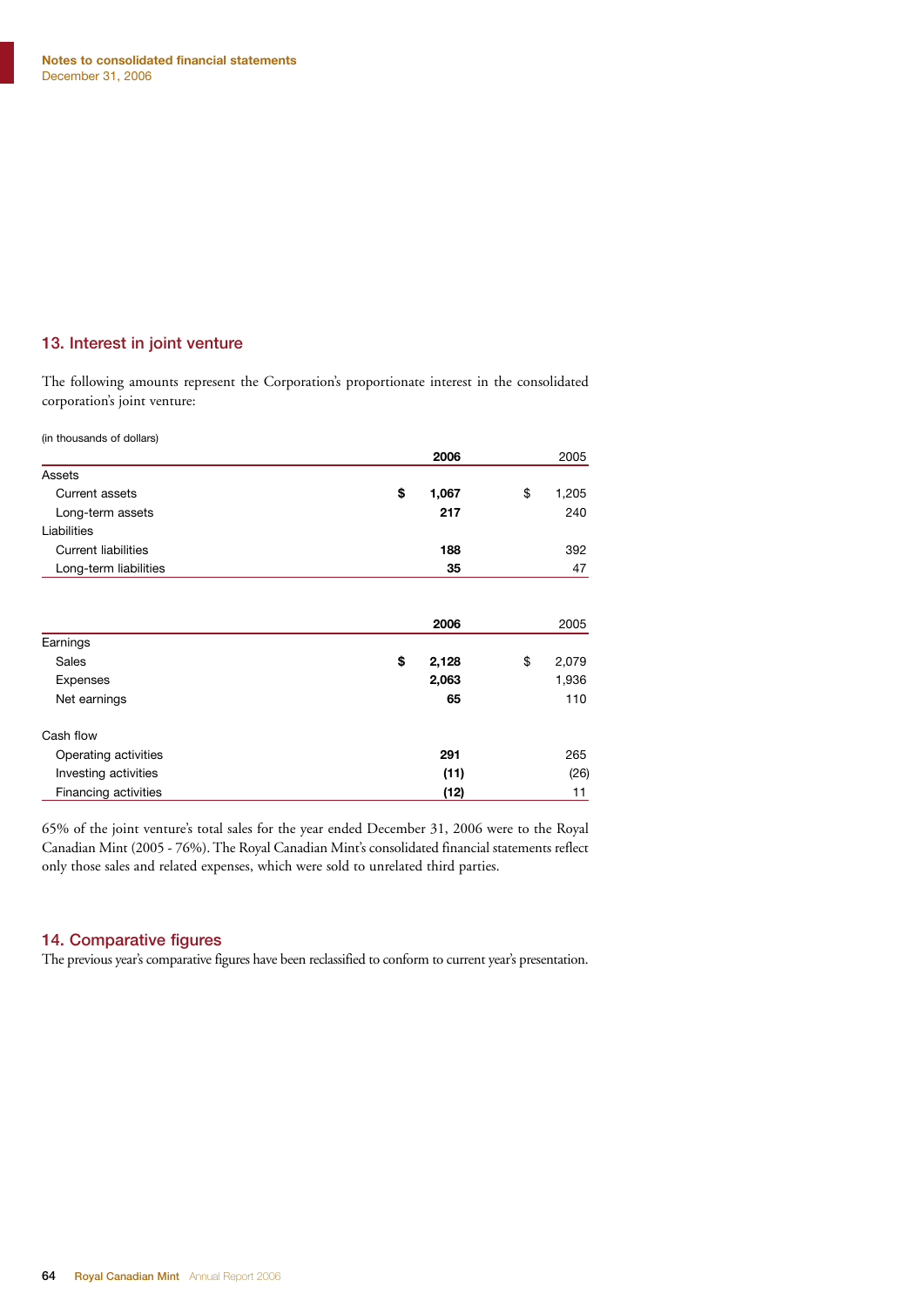## 13. Interest in joint venture

The following amounts represent the Corporation's proportionate interest in the consolidated corporation's joint venture:

(in thousands of dollars)

| | **2006** | 2005 |
|---|---|---|
| Assets | | |
| Current assets | **$ 1,067** | $ 1,205 |
| Long-term assets | **217** | 240 |
| Liabilities | | |
| Current liabilities | **188** | 392 |
| Long-term liabilities | **35** | 47 |

| | **2006** | 2005 |
|---|---|---|
| Earnings | | |
| Sales | **$ 2,128** | $ 2,079 |
| Expenses | **2,063** | 1,936 |
| Net earnings | **65** | 110 |
| Cash flow | | |
| Operating activities | **291** | 265 |
| Investing activities | **(11)** | (26) |
| Financing activities | **(12)** | 11 |

65% of the joint venture's total sales for the year ended December 31, 2006 were to the Royal Canadian Mint (2005 - 76%). The Royal Canadian Mint's consolidated financial statements reflect only those sales and related expenses, which were sold to unrelated third parties.

## 14. Comparative figures

The previous year's comparative figures have been reclassified to conform to current year's presentation.